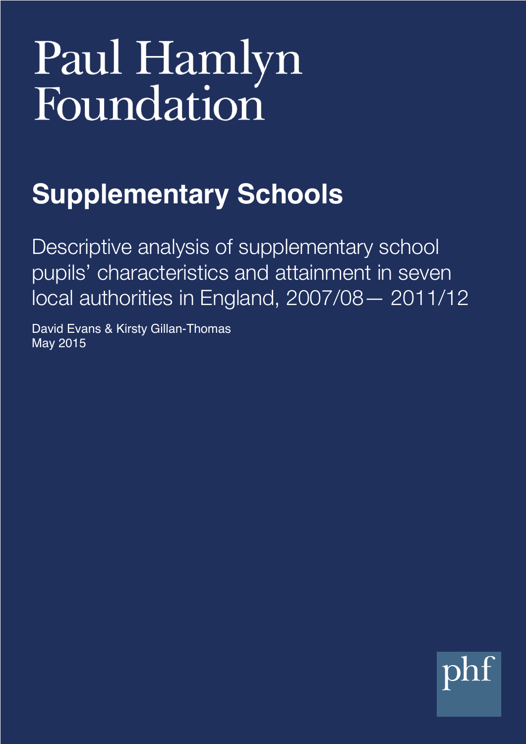# Paul Hamlyn Foundation

## Supplementary Schools

Descriptive analysis of supplementary school pupils' characteristics and attainment in seven local authorities in England, 2007/08— 2011/12

David Evans & Kirsty Gillan-Thomas
May 2015

phf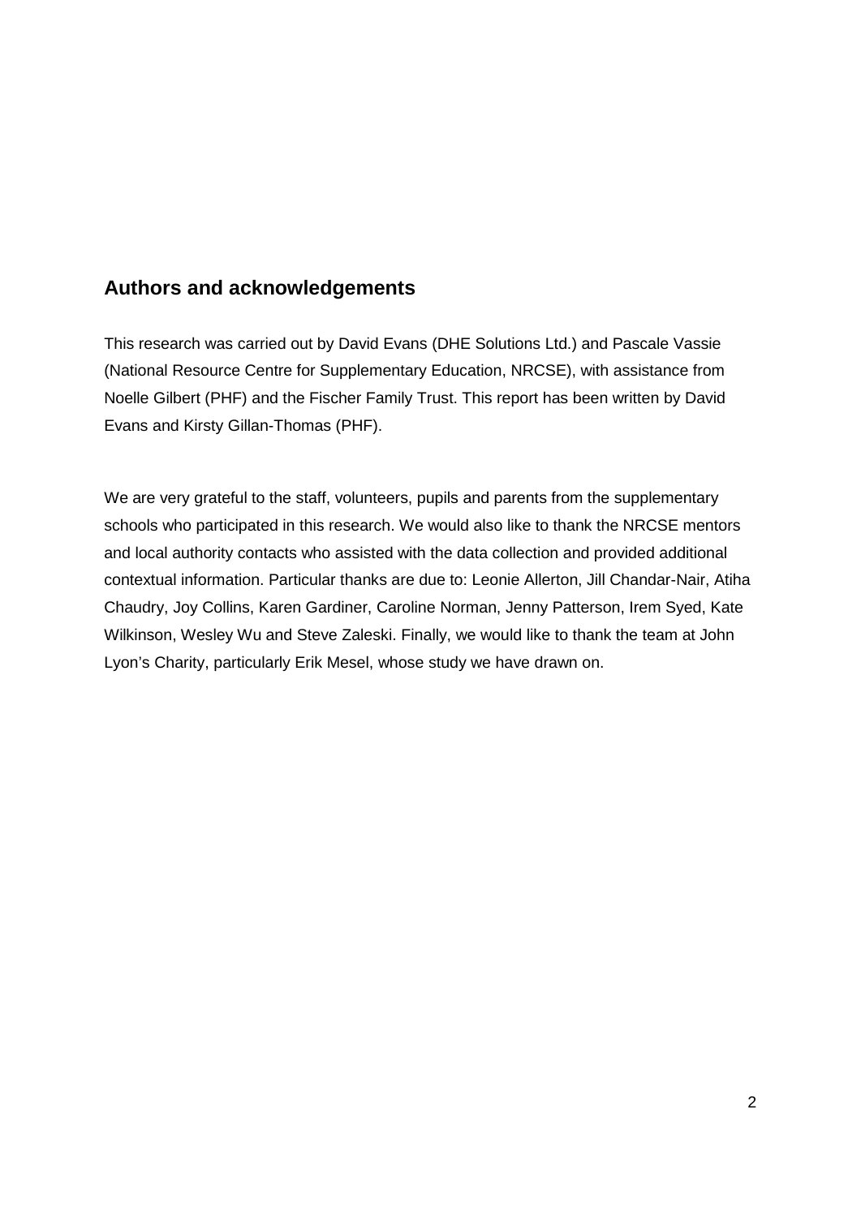## Authors and acknowledgements

This research was carried out by David Evans (DHE Solutions Ltd.) and Pascale Vassie (National Resource Centre for Supplementary Education, NRCSE), with assistance from Noelle Gilbert (PHF) and the Fischer Family Trust. This report has been written by David Evans and Kirsty Gillan-Thomas (PHF).

We are very grateful to the staff, volunteers, pupils and parents from the supplementary schools who participated in this research. We would also like to thank the NRCSE mentors and local authority contacts who assisted with the data collection and provided additional contextual information. Particular thanks are due to: Leonie Allerton, Jill Chandar-Nair, Atiha Chaudry, Joy Collins, Karen Gardiner, Caroline Norman, Jenny Patterson, Irem Syed, Kate Wilkinson, Wesley Wu and Steve Zaleski. Finally, we would like to thank the team at John Lyon's Charity, particularly Erik Mesel, whose study we have drawn on.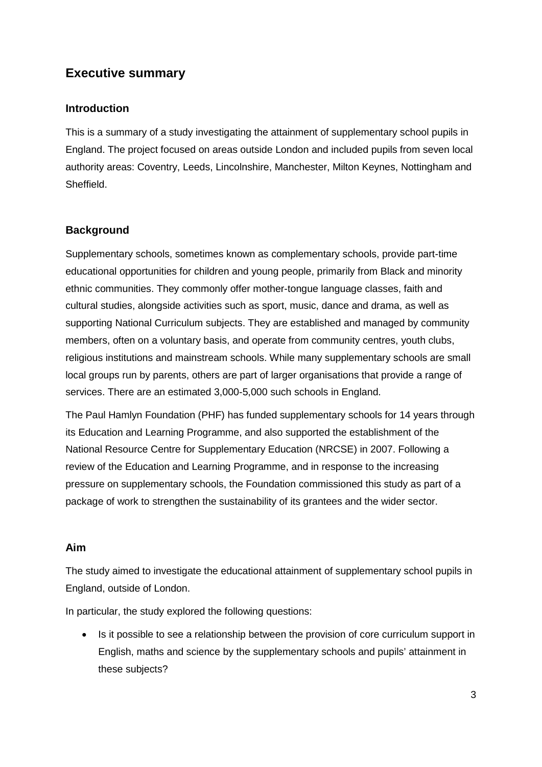## Executive summary

### Introduction

This is a summary of a study investigating the attainment of supplementary school pupils in England. The project focused on areas outside London and included pupils from seven local authority areas: Coventry, Leeds, Lincolnshire, Manchester, Milton Keynes, Nottingham and Sheffield.

### Background

Supplementary schools, sometimes known as complementary schools, provide part-time educational opportunities for children and young people, primarily from Black and minority ethnic communities. They commonly offer mother-tongue language classes, faith and cultural studies, alongside activities such as sport, music, dance and drama, as well as supporting National Curriculum subjects. They are established and managed by community members, often on a voluntary basis, and operate from community centres, youth clubs, religious institutions and mainstream schools. While many supplementary schools are small local groups run by parents, others are part of larger organisations that provide a range of services. There are an estimated 3,000-5,000 such schools in England.

The Paul Hamlyn Foundation (PHF) has funded supplementary schools for 14 years through its Education and Learning Programme, and also supported the establishment of the National Resource Centre for Supplementary Education (NRCSE) in 2007. Following a review of the Education and Learning Programme, and in response to the increasing pressure on supplementary schools, the Foundation commissioned this study as part of a package of work to strengthen the sustainability of its grantees and the wider sector.

### Aim

The study aimed to investigate the educational attainment of supplementary school pupils in England, outside of London.

In particular, the study explored the following questions:

- Is it possible to see a relationship between the provision of core curriculum support in English, maths and science by the supplementary schools and pupils' attainment in these subjects?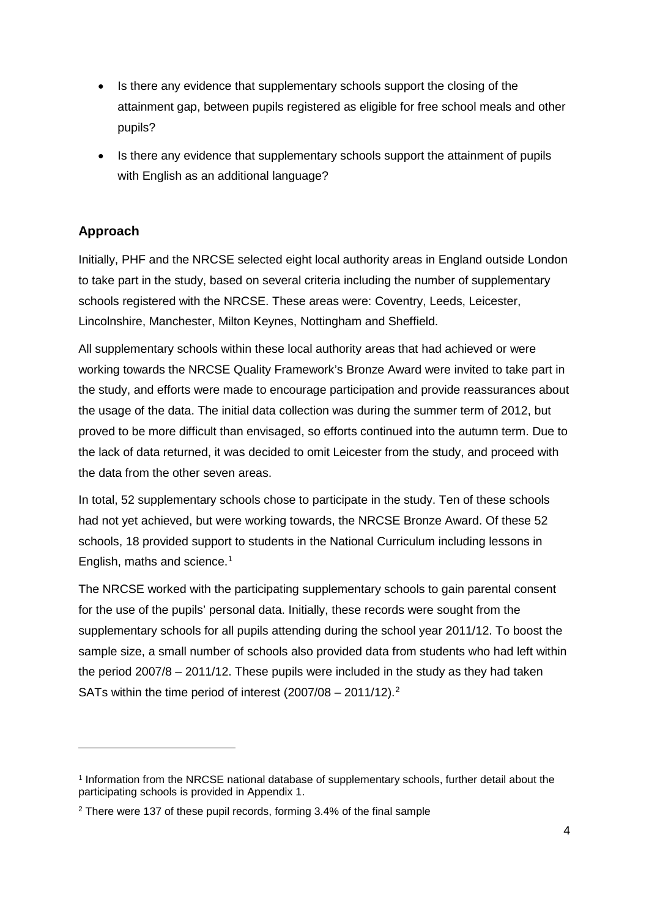- Is there any evidence that supplementary schools support the closing of the attainment gap, between pupils registered as eligible for free school meals and other pupils?
- Is there any evidence that supplementary schools support the attainment of pupils with English as an additional language?

## Approach

Initially, PHF and the NRCSE selected eight local authority areas in England outside London to take part in the study, based on several criteria including the number of supplementary schools registered with the NRCSE. These areas were: Coventry, Leeds, Leicester, Lincolnshire, Manchester, Milton Keynes, Nottingham and Sheffield.

All supplementary schools within these local authority areas that had achieved or were working towards the NRCSE Quality Framework's Bronze Award were invited to take part in the study, and efforts were made to encourage participation and provide reassurances about the usage of the data. The initial data collection was during the summer term of 2012, but proved to be more difficult than envisaged, so efforts continued into the autumn term. Due to the lack of data returned, it was decided to omit Leicester from the study, and proceed with the data from the other seven areas.

In total, 52 supplementary schools chose to participate in the study. Ten of these schools had not yet achieved, but were working towards, the NRCSE Bronze Award. Of these 52 schools, 18 provided support to students in the National Curriculum including lessons in English, maths and science.[1]

The NRCSE worked with the participating supplementary schools to gain parental consent for the use of the pupils' personal data. Initially, these records were sought from the supplementary schools for all pupils attending during the school year 2011/12. To boost the sample size, a small number of schools also provided data from students who had left within the period 2007/8 – 2011/12. These pupils were included in the study as they had taken SATs within the time period of interest (2007/08 – 2011/12).[2]

---

[1] Information from the NRCSE national database of supplementary schools, further detail about the participating schools is provided in Appendix 1.

[2] There were 137 of these pupil records, forming 3.4% of the final sample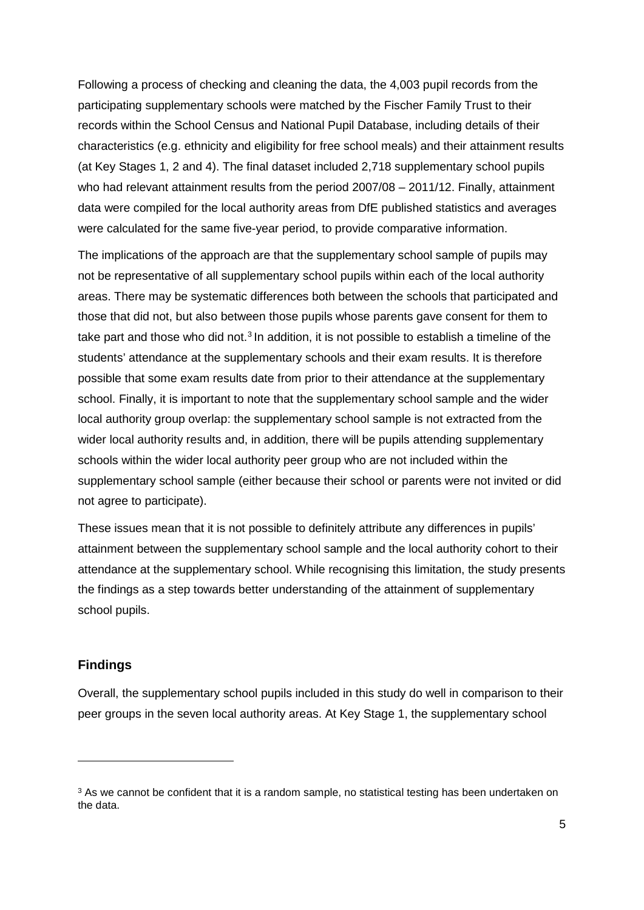Following a process of checking and cleaning the data, the 4,003 pupil records from the participating supplementary schools were matched by the Fischer Family Trust to their records within the School Census and National Pupil Database, including details of their characteristics (e.g. ethnicity and eligibility for free school meals) and their attainment results (at Key Stages 1, 2 and 4). The final dataset included 2,718 supplementary school pupils who had relevant attainment results from the period 2007/08 – 2011/12. Finally, attainment data were compiled for the local authority areas from DfE published statistics and averages were calculated for the same five-year period, to provide comparative information.

The implications of the approach are that the supplementary school sample of pupils may not be representative of all supplementary school pupils within each of the local authority areas. There may be systematic differences both between the schools that participated and those that did not, but also between those pupils whose parents gave consent for them to take part and those who did not.[3] In addition, it is not possible to establish a timeline of the students' attendance at the supplementary schools and their exam results. It is therefore possible that some exam results date from prior to their attendance at the supplementary school. Finally, it is important to note that the supplementary school sample and the wider local authority group overlap: the supplementary school sample is not extracted from the wider local authority results and, in addition, there will be pupils attending supplementary schools within the wider local authority peer group who are not included within the supplementary school sample (either because their school or parents were not invited or did not agree to participate).

These issues mean that it is not possible to definitely attribute any differences in pupils' attainment between the supplementary school sample and the local authority cohort to their attendance at the supplementary school. While recognising this limitation, the study presents the findings as a step towards better understanding of the attainment of supplementary school pupils.

## Findings

Overall, the supplementary school pupils included in this study do well in comparison to their peer groups in the seven local authority areas. At Key Stage 1, the supplementary school

[3] As we cannot be confident that it is a random sample, no statistical testing has been undertaken on the data.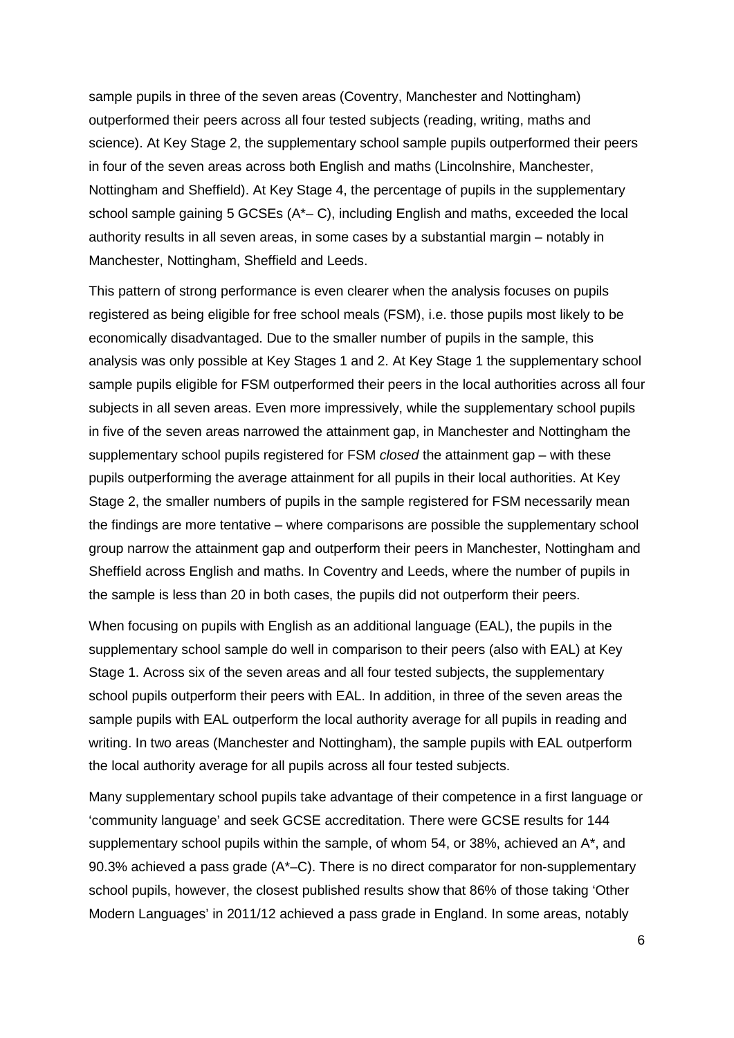sample pupils in three of the seven areas (Coventry, Manchester and Nottingham) outperformed their peers across all four tested subjects (reading, writing, maths and science). At Key Stage 2, the supplementary school sample pupils outperformed their peers in four of the seven areas across both English and maths (Lincolnshire, Manchester, Nottingham and Sheffield). At Key Stage 4, the percentage of pupils in the supplementary school sample gaining 5 GCSEs (A*– C), including English and maths, exceeded the local authority results in all seven areas, in some cases by a substantial margin – notably in Manchester, Nottingham, Sheffield and Leeds.

This pattern of strong performance is even clearer when the analysis focuses on pupils registered as being eligible for free school meals (FSM), i.e. those pupils most likely to be economically disadvantaged. Due to the smaller number of pupils in the sample, this analysis was only possible at Key Stages 1 and 2. At Key Stage 1 the supplementary school sample pupils eligible for FSM outperformed their peers in the local authorities across all four subjects in all seven areas. Even more impressively, while the supplementary school pupils in five of the seven areas narrowed the attainment gap, in Manchester and Nottingham the supplementary school pupils registered for FSM *closed* the attainment gap – with these pupils outperforming the average attainment for all pupils in their local authorities. At Key Stage 2, the smaller numbers of pupils in the sample registered for FSM necessarily mean the findings are more tentative – where comparisons are possible the supplementary school group narrow the attainment gap and outperform their peers in Manchester, Nottingham and Sheffield across English and maths. In Coventry and Leeds, where the number of pupils in the sample is less than 20 in both cases, the pupils did not outperform their peers.

When focusing on pupils with English as an additional language (EAL), the pupils in the supplementary school sample do well in comparison to their peers (also with EAL) at Key Stage 1. Across six of the seven areas and all four tested subjects, the supplementary school pupils outperform their peers with EAL. In addition, in three of the seven areas the sample pupils with EAL outperform the local authority average for all pupils in reading and writing. In two areas (Manchester and Nottingham), the sample pupils with EAL outperform the local authority average for all pupils across all four tested subjects.

Many supplementary school pupils take advantage of their competence in a first language or 'community language' and seek GCSE accreditation. There were GCSE results for 144 supplementary school pupils within the sample, of whom 54, or 38%, achieved an A*, and 90.3% achieved a pass grade (A*–C). There is no direct comparator for non-supplementary school pupils, however, the closest published results show that 86% of those taking 'Other Modern Languages' in 2011/12 achieved a pass grade in England. In some areas, notably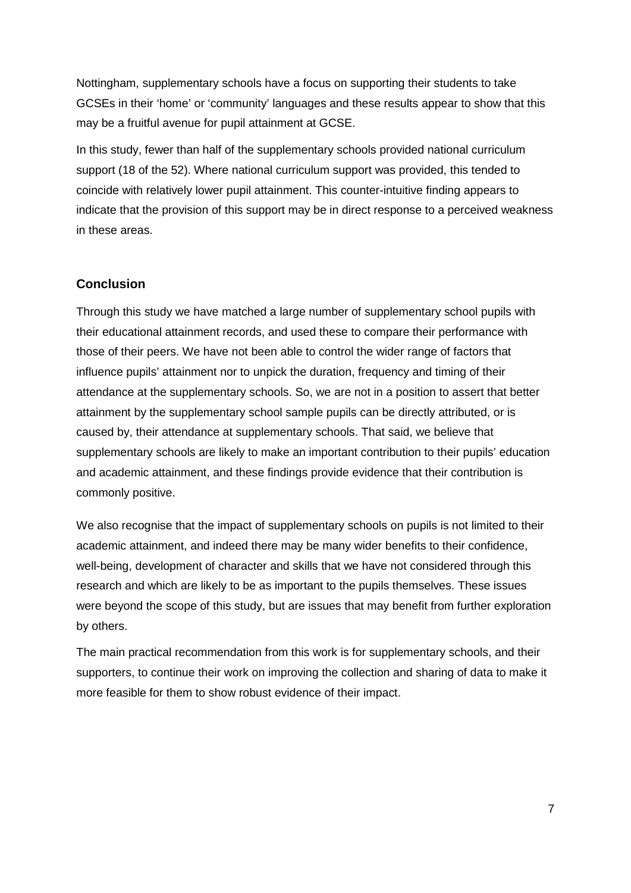Nottingham, supplementary schools have a focus on supporting their students to take GCSEs in their 'home' or 'community' languages and these results appear to show that this may be a fruitful avenue for pupil attainment at GCSE.

In this study, fewer than half of the supplementary schools provided national curriculum support (18 of the 52). Where national curriculum support was provided, this tended to coincide with relatively lower pupil attainment. This counter-intuitive finding appears to indicate that the provision of this support may be in direct response to a perceived weakness in these areas.

## Conclusion

Through this study we have matched a large number of supplementary school pupils with their educational attainment records, and used these to compare their performance with those of their peers. We have not been able to control the wider range of factors that influence pupils' attainment nor to unpick the duration, frequency and timing of their attendance at the supplementary schools. So, we are not in a position to assert that better attainment by the supplementary school sample pupils can be directly attributed, or is caused by, their attendance at supplementary schools. That said, we believe that supplementary schools are likely to make an important contribution to their pupils' education and academic attainment, and these findings provide evidence that their contribution is commonly positive.

We also recognise that the impact of supplementary schools on pupils is not limited to their academic attainment, and indeed there may be many wider benefits to their confidence, well-being, development of character and skills that we have not considered through this research and which are likely to be as important to the pupils themselves. These issues were beyond the scope of this study, but are issues that may benefit from further exploration by others.

The main practical recommendation from this work is for supplementary schools, and their supporters, to continue their work on improving the collection and sharing of data to make it more feasible for them to show robust evidence of their impact.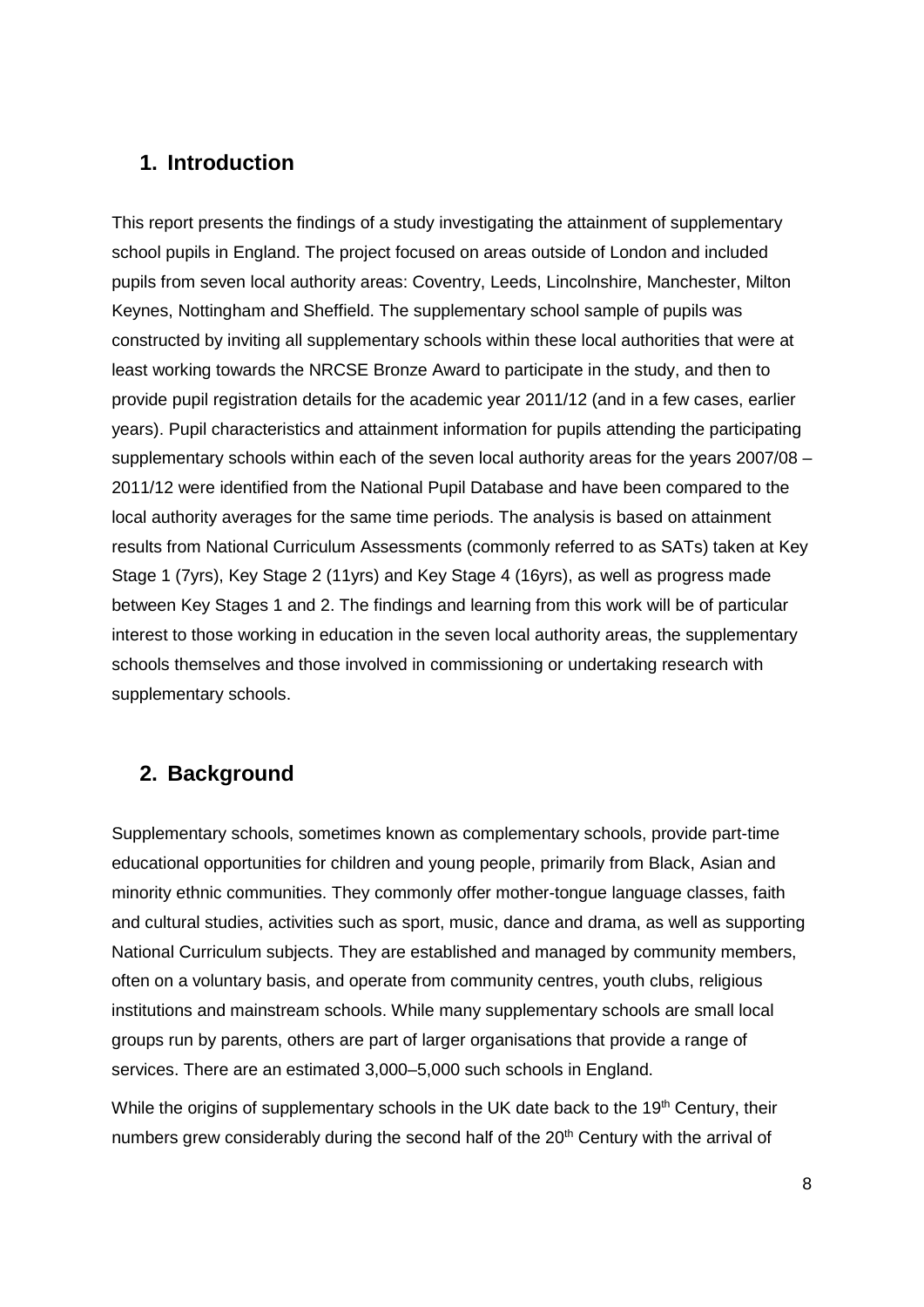## 1. Introduction

This report presents the findings of a study investigating the attainment of supplementary school pupils in England. The project focused on areas outside of London and included pupils from seven local authority areas: Coventry, Leeds, Lincolnshire, Manchester, Milton Keynes, Nottingham and Sheffield. The supplementary school sample of pupils was constructed by inviting all supplementary schools within these local authorities that were at least working towards the NRCSE Bronze Award to participate in the study, and then to provide pupil registration details for the academic year 2011/12 (and in a few cases, earlier years). Pupil characteristics and attainment information for pupils attending the participating supplementary schools within each of the seven local authority areas for the years 2007/08 – 2011/12 were identified from the National Pupil Database and have been compared to the local authority averages for the same time periods. The analysis is based on attainment results from National Curriculum Assessments (commonly referred to as SATs) taken at Key Stage 1 (7yrs), Key Stage 2 (11yrs) and Key Stage 4 (16yrs), as well as progress made between Key Stages 1 and 2. The findings and learning from this work will be of particular interest to those working in education in the seven local authority areas, the supplementary schools themselves and those involved in commissioning or undertaking research with supplementary schools.

## 2. Background

Supplementary schools, sometimes known as complementary schools, provide part-time educational opportunities for children and young people, primarily from Black, Asian and minority ethnic communities. They commonly offer mother-tongue language classes, faith and cultural studies, activities such as sport, music, dance and drama, as well as supporting National Curriculum subjects. They are established and managed by community members, often on a voluntary basis, and operate from community centres, youth clubs, religious institutions and mainstream schools. While many supplementary schools are small local groups run by parents, others are part of larger organisations that provide a range of services. There are an estimated 3,000–5,000 such schools in England.

While the origins of supplementary schools in the UK date back to the 19th Century, their numbers grew considerably during the second half of the 20th Century with the arrival of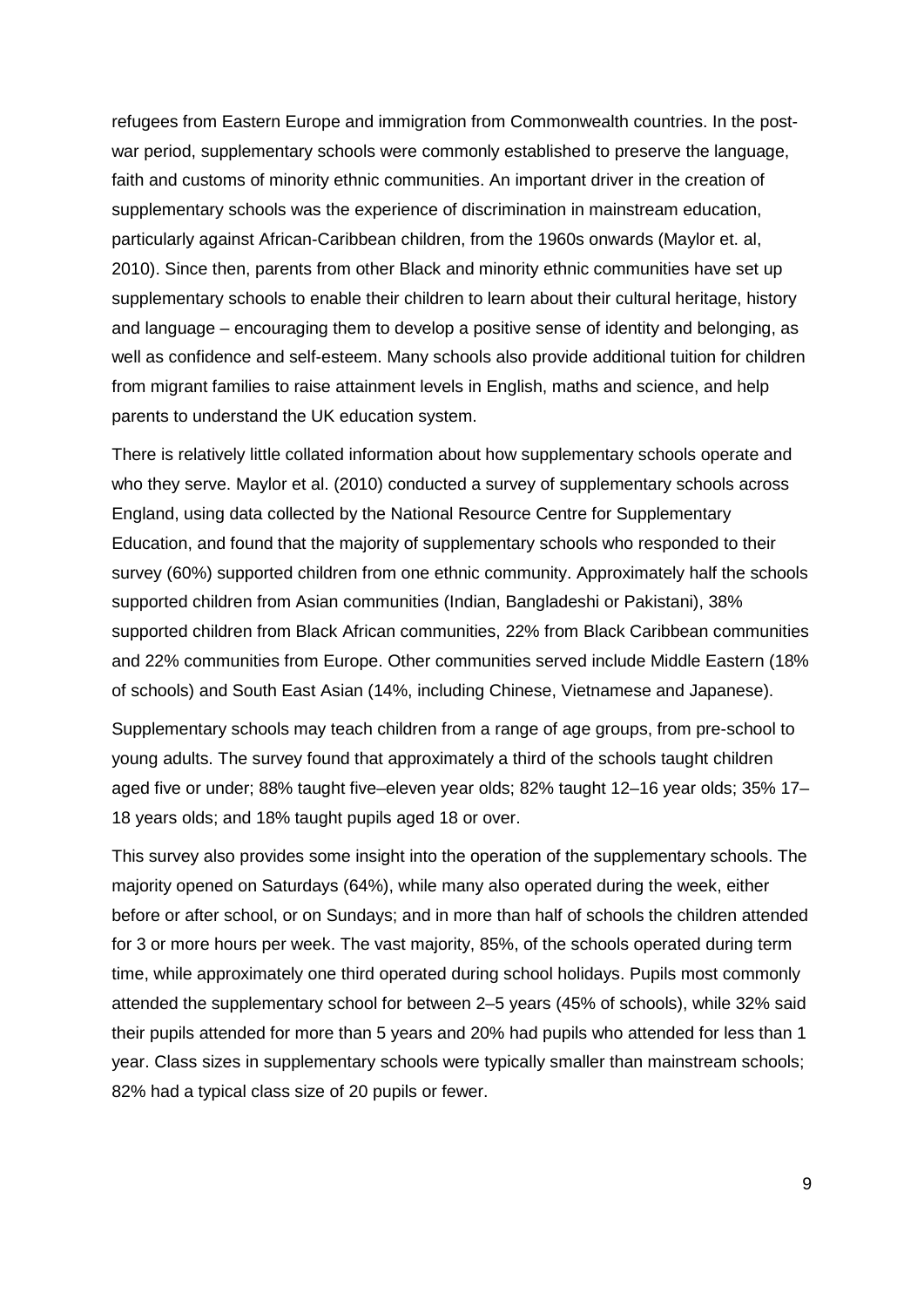refugees from Eastern Europe and immigration from Commonwealth countries. In the post-war period, supplementary schools were commonly established to preserve the language, faith and customs of minority ethnic communities. An important driver in the creation of supplementary schools was the experience of discrimination in mainstream education, particularly against African-Caribbean children, from the 1960s onwards (Maylor et. al, 2010). Since then, parents from other Black and minority ethnic communities have set up supplementary schools to enable their children to learn about their cultural heritage, history and language – encouraging them to develop a positive sense of identity and belonging, as well as confidence and self-esteem. Many schools also provide additional tuition for children from migrant families to raise attainment levels in English, maths and science, and help parents to understand the UK education system.

There is relatively little collated information about how supplementary schools operate and who they serve. Maylor et al. (2010) conducted a survey of supplementary schools across England, using data collected by the National Resource Centre for Supplementary Education, and found that the majority of supplementary schools who responded to their survey (60%) supported children from one ethnic community. Approximately half the schools supported children from Asian communities (Indian, Bangladeshi or Pakistani), 38% supported children from Black African communities, 22% from Black Caribbean communities and 22% communities from Europe. Other communities served include Middle Eastern (18% of schools) and South East Asian (14%, including Chinese, Vietnamese and Japanese).

Supplementary schools may teach children from a range of age groups, from pre-school to young adults. The survey found that approximately a third of the schools taught children aged five or under; 88% taught five–eleven year olds; 82% taught 12–16 year olds; 35% 17–18 years olds; and 18% taught pupils aged 18 or over.

This survey also provides some insight into the operation of the supplementary schools. The majority opened on Saturdays (64%), while many also operated during the week, either before or after school, or on Sundays; and in more than half of schools the children attended for 3 or more hours per week. The vast majority, 85%, of the schools operated during term time, while approximately one third operated during school holidays. Pupils most commonly attended the supplementary school for between 2–5 years (45% of schools), while 32% said their pupils attended for more than 5 years and 20% had pupils who attended for less than 1 year. Class sizes in supplementary schools were typically smaller than mainstream schools; 82% had a typical class size of 20 pupils or fewer.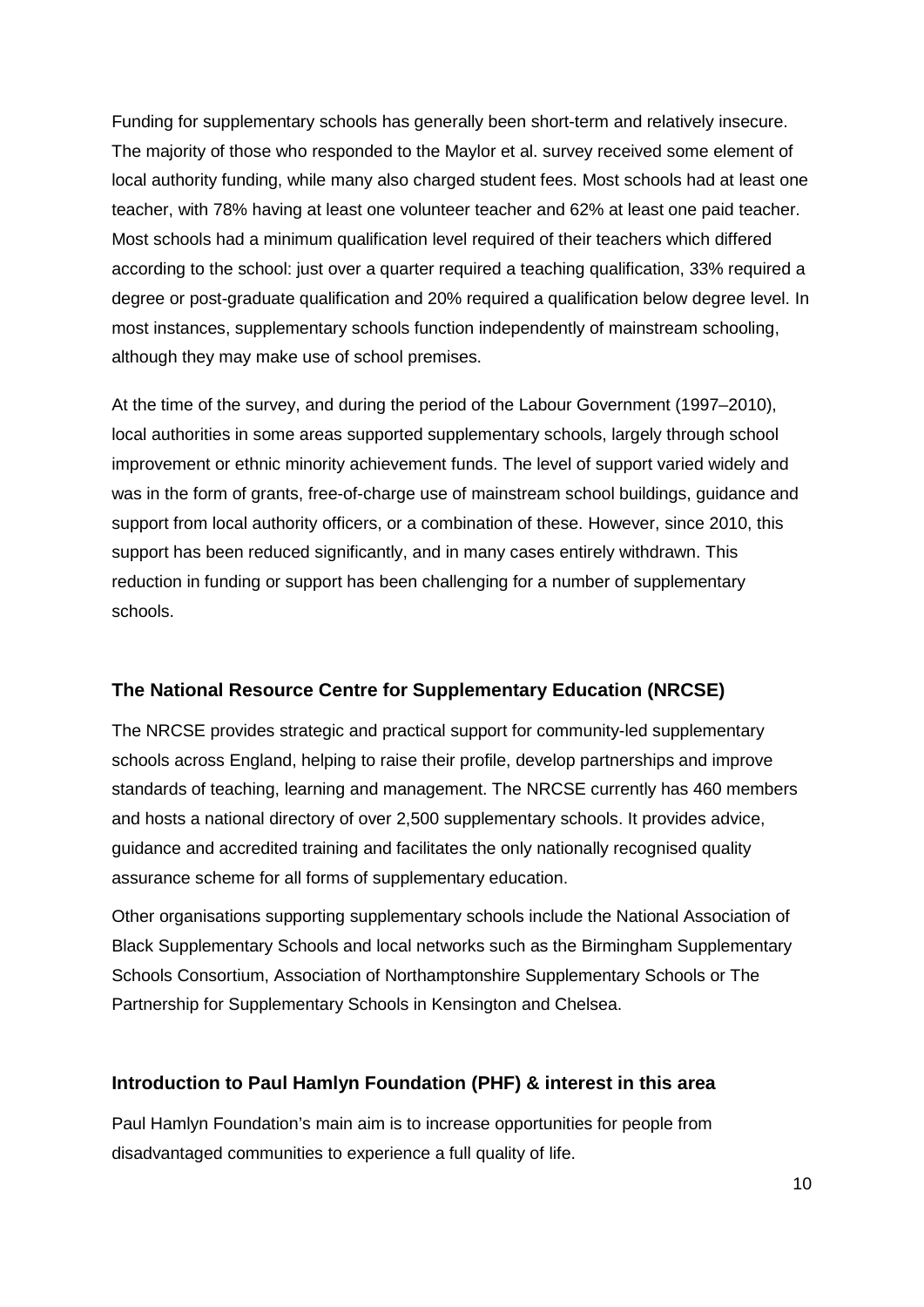Funding for supplementary schools has generally been short-term and relatively insecure. The majority of those who responded to the Maylor et al. survey received some element of local authority funding, while many also charged student fees. Most schools had at least one teacher, with 78% having at least one volunteer teacher and 62% at least one paid teacher. Most schools had a minimum qualification level required of their teachers which differed according to the school: just over a quarter required a teaching qualification, 33% required a degree or post-graduate qualification and 20% required a qualification below degree level. In most instances, supplementary schools function independently of mainstream schooling, although they may make use of school premises.

At the time of the survey, and during the period of the Labour Government (1997–2010), local authorities in some areas supported supplementary schools, largely through school improvement or ethnic minority achievement funds. The level of support varied widely and was in the form of grants, free-of-charge use of mainstream school buildings, guidance and support from local authority officers, or a combination of these. However, since 2010, this support has been reduced significantly, and in many cases entirely withdrawn. This reduction in funding or support has been challenging for a number of supplementary schools.

### The National Resource Centre for Supplementary Education (NRCSE)

The NRCSE provides strategic and practical support for community-led supplementary schools across England, helping to raise their profile, develop partnerships and improve standards of teaching, learning and management. The NRCSE currently has 460 members and hosts a national directory of over 2,500 supplementary schools. It provides advice, guidance and accredited training and facilitates the only nationally recognised quality assurance scheme for all forms of supplementary education.

Other organisations supporting supplementary schools include the National Association of Black Supplementary Schools and local networks such as the Birmingham Supplementary Schools Consortium, Association of Northamptonshire Supplementary Schools or The Partnership for Supplementary Schools in Kensington and Chelsea.

### Introduction to Paul Hamlyn Foundation (PHF) & interest in this area

Paul Hamlyn Foundation's main aim is to increase opportunities for people from disadvantaged communities to experience a full quality of life.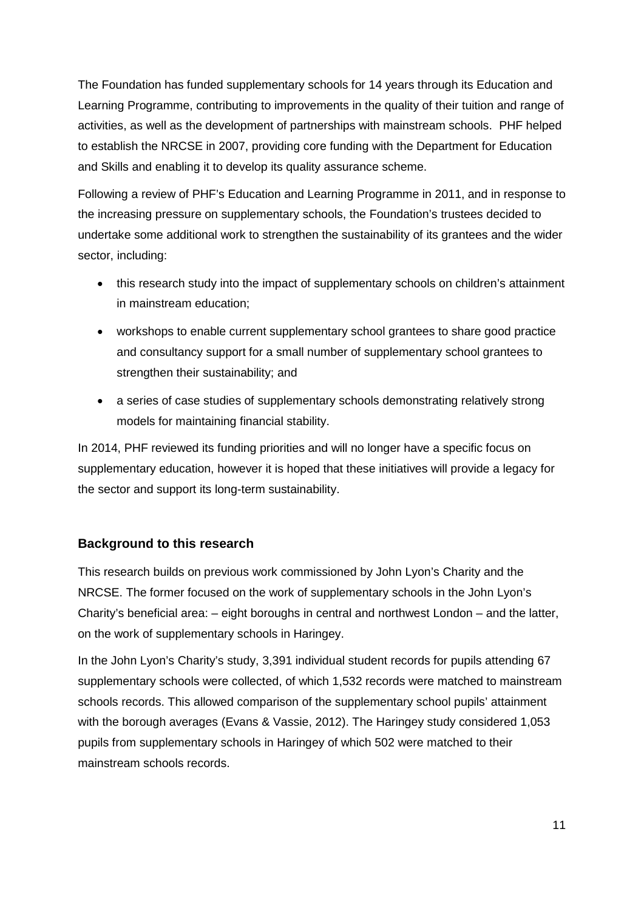The Foundation has funded supplementary schools for 14 years through its Education and Learning Programme, contributing to improvements in the quality of their tuition and range of activities, as well as the development of partnerships with mainstream schools. PHF helped to establish the NRCSE in 2007, providing core funding with the Department for Education and Skills and enabling it to develop its quality assurance scheme.

Following a review of PHF's Education and Learning Programme in 2011, and in response to the increasing pressure on supplementary schools, the Foundation's trustees decided to undertake some additional work to strengthen the sustainability of its grantees and the wider sector, including:

- this research study into the impact of supplementary schools on children's attainment in mainstream education;
- workshops to enable current supplementary school grantees to share good practice and consultancy support for a small number of supplementary school grantees to strengthen their sustainability; and
- a series of case studies of supplementary schools demonstrating relatively strong models for maintaining financial stability.

In 2014, PHF reviewed its funding priorities and will no longer have a specific focus on supplementary education, however it is hoped that these initiatives will provide a legacy for the sector and support its long-term sustainability.

### Background to this research

This research builds on previous work commissioned by John Lyon's Charity and the NRCSE. The former focused on the work of supplementary schools in the John Lyon's Charity's beneficial area: – eight boroughs in central and northwest London – and the latter, on the work of supplementary schools in Haringey.

In the John Lyon's Charity's study, 3,391 individual student records for pupils attending 67 supplementary schools were collected, of which 1,532 records were matched to mainstream schools records. This allowed comparison of the supplementary school pupils' attainment with the borough averages (Evans & Vassie, 2012). The Haringey study considered 1,053 pupils from supplementary schools in Haringey of which 502 were matched to their mainstream schools records.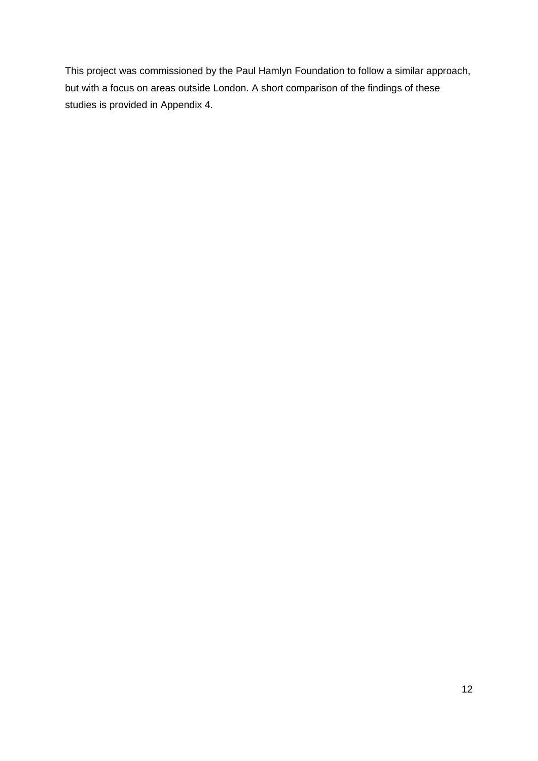This project was commissioned by the Paul Hamlyn Foundation to follow a similar approach, but with a focus on areas outside London. A short comparison of the findings of these studies is provided in Appendix 4.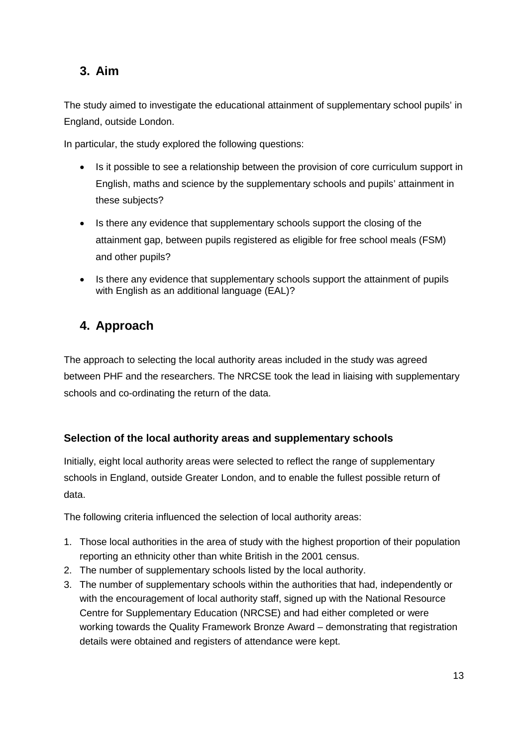## 3. Aim

The study aimed to investigate the educational attainment of supplementary school pupils' in England, outside London.

In particular, the study explored the following questions:

- Is it possible to see a relationship between the provision of core curriculum support in English, maths and science by the supplementary schools and pupils' attainment in these subjects?
- Is there any evidence that supplementary schools support the closing of the attainment gap, between pupils registered as eligible for free school meals (FSM) and other pupils?
- Is there any evidence that supplementary schools support the attainment of pupils with English as an additional language (EAL)?

## 4. Approach

The approach to selecting the local authority areas included in the study was agreed between PHF and the researchers. The NRCSE took the lead in liaising with supplementary schools and co-ordinating the return of the data.

### Selection of the local authority areas and supplementary schools

Initially, eight local authority areas were selected to reflect the range of supplementary schools in England, outside Greater London, and to enable the fullest possible return of data.

The following criteria influenced the selection of local authority areas:

1. Those local authorities in the area of study with the highest proportion of their population reporting an ethnicity other than white British in the 2001 census.
2. The number of supplementary schools listed by the local authority.
3. The number of supplementary schools within the authorities that had, independently or with the encouragement of local authority staff, signed up with the National Resource Centre for Supplementary Education (NRCSE) and had either completed or were working towards the Quality Framework Bronze Award – demonstrating that registration details were obtained and registers of attendance were kept.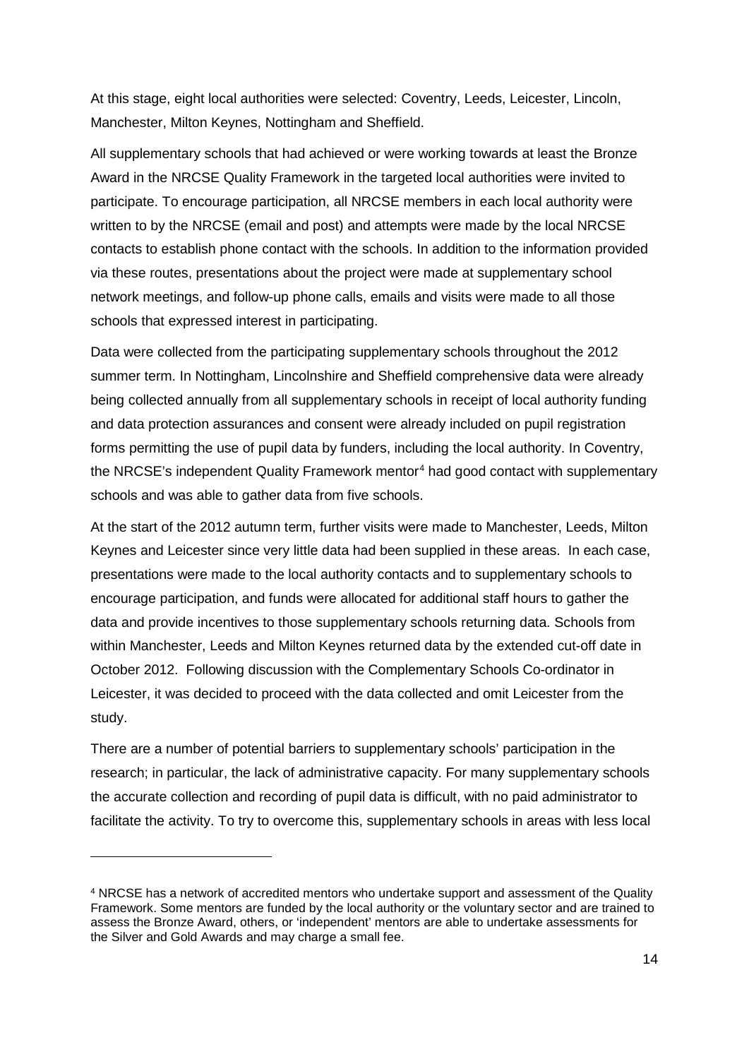At this stage, eight local authorities were selected: Coventry, Leeds, Leicester, Lincoln, Manchester, Milton Keynes, Nottingham and Sheffield.

All supplementary schools that had achieved or were working towards at least the Bronze Award in the NRCSE Quality Framework in the targeted local authorities were invited to participate. To encourage participation, all NRCSE members in each local authority were written to by the NRCSE (email and post) and attempts were made by the local NRCSE contacts to establish phone contact with the schools. In addition to the information provided via these routes, presentations about the project were made at supplementary school network meetings, and follow-up phone calls, emails and visits were made to all those schools that expressed interest in participating.

Data were collected from the participating supplementary schools throughout the 2012 summer term. In Nottingham, Lincolnshire and Sheffield comprehensive data were already being collected annually from all supplementary schools in receipt of local authority funding and data protection assurances and consent were already included on pupil registration forms permitting the use of pupil data by funders, including the local authority. In Coventry, the NRCSE's independent Quality Framework mentor[4] had good contact with supplementary schools and was able to gather data from five schools.

At the start of the 2012 autumn term, further visits were made to Manchester, Leeds, Milton Keynes and Leicester since very little data had been supplied in these areas. In each case, presentations were made to the local authority contacts and to supplementary schools to encourage participation, and funds were allocated for additional staff hours to gather the data and provide incentives to those supplementary schools returning data. Schools from within Manchester, Leeds and Milton Keynes returned data by the extended cut-off date in October 2012. Following discussion with the Complementary Schools Co-ordinator in Leicester, it was decided to proceed with the data collected and omit Leicester from the study.

There are a number of potential barriers to supplementary schools' participation in the research; in particular, the lack of administrative capacity. For many supplementary schools the accurate collection and recording of pupil data is difficult, with no paid administrator to facilitate the activity. To try to overcome this, supplementary schools in areas with less local

---

[4] NRCSE has a network of accredited mentors who undertake support and assessment of the Quality Framework. Some mentors are funded by the local authority or the voluntary sector and are trained to assess the Bronze Award, others, or 'independent' mentors are able to undertake assessments for the Silver and Gold Awards and may charge a small fee.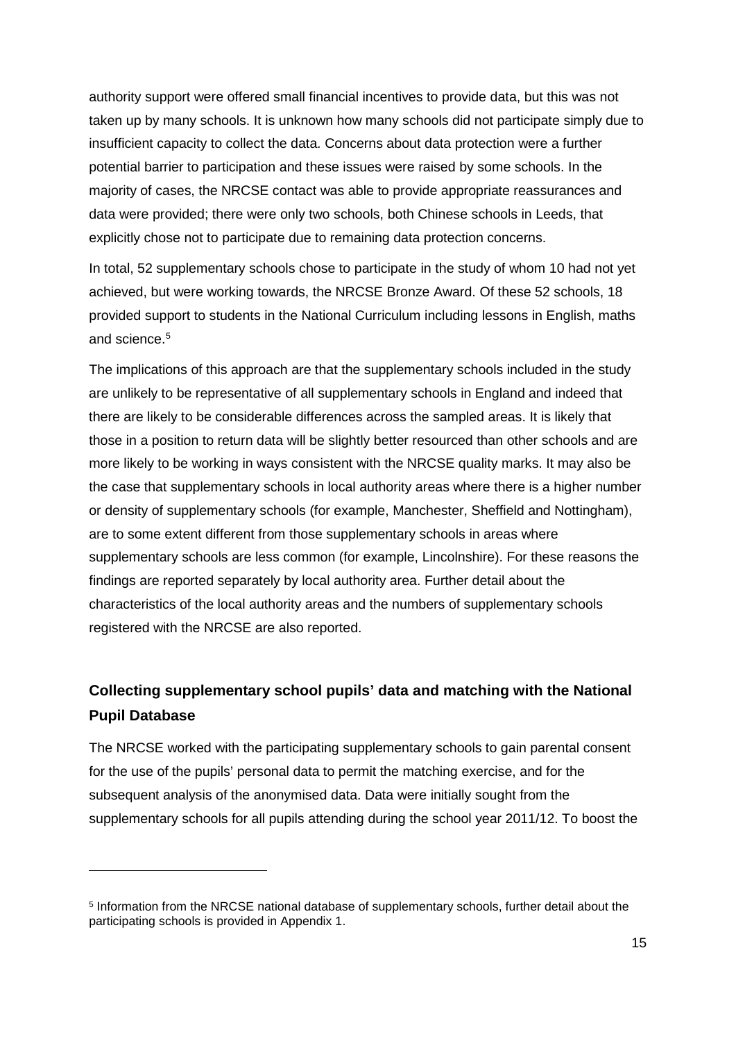authority support were offered small financial incentives to provide data, but this was not taken up by many schools. It is unknown how many schools did not participate simply due to insufficient capacity to collect the data. Concerns about data protection were a further potential barrier to participation and these issues were raised by some schools. In the majority of cases, the NRCSE contact was able to provide appropriate reassurances and data were provided; there were only two schools, both Chinese schools in Leeds, that explicitly chose not to participate due to remaining data protection concerns.

In total, 52 supplementary schools chose to participate in the study of whom 10 had not yet achieved, but were working towards, the NRCSE Bronze Award. Of these 52 schools, 18 provided support to students in the National Curriculum including lessons in English, maths and science.[5]

The implications of this approach are that the supplementary schools included in the study are unlikely to be representative of all supplementary schools in England and indeed that there are likely to be considerable differences across the sampled areas. It is likely that those in a position to return data will be slightly better resourced than other schools and are more likely to be working in ways consistent with the NRCSE quality marks. It may also be the case that supplementary schools in local authority areas where there is a higher number or density of supplementary schools (for example, Manchester, Sheffield and Nottingham), are to some extent different from those supplementary schools in areas where supplementary schools are less common (for example, Lincolnshire). For these reasons the findings are reported separately by local authority area. Further detail about the characteristics of the local authority areas and the numbers of supplementary schools registered with the NRCSE are also reported.

### Collecting supplementary school pupils' data and matching with the National Pupil Database

The NRCSE worked with the participating supplementary schools to gain parental consent for the use of the pupils' personal data to permit the matching exercise, and for the subsequent analysis of the anonymised data. Data were initially sought from the supplementary schools for all pupils attending during the school year 2011/12. To boost the

---

[5] Information from the NRCSE national database of supplementary schools, further detail about the participating schools is provided in Appendix 1.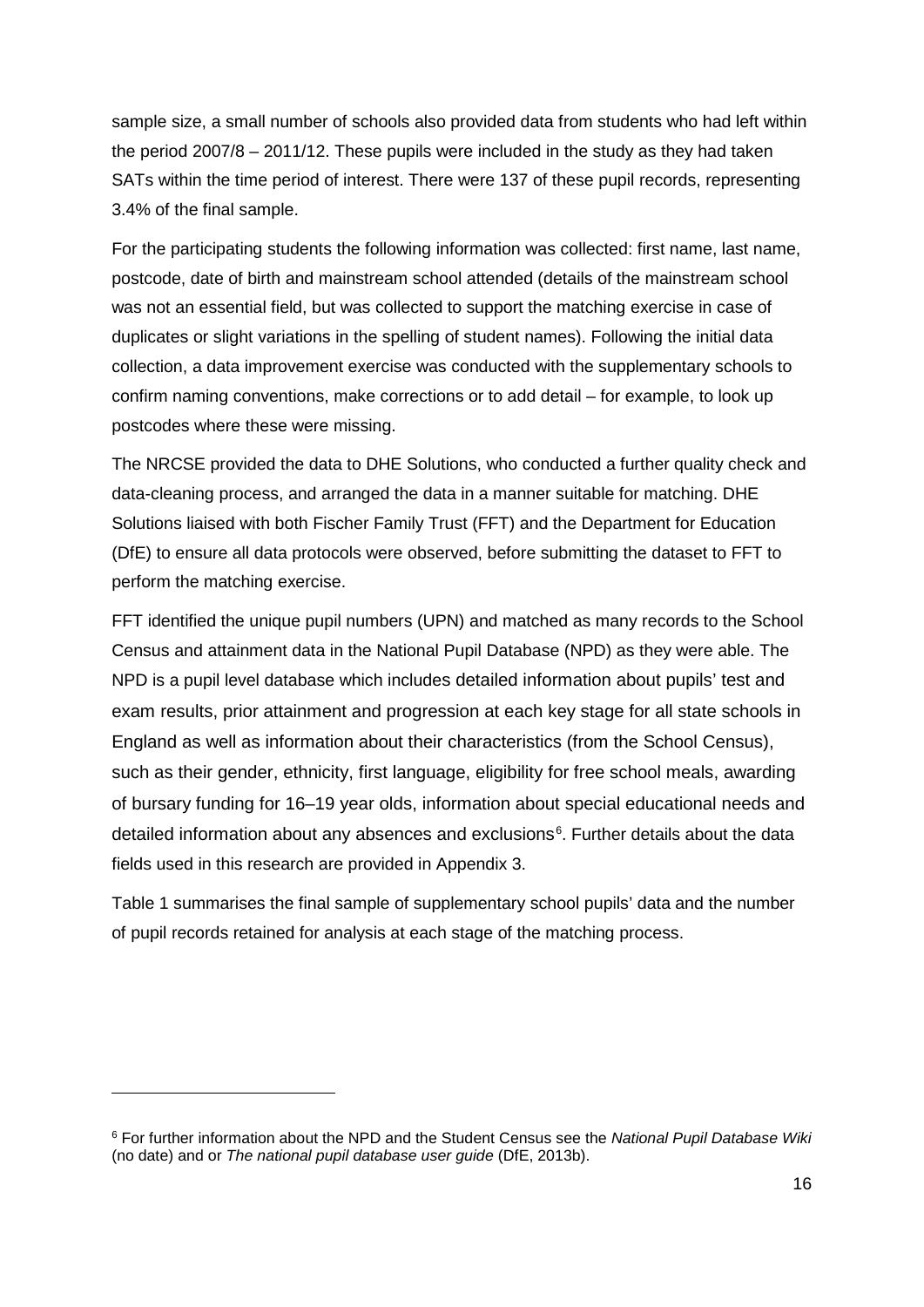sample size, a small number of schools also provided data from students who had left within the period 2007/8 – 2011/12. These pupils were included in the study as they had taken SATs within the time period of interest. There were 137 of these pupil records, representing 3.4% of the final sample.

For the participating students the following information was collected: first name, last name, postcode, date of birth and mainstream school attended (details of the mainstream school was not an essential field, but was collected to support the matching exercise in case of duplicates or slight variations in the spelling of student names). Following the initial data collection, a data improvement exercise was conducted with the supplementary schools to confirm naming conventions, make corrections or to add detail – for example, to look up postcodes where these were missing.

The NRCSE provided the data to DHE Solutions, who conducted a further quality check and data-cleaning process, and arranged the data in a manner suitable for matching. DHE Solutions liaised with both Fischer Family Trust (FFT) and the Department for Education (DfE) to ensure all data protocols were observed, before submitting the dataset to FFT to perform the matching exercise.

FFT identified the unique pupil numbers (UPN) and matched as many records to the School Census and attainment data in the National Pupil Database (NPD) as they were able. The NPD is a pupil level database which includes detailed information about pupils' test and exam results, prior attainment and progression at each key stage for all state schools in England as well as information about their characteristics (from the School Census), such as their gender, ethnicity, first language, eligibility for free school meals, awarding of bursary funding for 16–19 year olds, information about special educational needs and detailed information about any absences and exclusions[6]. Further details about the data fields used in this research are provided in Appendix 3.

Table 1 summarises the final sample of supplementary school pupils' data and the number of pupil records retained for analysis at each stage of the matching process.

[6] For further information about the NPD and the Student Census see the *National Pupil Database Wiki* (no date) and or *The national pupil database user guide* (DfE, 2013b).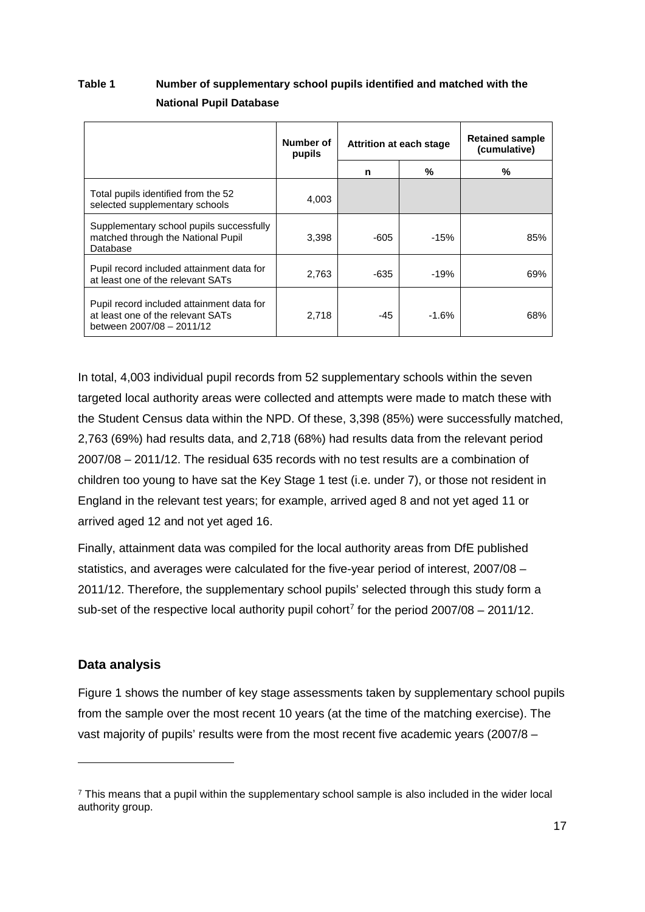**Table 1 Number of supplementary school pupils identified and matched with the National Pupil Database**

| | Number of pupils | Attrition at each stage | | Retained sample (cumulative) |
|---|---|---|---|---|
| | | n | % | % |
| Total pupils identified from the 52 selected supplementary schools | 4,003 | | | |
| Supplementary school pupils successfully matched through the National Pupil Database | 3,398 | -605 | -15% | 85% |
| Pupil record included attainment data for at least one of the relevant SATs | 2,763 | -635 | -19% | 69% |
| Pupil record included attainment data for at least one of the relevant SATs between 2007/08 – 2011/12 | 2,718 | -45 | -1.6% | 68% |

In total, 4,003 individual pupil records from 52 supplementary schools within the seven targeted local authority areas were collected and attempts were made to match these with the Student Census data within the NPD. Of these, 3,398 (85%) were successfully matched, 2,763 (69%) had results data, and 2,718 (68%) had results data from the relevant period 2007/08 – 2011/12. The residual 635 records with no test results are a combination of children too young to have sat the Key Stage 1 test (i.e. under 7), or those not resident in England in the relevant test years; for example, arrived aged 8 and not yet aged 11 or arrived aged 12 and not yet aged 16.

Finally, attainment data was compiled for the local authority areas from DfE published statistics, and averages were calculated for the five-year period of interest, 2007/08 – 2011/12. Therefore, the supplementary school pupils' selected through this study form a sub-set of the respective local authority pupil cohort[7] for the period 2007/08 – 2011/12.

## Data analysis

Figure 1 shows the number of key stage assessments taken by supplementary school pupils from the sample over the most recent 10 years (at the time of the matching exercise). The vast majority of pupils' results were from the most recent five academic years (2007/8 –

[7] This means that a pupil within the supplementary school sample is also included in the wider local authority group.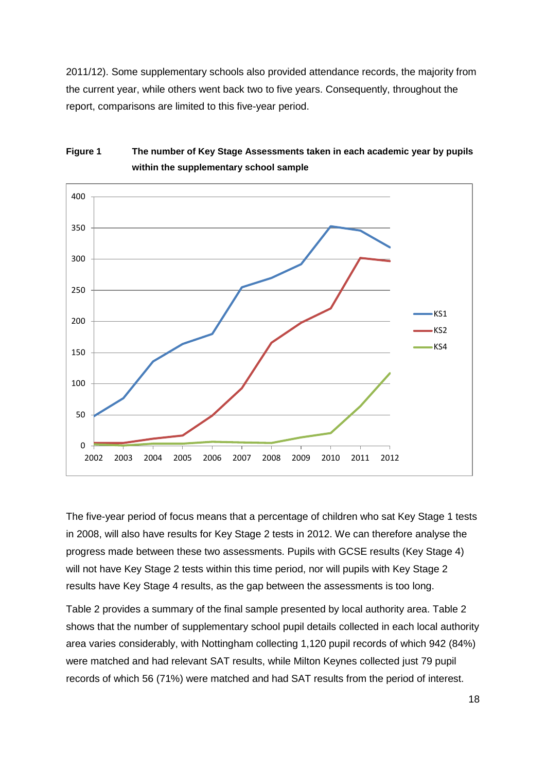2011/12). Some supplementary schools also provided attendance records, the majority from the current year, while others went back two to five years. Consequently, throughout the report, comparisons are limited to this five-year period.

**Figure 1 The number of Key Stage Assessments taken in each academic year by pupils within the supplementary school sample**

The five-year period of focus means that a percentage of children who sat Key Stage 1 tests in 2008, will also have results for Key Stage 2 tests in 2012. We can therefore analyse the progress made between these two assessments. Pupils with GCSE results (Key Stage 4) will not have Key Stage 2 tests within this time period, nor will pupils with Key Stage 2 results have Key Stage 4 results, as the gap between the assessments is too long.

Table 2 provides a summary of the final sample presented by local authority area. Table 2 shows that the number of supplementary school pupil details collected in each local authority area varies considerably, with Nottingham collecting 1,120 pupil records of which 942 (84%) were matched and had relevant SAT results, while Milton Keynes collected just 79 pupil records of which 56 (71%) were matched and had SAT results from the period of interest.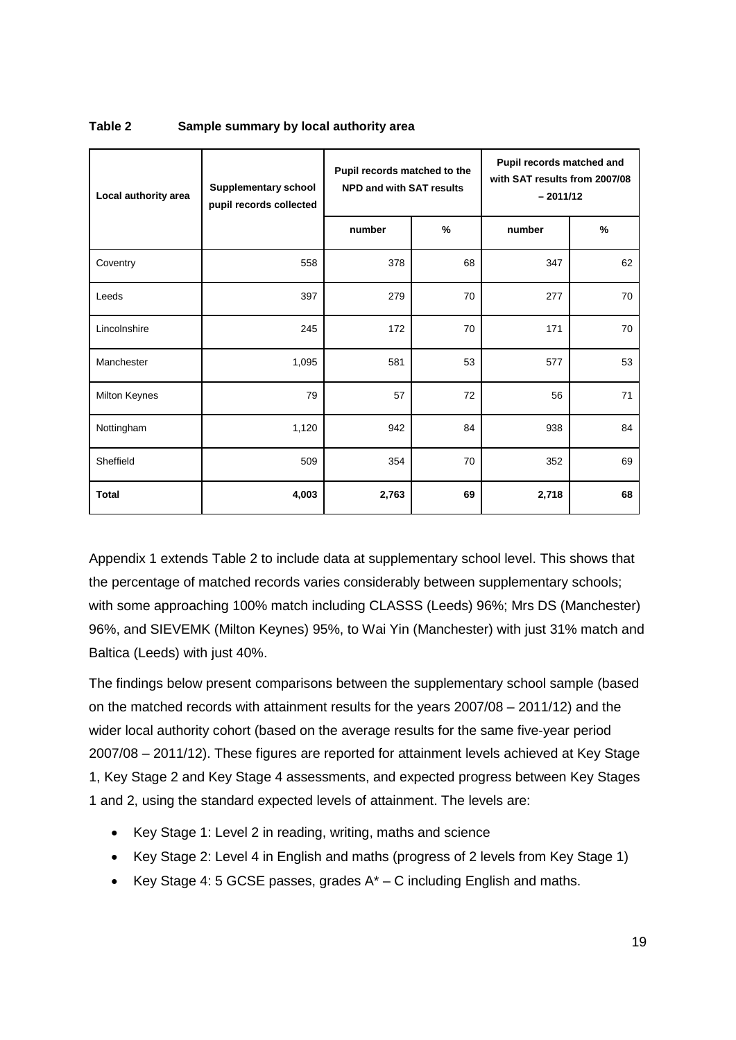**Table 2 Sample summary by local authority area**

| Local authority area | Supplementary school pupil records collected | Pupil records matched to the NPD and with SAT results | | Pupil records matched and with SAT results from 2007/08 – 2011/12 | |
|---|---|---|---|---|---|
| | | number | % | number | % |
| Coventry | 558 | 378 | 68 | 347 | 62 |
| Leeds | 397 | 279 | 70 | 277 | 70 |
| Lincolnshire | 245 | 172 | 70 | 171 | 70 |
| Manchester | 1,095 | 581 | 53 | 577 | 53 |
| Milton Keynes | 79 | 57 | 72 | 56 | 71 |
| Nottingham | 1,120 | 942 | 84 | 938 | 84 |
| Sheffield | 509 | 354 | 70 | 352 | 69 |
| **Total** | **4,003** | **2,763** | **69** | **2,718** | **68** |

Appendix 1 extends Table 2 to include data at supplementary school level. This shows that the percentage of matched records varies considerably between supplementary schools; with some approaching 100% match including CLASSS (Leeds) 96%; Mrs DS (Manchester) 96%, and SIEVEMK (Milton Keynes) 95%, to Wai Yin (Manchester) with just 31% match and Baltica (Leeds) with just 40%.

The findings below present comparisons between the supplementary school sample (based on the matched records with attainment results for the years 2007/08 – 2011/12) and the wider local authority cohort (based on the average results for the same five-year period 2007/08 – 2011/12). These figures are reported for attainment levels achieved at Key Stage 1, Key Stage 2 and Key Stage 4 assessments, and expected progress between Key Stages 1 and 2, using the standard expected levels of attainment. The levels are:

- Key Stage 1: Level 2 in reading, writing, maths and science
- Key Stage 2: Level 4 in English and maths (progress of 2 levels from Key Stage 1)
- Key Stage 4: 5 GCSE passes, grades A* – C including English and maths.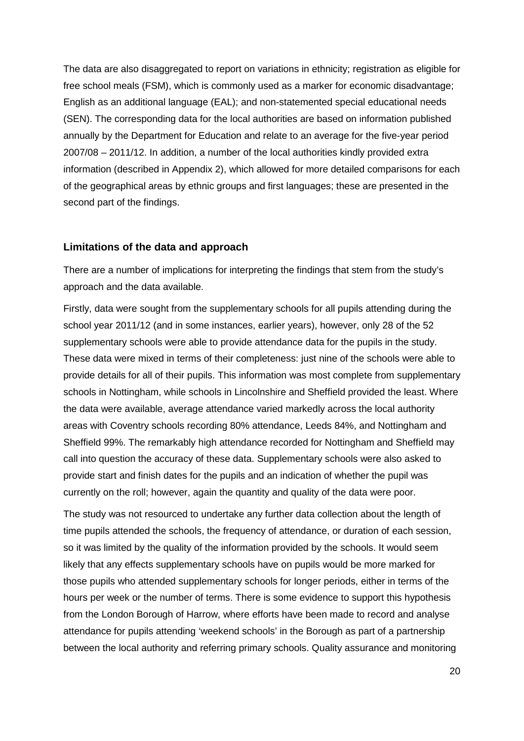The data are also disaggregated to report on variations in ethnicity; registration as eligible for free school meals (FSM), which is commonly used as a marker for economic disadvantage; English as an additional language (EAL); and non-statemented special educational needs (SEN). The corresponding data for the local authorities are based on information published annually by the Department for Education and relate to an average for the five-year period 2007/08 – 2011/12. In addition, a number of the local authorities kindly provided extra information (described in Appendix 2), which allowed for more detailed comparisons for each of the geographical areas by ethnic groups and first languages; these are presented in the second part of the findings.

### Limitations of the data and approach

There are a number of implications for interpreting the findings that stem from the study's approach and the data available.

Firstly, data were sought from the supplementary schools for all pupils attending during the school year 2011/12 (and in some instances, earlier years), however, only 28 of the 52 supplementary schools were able to provide attendance data for the pupils in the study. These data were mixed in terms of their completeness: just nine of the schools were able to provide details for all of their pupils. This information was most complete from supplementary schools in Nottingham, while schools in Lincolnshire and Sheffield provided the least. Where the data were available, average attendance varied markedly across the local authority areas with Coventry schools recording 80% attendance, Leeds 84%, and Nottingham and Sheffield 99%. The remarkably high attendance recorded for Nottingham and Sheffield may call into question the accuracy of these data. Supplementary schools were also asked to provide start and finish dates for the pupils and an indication of whether the pupil was currently on the roll; however, again the quantity and quality of the data were poor.

The study was not resourced to undertake any further data collection about the length of time pupils attended the schools, the frequency of attendance, or duration of each session, so it was limited by the quality of the information provided by the schools. It would seem likely that any effects supplementary schools have on pupils would be more marked for those pupils who attended supplementary schools for longer periods, either in terms of the hours per week or the number of terms. There is some evidence to support this hypothesis from the London Borough of Harrow, where efforts have been made to record and analyse attendance for pupils attending 'weekend schools' in the Borough as part of a partnership between the local authority and referring primary schools. Quality assurance and monitoring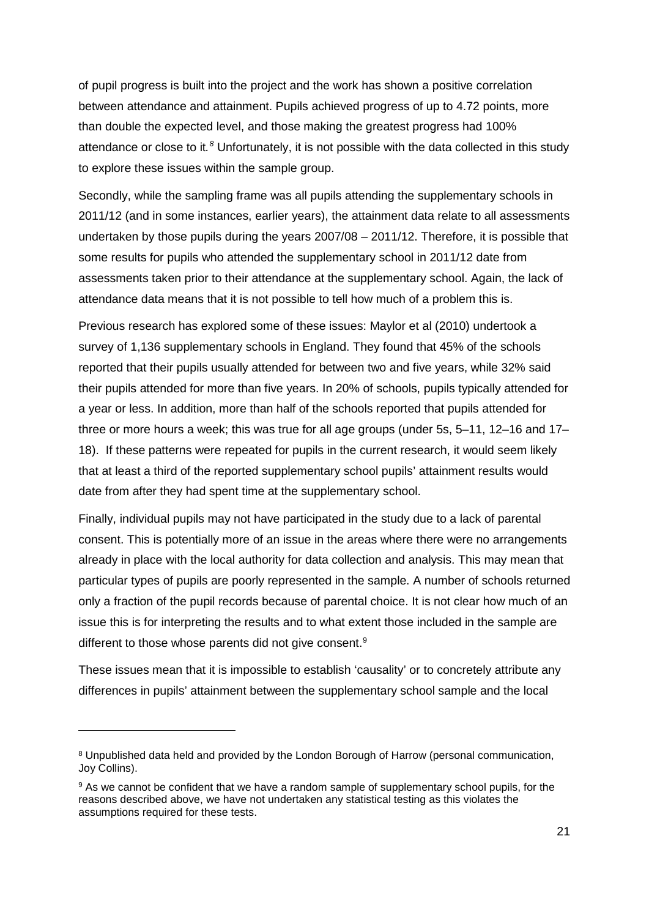of pupil progress is built into the project and the work has shown a positive correlation between attendance and attainment. Pupils achieved progress of up to 4.72 points, more than double the expected level, and those making the greatest progress had 100% attendance or close to it.[8] Unfortunately, it is not possible with the data collected in this study to explore these issues within the sample group.

Secondly, while the sampling frame was all pupils attending the supplementary schools in 2011/12 (and in some instances, earlier years), the attainment data relate to all assessments undertaken by those pupils during the years 2007/08 – 2011/12. Therefore, it is possible that some results for pupils who attended the supplementary school in 2011/12 date from assessments taken prior to their attendance at the supplementary school. Again, the lack of attendance data means that it is not possible to tell how much of a problem this is.

Previous research has explored some of these issues: Maylor et al (2010) undertook a survey of 1,136 supplementary schools in England. They found that 45% of the schools reported that their pupils usually attended for between two and five years, while 32% said their pupils attended for more than five years. In 20% of schools, pupils typically attended for a year or less. In addition, more than half of the schools reported that pupils attended for three or more hours a week; this was true for all age groups (under 5s, 5–11, 12–16 and 17–18). If these patterns were repeated for pupils in the current research, it would seem likely that at least a third of the reported supplementary school pupils' attainment results would date from after they had spent time at the supplementary school.

Finally, individual pupils may not have participated in the study due to a lack of parental consent. This is potentially more of an issue in the areas where there were no arrangements already in place with the local authority for data collection and analysis. This may mean that particular types of pupils are poorly represented in the sample. A number of schools returned only a fraction of the pupil records because of parental choice. It is not clear how much of an issue this is for interpreting the results and to what extent those included in the sample are different to those whose parents did not give consent.[9]

These issues mean that it is impossible to establish 'causality' or to concretely attribute any differences in pupils' attainment between the supplementary school sample and the local

---

[8] Unpublished data held and provided by the London Borough of Harrow (personal communication, Joy Collins).

[9] As we cannot be confident that we have a random sample of supplementary school pupils, for the reasons described above, we have not undertaken any statistical testing as this violates the assumptions required for these tests.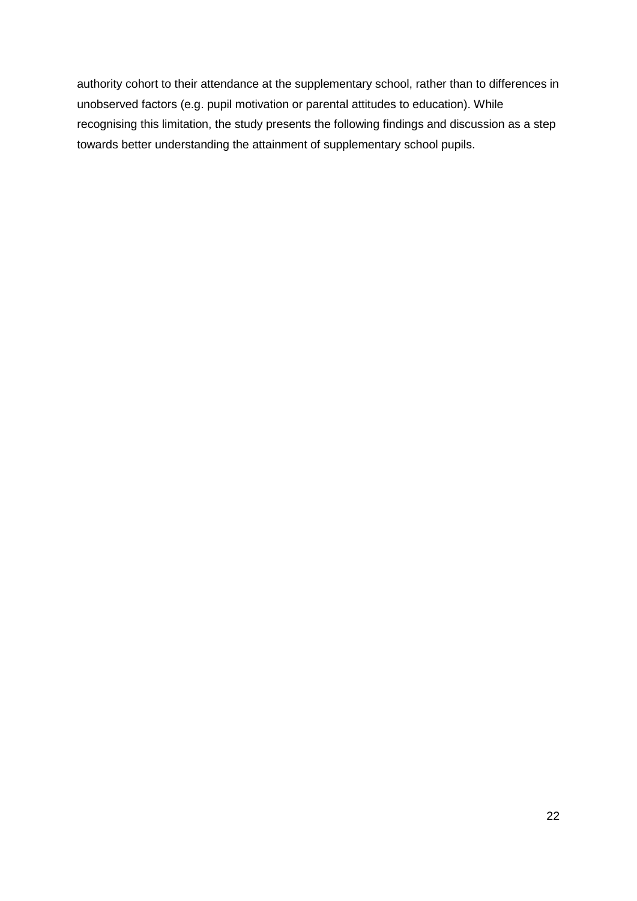authority cohort to their attendance at the supplementary school, rather than to differences in unobserved factors (e.g. pupil motivation or parental attitudes to education). While recognising this limitation, the study presents the following findings and discussion as a step towards better understanding the attainment of supplementary school pupils.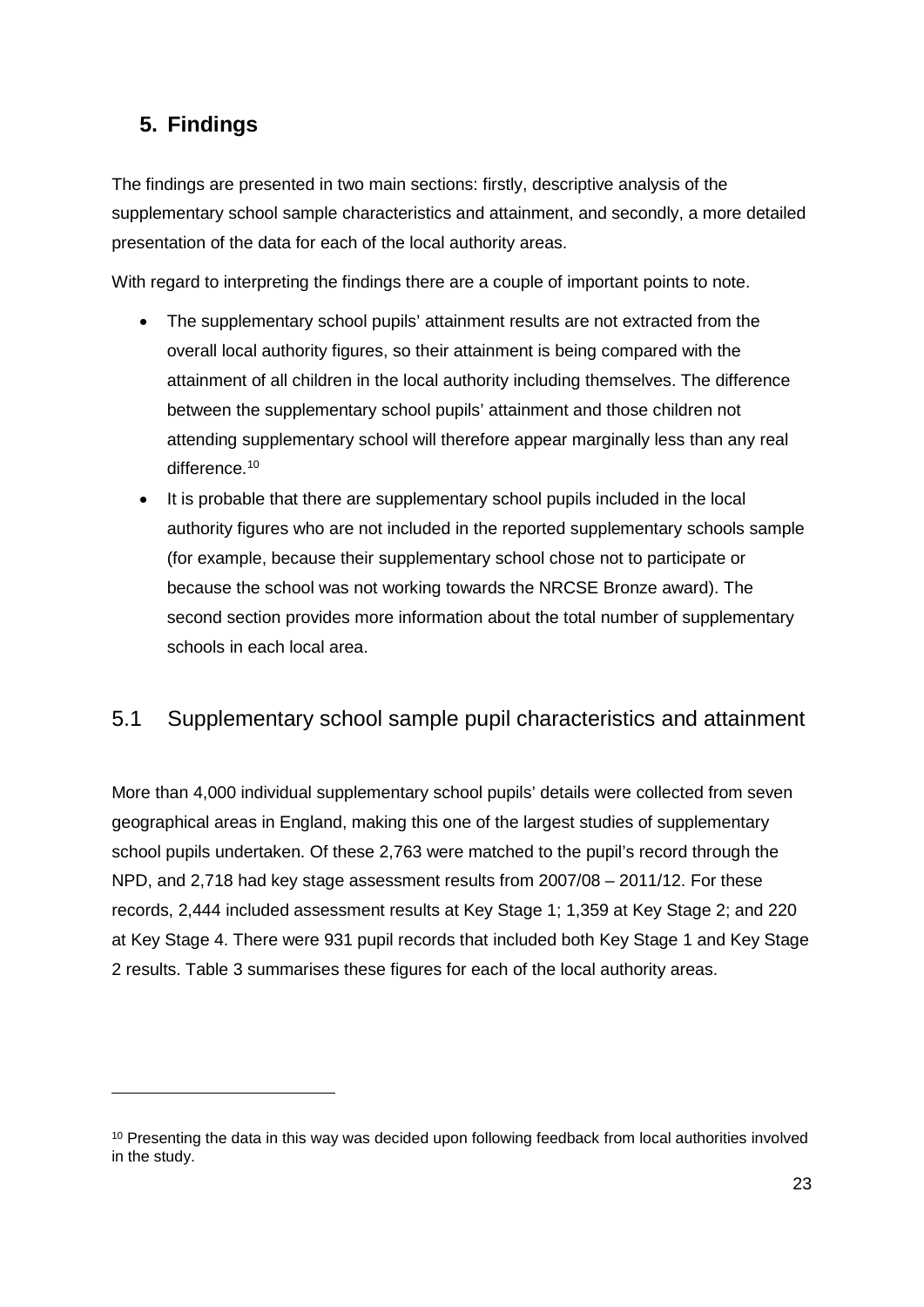## 5. Findings

The findings are presented in two main sections: firstly, descriptive analysis of the supplementary school sample characteristics and attainment, and secondly, a more detailed presentation of the data for each of the local authority areas.

With regard to interpreting the findings there are a couple of important points to note.

- The supplementary school pupils' attainment results are not extracted from the overall local authority figures, so their attainment is being compared with the attainment of all children in the local authority including themselves. The difference between the supplementary school pupils' attainment and those children not attending supplementary school will therefore appear marginally less than any real difference.[10]
- It is probable that there are supplementary school pupils included in the local authority figures who are not included in the reported supplementary schools sample (for example, because their supplementary school chose not to participate or because the school was not working towards the NRCSE Bronze award). The second section provides more information about the total number of supplementary schools in each local area.

### 5.1 Supplementary school sample pupil characteristics and attainment

More than 4,000 individual supplementary school pupils' details were collected from seven geographical areas in England, making this one of the largest studies of supplementary school pupils undertaken. Of these 2,763 were matched to the pupil's record through the NPD, and 2,718 had key stage assessment results from 2007/08 – 2011/12. For these records, 2,444 included assessment results at Key Stage 1; 1,359 at Key Stage 2; and 220 at Key Stage 4. There were 931 pupil records that included both Key Stage 1 and Key Stage 2 results. Table 3 summarises these figures for each of the local authority areas.

---

[10] Presenting the data in this way was decided upon following feedback from local authorities involved in the study.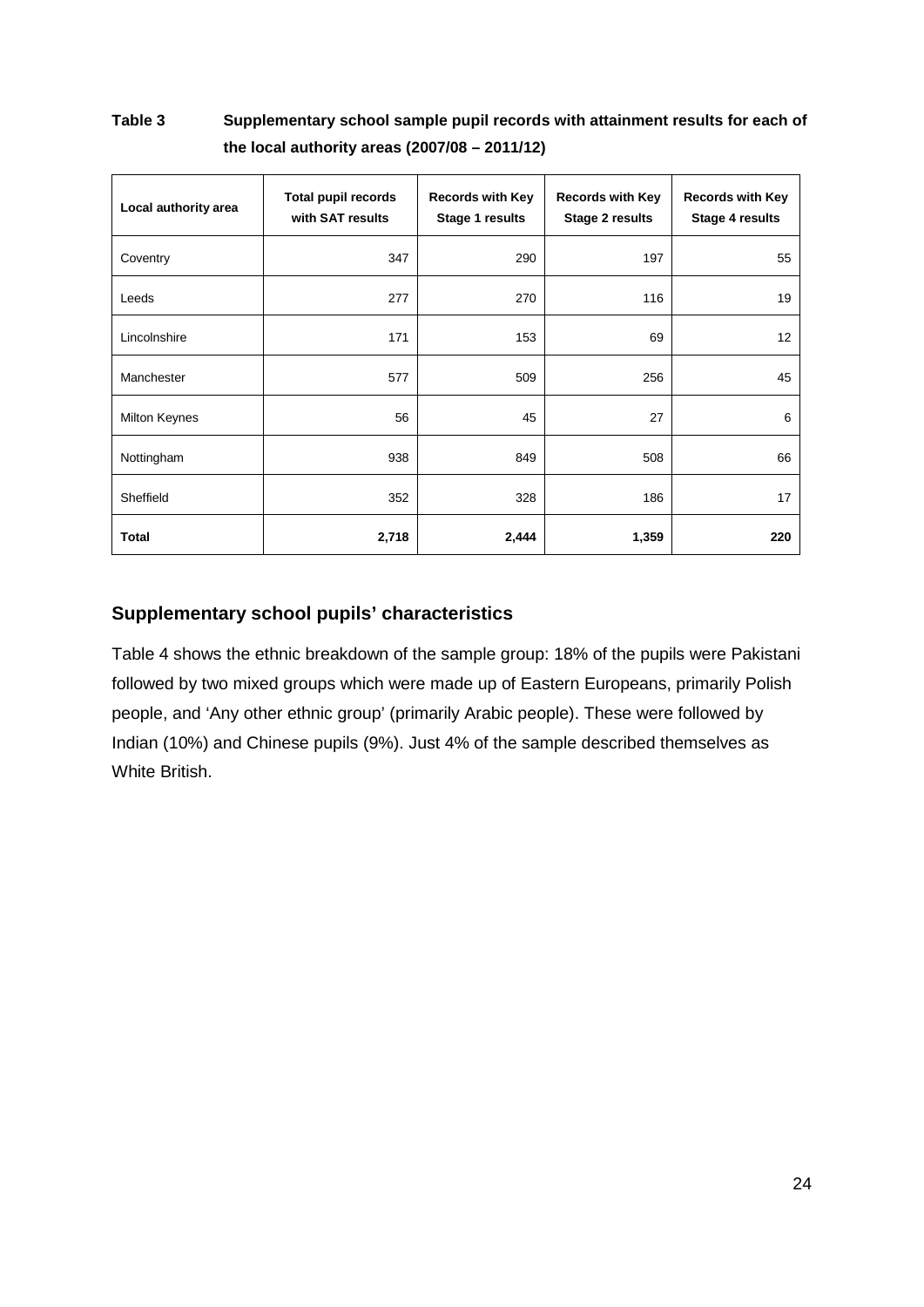**Table 3 Supplementary school sample pupil records with attainment results for each of the local authority areas (2007/08 – 2011/12)**

| Local authority area | Total pupil records with SAT results | Records with Key Stage 1 results | Records with Key Stage 2 results | Records with Key Stage 4 results |
|---|---|---|---|---|
| Coventry | 347 | 290 | 197 | 55 |
| Leeds | 277 | 270 | 116 | 19 |
| Lincolnshire | 171 | 153 | 69 | 12 |
| Manchester | 577 | 509 | 256 | 45 |
| Milton Keynes | 56 | 45 | 27 | 6 |
| Nottingham | 938 | 849 | 508 | 66 |
| Sheffield | 352 | 328 | 186 | 17 |
| **Total** | **2,718** | **2,444** | **1,359** | **220** |

## Supplementary school pupils' characteristics

Table 4 shows the ethnic breakdown of the sample group: 18% of the pupils were Pakistani followed by two mixed groups which were made up of Eastern Europeans, primarily Polish people, and 'Any other ethnic group' (primarily Arabic people). These were followed by Indian (10%) and Chinese pupils (9%). Just 4% of the sample described themselves as White British.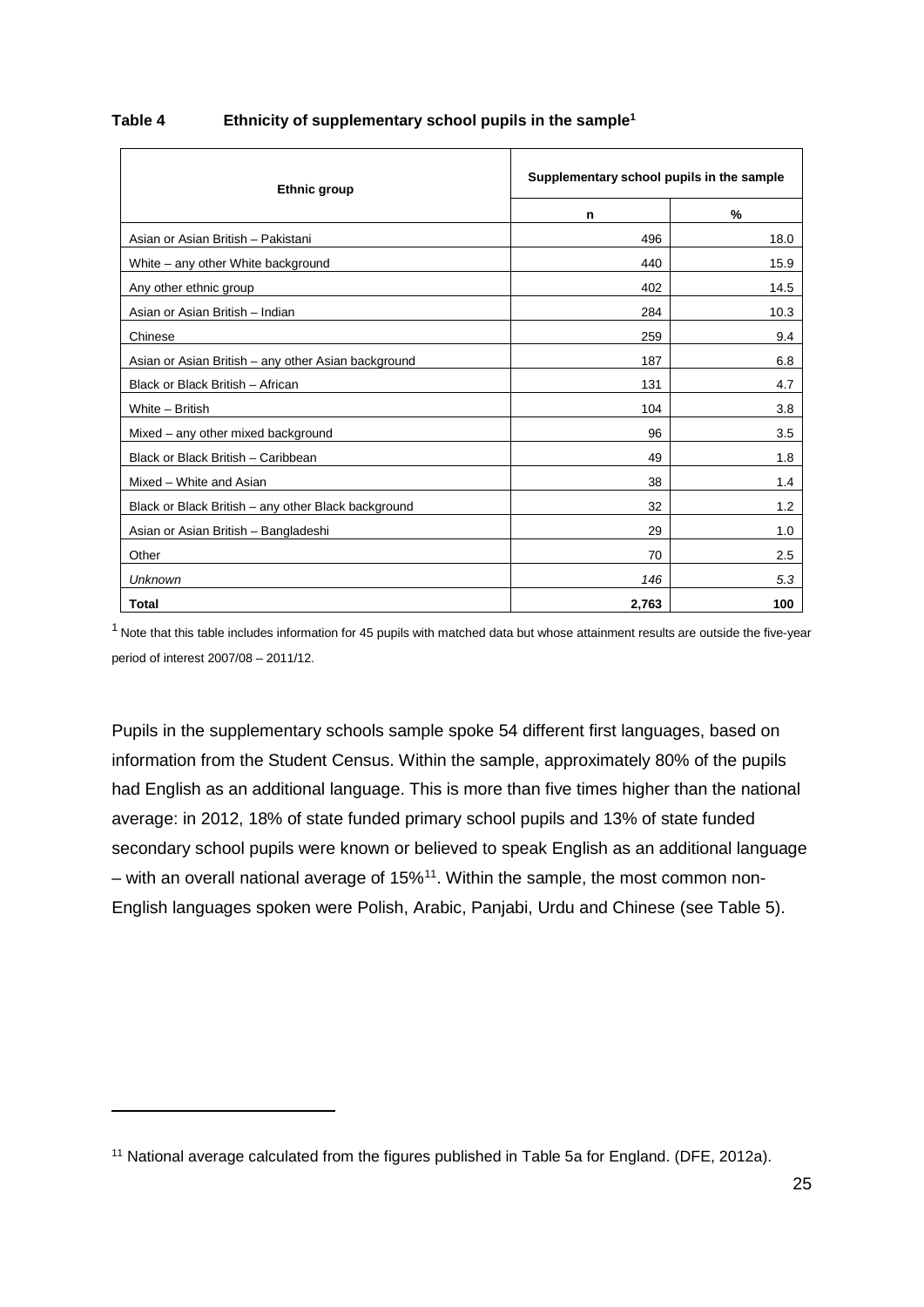**Table 4 Ethnicity of supplementary school pupils in the sample[1]**

| Ethnic group | Supplementary school pupils in the sample | |
|---|---|---|
| | n | % |
| Asian or Asian British – Pakistani | 496 | 18.0 |
| White – any other White background | 440 | 15.9 |
| Any other ethnic group | 402 | 14.5 |
| Asian or Asian British – Indian | 284 | 10.3 |
| Chinese | 259 | 9.4 |
| Asian or Asian British – any other Asian background | 187 | 6.8 |
| Black or Black British – African | 131 | 4.7 |
| White – British | 104 | 3.8 |
| Mixed – any other mixed background | 96 | 3.5 |
| Black or Black British – Caribbean | 49 | 1.8 |
| Mixed – White and Asian | 38 | 1.4 |
| Black or Black British – any other Black background | 32 | 1.2 |
| Asian or Asian British – Bangladeshi | 29 | 1.0 |
| Other | 70 | 2.5 |
| *Unknown* | *146* | *5.3* |
| **Total** | **2,763** | **100** |

[1] Note that this table includes information for 45 pupils with matched data but whose attainment results are outside the five-year period of interest 2007/08 – 2011/12.

Pupils in the supplementary schools sample spoke 54 different first languages, based on information from the Student Census. Within the sample, approximately 80% of the pupils had English as an additional language. This is more than five times higher than the national average: in 2012, 18% of state funded primary school pupils and 13% of state funded secondary school pupils were known or believed to speak English as an additional language – with an overall national average of 15%[11]. Within the sample, the most common non-English languages spoken were Polish, Arabic, Panjabi, Urdu and Chinese (see Table 5).

[11] National average calculated from the figures published in Table 5a for England. (DFE, 2012a).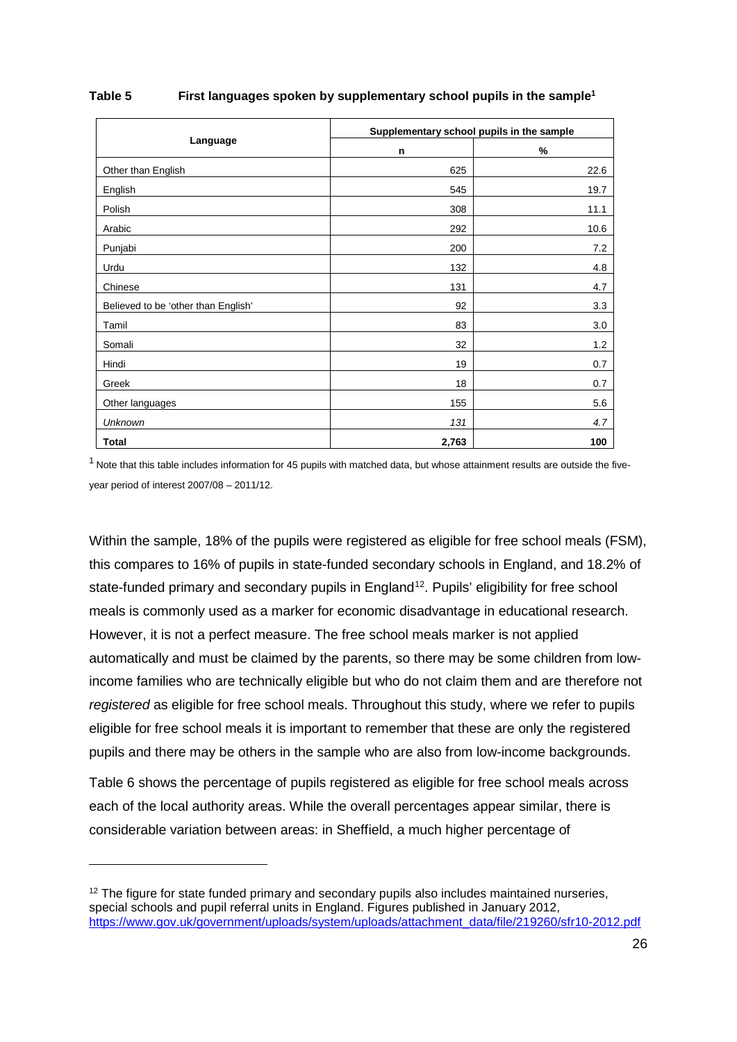**Table 5 First languages spoken by supplementary school pupils in the sample[1]**

| Language | Supplementary school pupils in the sample | |
|---|---|---|
| | n | % |
| Other than English | 625 | 22.6 |
| English | 545 | 19.7 |
| Polish | 308 | 11.1 |
| Arabic | 292 | 10.6 |
| Punjabi | 200 | 7.2 |
| Urdu | 132 | 4.8 |
| Chinese | 131 | 4.7 |
| Believed to be 'other than English' | 92 | 3.3 |
| Tamil | 83 | 3.0 |
| Somali | 32 | 1.2 |
| Hindi | 19 | 0.7 |
| Greek | 18 | 0.7 |
| Other languages | 155 | 5.6 |
| *Unknown* | *131* | *4.7* |
| **Total** | **2,763** | **100** |

[1] Note that this table includes information for 45 pupils with matched data, but whose attainment results are outside the five-year period of interest 2007/08 – 2011/12.

Within the sample, 18% of the pupils were registered as eligible for free school meals (FSM), this compares to 16% of pupils in state-funded secondary schools in England, and 18.2% of state-funded primary and secondary pupils in England[12]. Pupils' eligibility for free school meals is commonly used as a marker for economic disadvantage in educational research. However, it is not a perfect measure. The free school meals marker is not applied automatically and must be claimed by the parents, so there may be some children from low-income families who are technically eligible but who do not claim them and are therefore not *registered* as eligible for free school meals. Throughout this study, where we refer to pupils eligible for free school meals it is important to remember that these are only the registered pupils and there may be others in the sample who are also from low-income backgrounds.

Table 6 shows the percentage of pupils registered as eligible for free school meals across each of the local authority areas. While the overall percentages appear similar, there is considerable variation between areas: in Sheffield, a much higher percentage of

[12] The figure for state funded primary and secondary pupils also includes maintained nurseries, special schools and pupil referral units in England. Figures published in January 2012, https://www.gov.uk/government/uploads/system/uploads/attachment_data/file/219260/sfr10-2012.pdf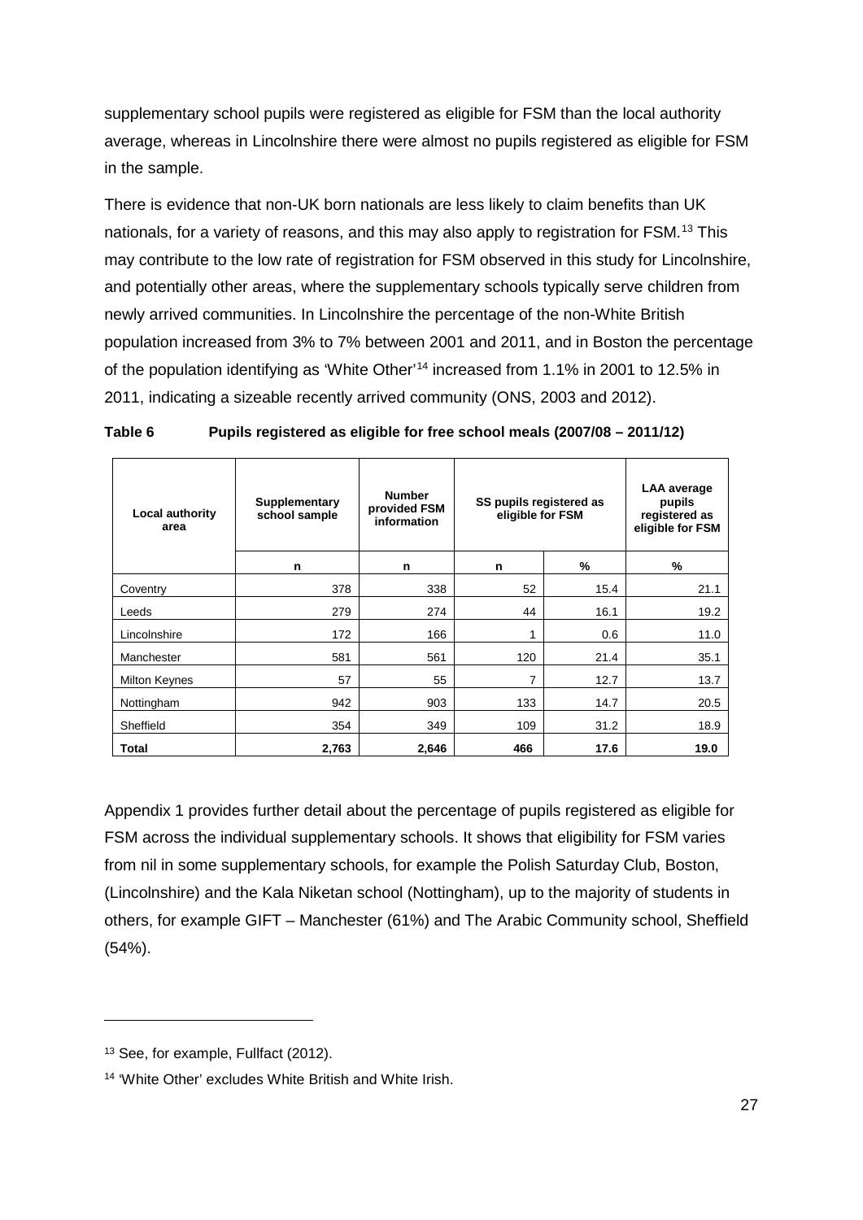supplementary school pupils were registered as eligible for FSM than the local authority average, whereas in Lincolnshire there were almost no pupils registered as eligible for FSM in the sample.

There is evidence that non-UK born nationals are less likely to claim benefits than UK nationals, for a variety of reasons, and this may also apply to registration for FSM.[13] This may contribute to the low rate of registration for FSM observed in this study for Lincolnshire, and potentially other areas, where the supplementary schools typically serve children from newly arrived communities. In Lincolnshire the percentage of the non-White British population increased from 3% to 7% between 2001 and 2011, and in Boston the percentage of the population identifying as 'White Other'[14] increased from 1.1% in 2001 to 12.5% in 2011, indicating a sizeable recently arrived community (ONS, 2003 and 2012).

**Table 6 Pupils registered as eligible for free school meals (2007/08 – 2011/12)**

| Local authority area | Supplementary school sample | Number provided FSM information | SS pupils registered as eligible for FSM | | LAA average pupils registered as eligible for FSM |
|---|---|---|---|---|---|
| | n | n | n | % | % |
| Coventry | 378 | 338 | 52 | 15.4 | 21.1 |
| Leeds | 279 | 274 | 44 | 16.1 | 19.2 |
| Lincolnshire | 172 | 166 | 1 | 0.6 | 11.0 |
| Manchester | 581 | 561 | 120 | 21.4 | 35.1 |
| Milton Keynes | 57 | 55 | 7 | 12.7 | 13.7 |
| Nottingham | 942 | 903 | 133 | 14.7 | 20.5 |
| Sheffield | 354 | 349 | 109 | 31.2 | 18.9 |
| **Total** | **2,763** | **2,646** | **466** | **17.6** | **19.0** |

Appendix 1 provides further detail about the percentage of pupils registered as eligible for FSM across the individual supplementary schools. It shows that eligibility for FSM varies from nil in some supplementary schools, for example the Polish Saturday Club, Boston, (Lincolnshire) and the Kala Niketan school (Nottingham), up to the majority of students in others, for example GIFT – Manchester (61%) and The Arabic Community school, Sheffield (54%).

---

[13] See, for example, Fullfact (2012).

[14] 'White Other' excludes White British and White Irish.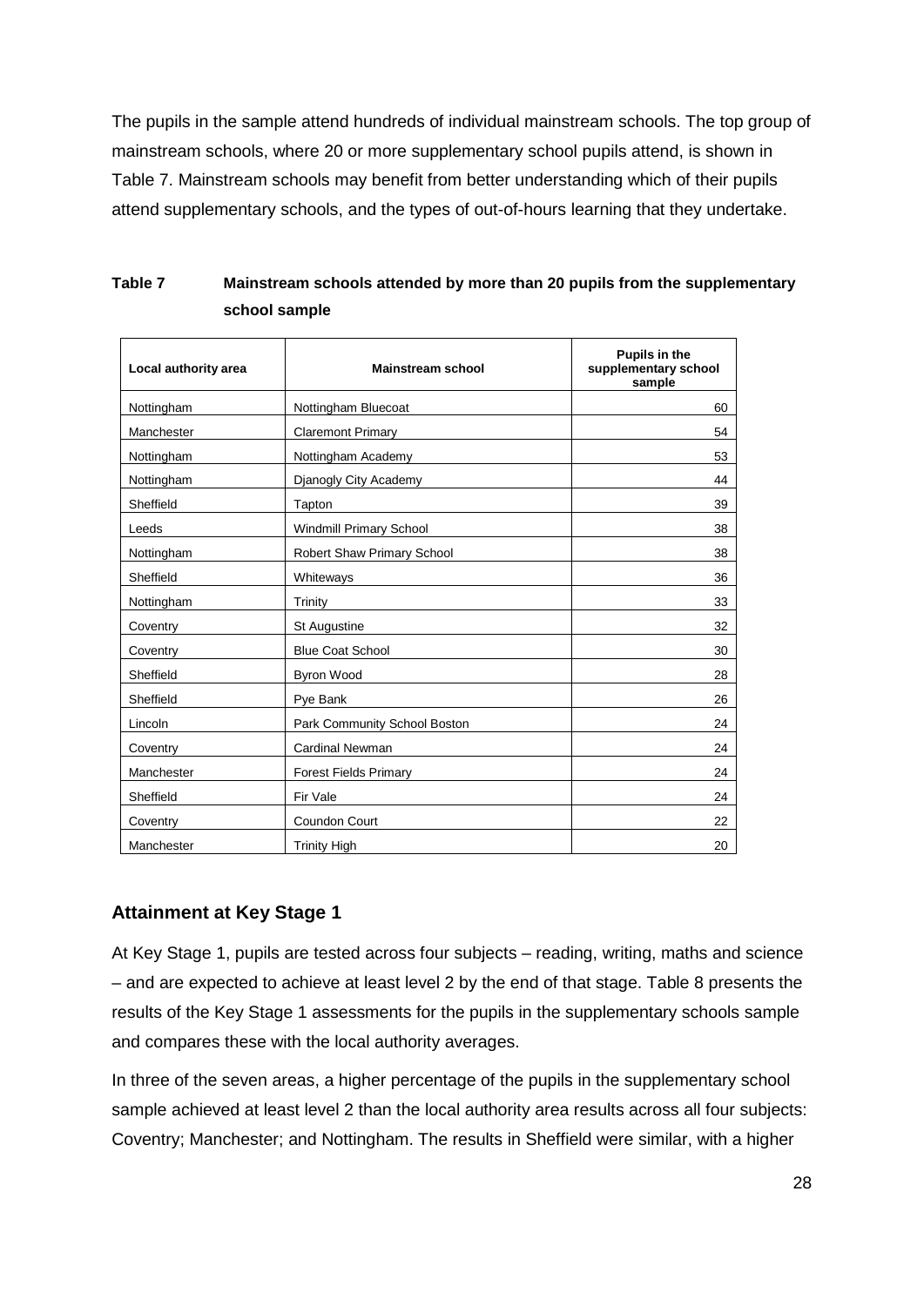The pupils in the sample attend hundreds of individual mainstream schools. The top group of mainstream schools, where 20 or more supplementary school pupils attend, is shown in Table 7. Mainstream schools may benefit from better understanding which of their pupils attend supplementary schools, and the types of out-of-hours learning that they undertake.

**Table 7 Mainstream schools attended by more than 20 pupils from the supplementary school sample**

| Local authority area | Mainstream school | Pupils in the supplementary school sample |
|---|---|---|
| Nottingham | Nottingham Bluecoat | 60 |
| Manchester | Claremont Primary | 54 |
| Nottingham | Nottingham Academy | 53 |
| Nottingham | Djanogly City Academy | 44 |
| Sheffield | Tapton | 39 |
| Leeds | Windmill Primary School | 38 |
| Nottingham | Robert Shaw Primary School | 38 |
| Sheffield | Whiteways | 36 |
| Nottingham | Trinity | 33 |
| Coventry | St Augustine | 32 |
| Coventry | Blue Coat School | 30 |
| Sheffield | Byron Wood | 28 |
| Sheffield | Pye Bank | 26 |
| Lincoln | Park Community School Boston | 24 |
| Coventry | Cardinal Newman | 24 |
| Manchester | Forest Fields Primary | 24 |
| Sheffield | Fir Vale | 24 |
| Coventry | Coundon Court | 22 |
| Manchester | Trinity High | 20 |

## Attainment at Key Stage 1

At Key Stage 1, pupils are tested across four subjects – reading, writing, maths and science – and are expected to achieve at least level 2 by the end of that stage. Table 8 presents the results of the Key Stage 1 assessments for the pupils in the supplementary schools sample and compares these with the local authority averages.

In three of the seven areas, a higher percentage of the pupils in the supplementary school sample achieved at least level 2 than the local authority area results across all four subjects: Coventry; Manchester; and Nottingham. The results in Sheffield were similar, with a higher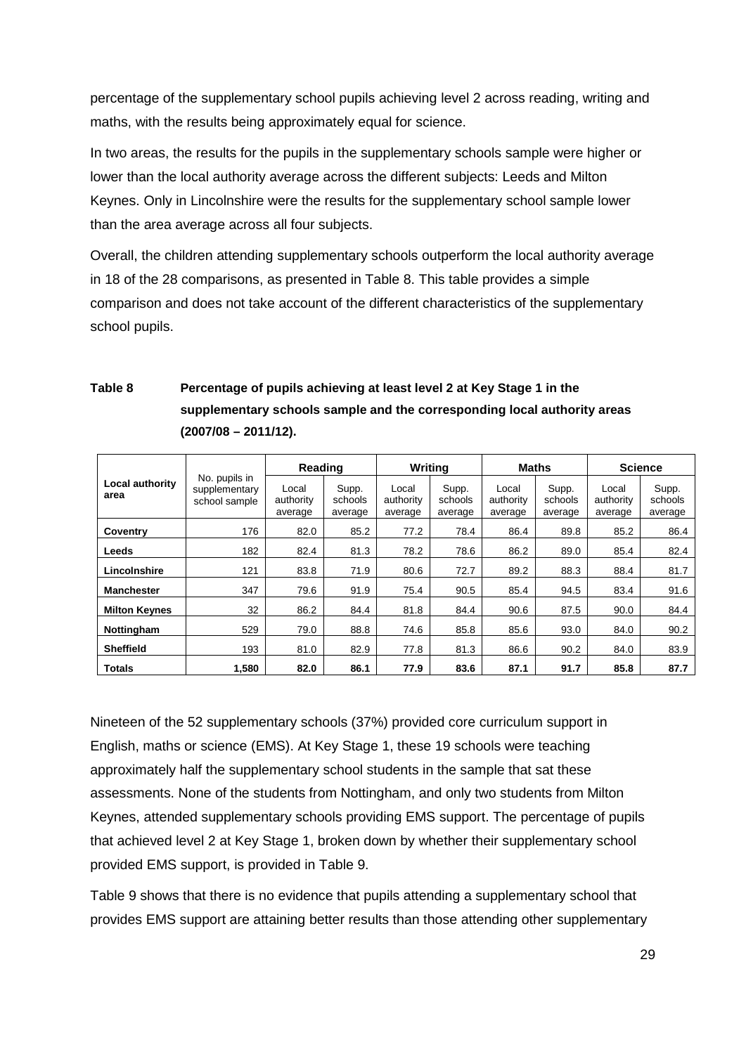percentage of the supplementary school pupils achieving level 2 across reading, writing and maths, with the results being approximately equal for science.

In two areas, the results for the pupils in the supplementary schools sample were higher or lower than the local authority average across the different subjects: Leeds and Milton Keynes. Only in Lincolnshire were the results for the supplementary school sample lower than the area average across all four subjects.

Overall, the children attending supplementary schools outperform the local authority average in 18 of the 28 comparisons, as presented in Table 8. This table provides a simple comparison and does not take account of the different characteristics of the supplementary school pupils.

**Table 8 Percentage of pupils achieving at least level 2 at Key Stage 1 in the supplementary schools sample and the corresponding local authority areas (2007/08 – 2011/12).**

| Local authority area | No. pupils in supplementary school sample | Reading | | Writing | | Maths | | Science | |
|---|---|---|---|---|---|---|---|---|---|
| | | Local authority average | Supp. schools average | Local authority average | Supp. schools average | Local authority average | Supp. schools average | Local authority average | Supp. schools average |
| **Coventry** | 176 | 82.0 | 85.2 | 77.2 | 78.4 | 86.4 | 89.8 | 85.2 | 86.4 |
| **Leeds** | 182 | 82.4 | 81.3 | 78.2 | 78.6 | 86.2 | 89.0 | 85.4 | 82.4 |
| **Lincolnshire** | 121 | 83.8 | 71.9 | 80.6 | 72.7 | 89.2 | 88.3 | 88.4 | 81.7 |
| **Manchester** | 347 | 79.6 | 91.9 | 75.4 | 90.5 | 85.4 | 94.5 | 83.4 | 91.6 |
| **Milton Keynes** | 32 | 86.2 | 84.4 | 81.8 | 84.4 | 90.6 | 87.5 | 90.0 | 84.4 |
| **Nottingham** | 529 | 79.0 | 88.8 | 74.6 | 85.8 | 85.6 | 93.0 | 84.0 | 90.2 |
| **Sheffield** | 193 | 81.0 | 82.9 | 77.8 | 81.3 | 86.6 | 90.2 | 84.0 | 83.9 |
| **Totals** | **1,580** | **82.0** | **86.1** | **77.9** | **83.6** | **87.1** | **91.7** | **85.8** | **87.7** |

Nineteen of the 52 supplementary schools (37%) provided core curriculum support in English, maths or science (EMS). At Key Stage 1, these 19 schools were teaching approximately half the supplementary school students in the sample that sat these assessments. None of the students from Nottingham, and only two students from Milton Keynes, attended supplementary schools providing EMS support. The percentage of pupils that achieved level 2 at Key Stage 1, broken down by whether their supplementary school provided EMS support, is provided in Table 9.

Table 9 shows that there is no evidence that pupils attending a supplementary school that provides EMS support are attaining better results than those attending other supplementary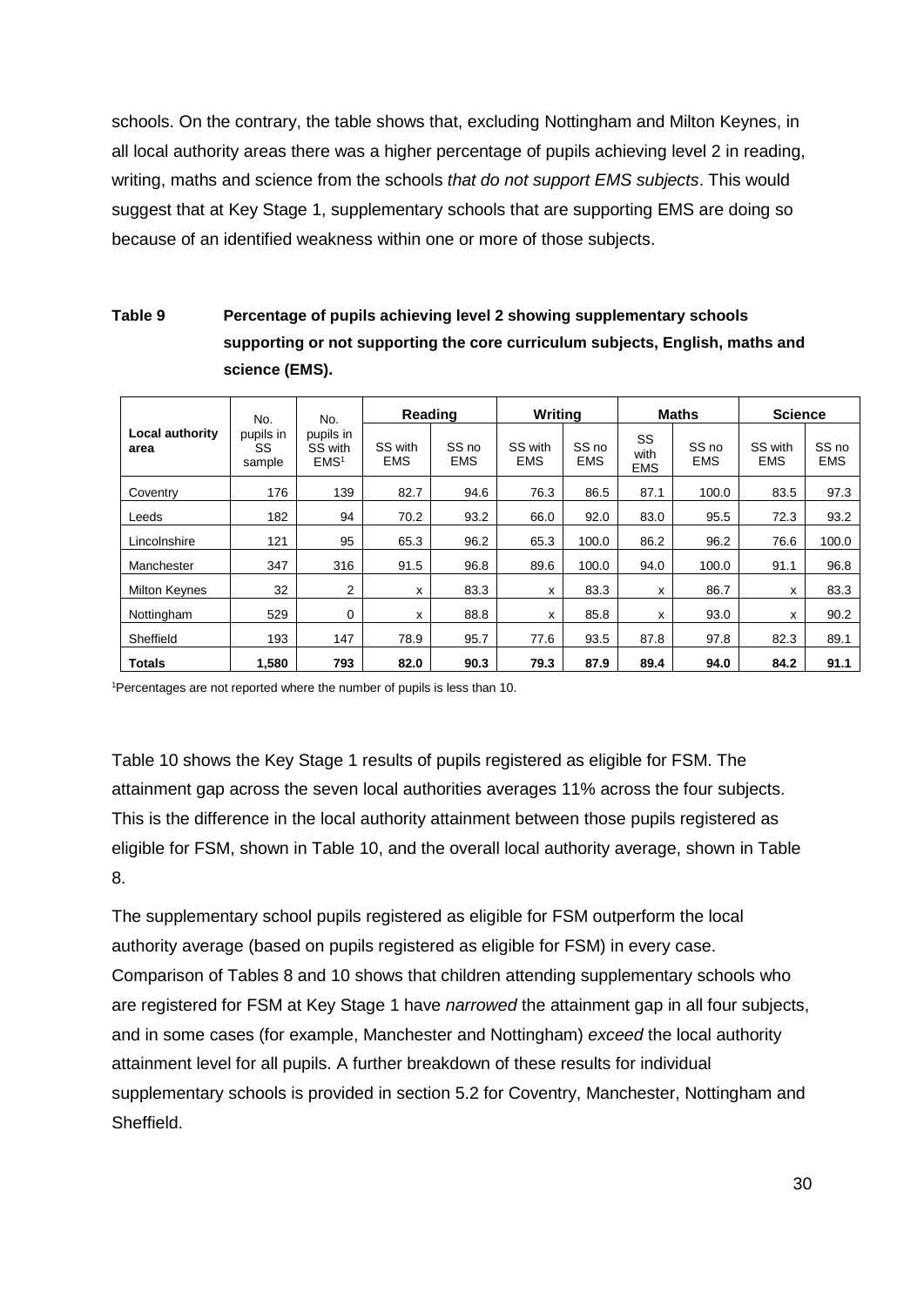schools. On the contrary, the table shows that, excluding Nottingham and Milton Keynes, in all local authority areas there was a higher percentage of pupils achieving level 2 in reading, writing, maths and science from the schools *that do not support EMS subjects*. This would suggest that at Key Stage 1, supplementary schools that are supporting EMS are doing so because of an identified weakness within one or more of those subjects.

**Table 9 Percentage of pupils achieving level 2 showing supplementary schools supporting or not supporting the core curriculum subjects, English, maths and science (EMS).**

| Local authority area | No. pupils in SS sample | No. pupils in SS with EMS[1] | Reading | | Writing | | Maths | | Science | |
|---|---|---|---|---|---|---|---|---|---|---|
| | | | SS with EMS | SS no EMS | SS with EMS | SS no EMS | SS with EMS | SS no EMS | SS with EMS | SS no EMS |
| Coventry | 176 | 139 | 82.7 | 94.6 | 76.3 | 86.5 | 87.1 | 100.0 | 83.5 | 97.3 |
| Leeds | 182 | 94 | 70.2 | 93.2 | 66.0 | 92.0 | 83.0 | 95.5 | 72.3 | 93.2 |
| Lincolnshire | 121 | 95 | 65.3 | 96.2 | 65.3 | 100.0 | 86.2 | 96.2 | 76.6 | 100.0 |
| Manchester | 347 | 316 | 91.5 | 96.8 | 89.6 | 100.0 | 94.0 | 100.0 | 91.1 | 96.8 |
| Milton Keynes | 32 | 2 | x | 83.3 | x | 83.3 | x | 86.7 | x | 83.3 |
| Nottingham | 529 | 0 | x | 88.8 | x | 85.8 | x | 93.0 | x | 90.2 |
| Sheffield | 193 | 147 | 78.9 | 95.7 | 77.6 | 93.5 | 87.8 | 97.8 | 82.3 | 89.1 |
| **Totals** | **1,580** | **793** | **82.0** | **90.3** | **79.3** | **87.9** | **89.4** | **94.0** | **84.2** | **91.1** |

[1]Percentages are not reported where the number of pupils is less than 10.

Table 10 shows the Key Stage 1 results of pupils registered as eligible for FSM. The attainment gap across the seven local authorities averages 11% across the four subjects. This is the difference in the local authority attainment between those pupils registered as eligible for FSM, shown in Table 10, and the overall local authority average, shown in Table 8.

The supplementary school pupils registered as eligible for FSM outperform the local authority average (based on pupils registered as eligible for FSM) in every case. Comparison of Tables 8 and 10 shows that children attending supplementary schools who are registered for FSM at Key Stage 1 have *narrowed* the attainment gap in all four subjects, and in some cases (for example, Manchester and Nottingham) *exceed* the local authority attainment level for all pupils. A further breakdown of these results for individual supplementary schools is provided in section 5.2 for Coventry, Manchester, Nottingham and Sheffield.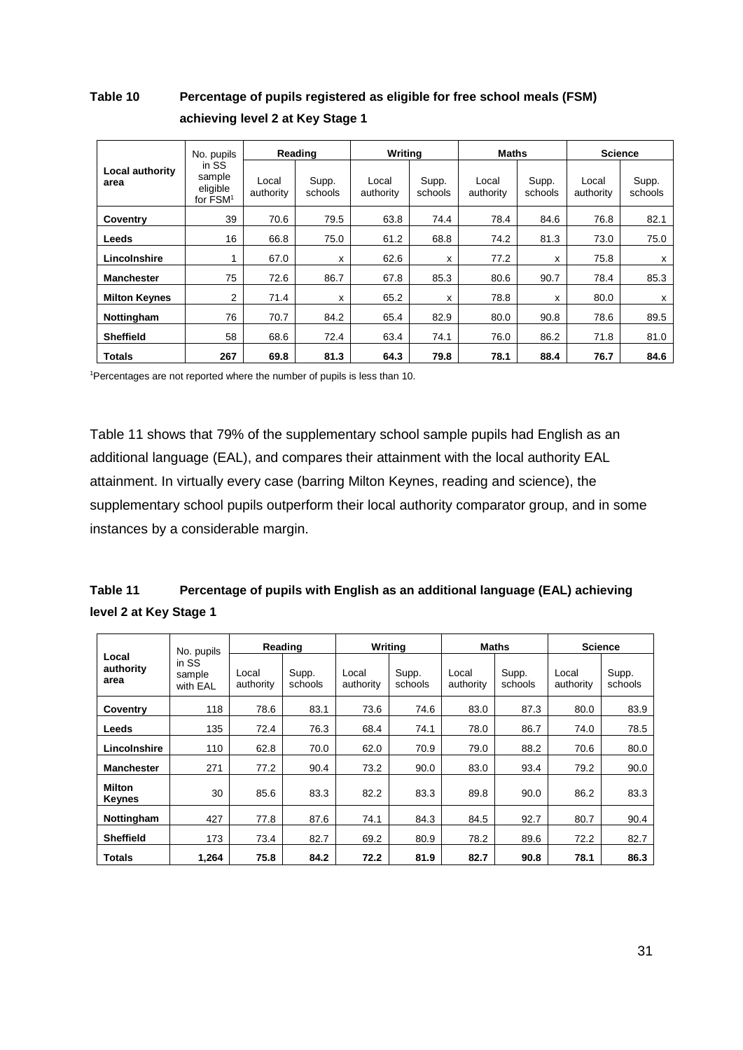**Table 10 Percentage of pupils registered as eligible for free school meals (FSM) achieving level 2 at Key Stage 1**

| Local authority area | No. pupils in SS sample eligible for FSM[1] | Reading | | Writing | | Maths | | Science | |
|---|---|---|---|---|---|---|---|---|---|
| | | Local authority | Supp. schools | Local authority | Supp. schools | Local authority | Supp. schools | Local authority | Supp. schools |
| **Coventry** | 39 | 70.6 | 79.5 | 63.8 | 74.4 | 78.4 | 84.6 | 76.8 | 82.1 |
| **Leeds** | 16 | 66.8 | 75.0 | 61.2 | 68.8 | 74.2 | 81.3 | 73.0 | 75.0 |
| **Lincolnshire** | 1 | 67.0 | x | 62.6 | x | 77.2 | x | 75.8 | x |
| **Manchester** | 75 | 72.6 | 86.7 | 67.8 | 85.3 | 80.6 | 90.7 | 78.4 | 85.3 |
| **Milton Keynes** | 2 | 71.4 | x | 65.2 | x | 78.8 | x | 80.0 | x |
| **Nottingham** | 76 | 70.7 | 84.2 | 65.4 | 82.9 | 80.0 | 90.8 | 78.6 | 89.5 |
| **Sheffield** | 58 | 68.6 | 72.4 | 63.4 | 74.1 | 76.0 | 86.2 | 71.8 | 81.0 |
| **Totals** | **267** | **69.8** | **81.3** | **64.3** | **79.8** | **78.1** | **88.4** | **76.7** | **84.6** |

[1]Percentages are not reported where the number of pupils is less than 10.

Table 11 shows that 79% of the supplementary school sample pupils had English as an additional language (EAL), and compares their attainment with the local authority EAL attainment. In virtually every case (barring Milton Keynes, reading and science), the supplementary school pupils outperform their local authority comparator group, and in some instances by a considerable margin.

**Table 11 Percentage of pupils with English as an additional language (EAL) achieving level 2 at Key Stage 1**

| Local authority area | No. pupils in SS sample with EAL | Reading | | Writing | | Maths | | Science | |
|---|---|---|---|---|---|---|---|---|---|
| | | Local authority | Supp. schools | Local authority | Supp. schools | Local authority | Supp. schools | Local authority | Supp. schools |
| **Coventry** | 118 | 78.6 | 83.1 | 73.6 | 74.6 | 83.0 | 87.3 | 80.0 | 83.9 |
| **Leeds** | 135 | 72.4 | 76.3 | 68.4 | 74.1 | 78.0 | 86.7 | 74.0 | 78.5 |
| **Lincolnshire** | 110 | 62.8 | 70.0 | 62.0 | 70.9 | 79.0 | 88.2 | 70.6 | 80.0 |
| **Manchester** | 271 | 77.2 | 90.4 | 73.2 | 90.0 | 83.0 | 93.4 | 79.2 | 90.0 |
| **Milton Keynes** | 30 | 85.6 | 83.3 | 82.2 | 83.3 | 89.8 | 90.0 | 86.2 | 83.3 |
| **Nottingham** | 427 | 77.8 | 87.6 | 74.1 | 84.3 | 84.5 | 92.7 | 80.7 | 90.4 |
| **Sheffield** | 173 | 73.4 | 82.7 | 69.2 | 80.9 | 78.2 | 89.6 | 72.2 | 82.7 |
| **Totals** | **1,264** | **75.8** | **84.2** | **72.2** | **81.9** | **82.7** | **90.8** | **78.1** | **86.3** |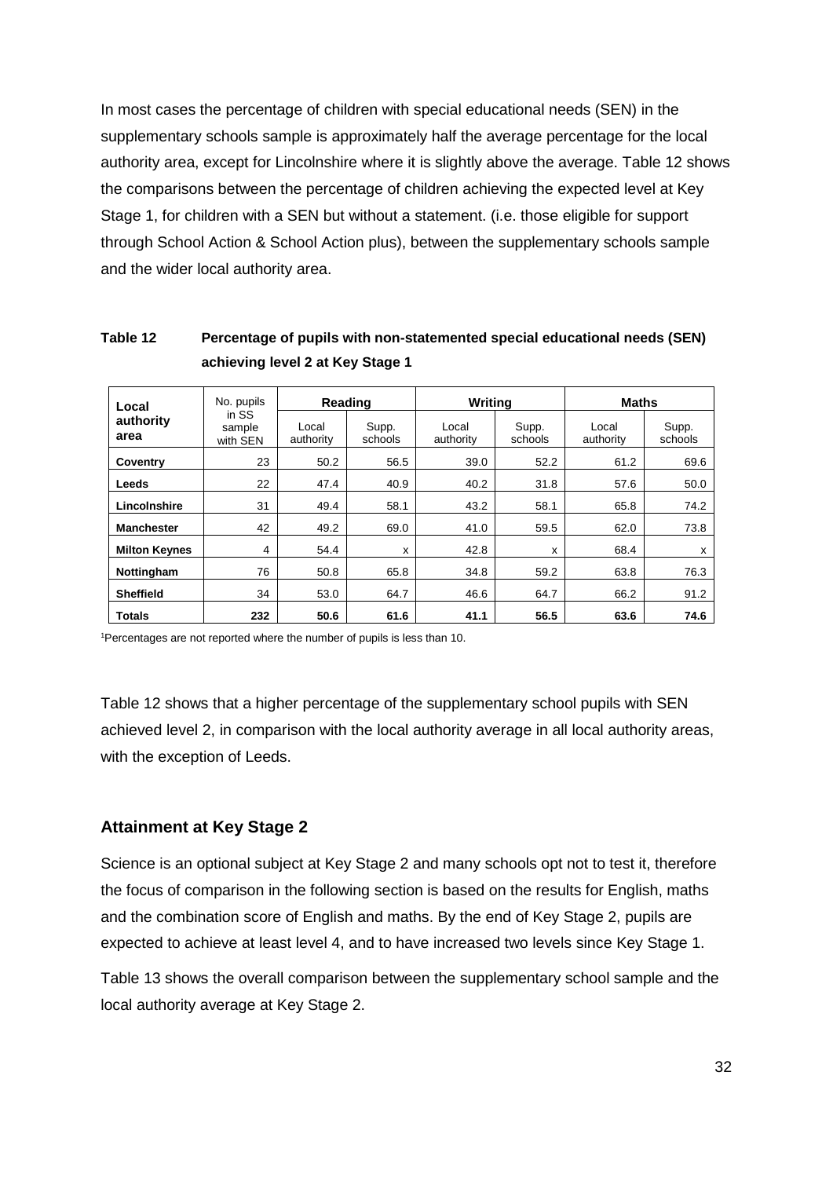In most cases the percentage of children with special educational needs (SEN) in the supplementary schools sample is approximately half the average percentage for the local authority area, except for Lincolnshire where it is slightly above the average. Table 12 shows the comparisons between the percentage of children achieving the expected level at Key Stage 1, for children with a SEN but without a statement. (i.e. those eligible for support through School Action & School Action plus), between the supplementary schools sample and the wider local authority area.

**Table 12 Percentage of pupils with non-statemented special educational needs (SEN) achieving level 2 at Key Stage 1**

| Local authority area | No. pupils in SS sample with SEN | Reading | | Writing | | Maths | |
|---|---|---|---|---|---|---|---|
| | | Local authority | Supp. schools | Local authority | Supp. schools | Local authority | Supp. schools |
| **Coventry** | 23 | 50.2 | 56.5 | 39.0 | 52.2 | 61.2 | 69.6 |
| **Leeds** | 22 | 47.4 | 40.9 | 40.2 | 31.8 | 57.6 | 50.0 |
| **Lincolnshire** | 31 | 49.4 | 58.1 | 43.2 | 58.1 | 65.8 | 74.2 |
| **Manchester** | 42 | 49.2 | 69.0 | 41.0 | 59.5 | 62.0 | 73.8 |
| **Milton Keynes** | 4 | 54.4 | x | 42.8 | x | 68.4 | x |
| **Nottingham** | 76 | 50.8 | 65.8 | 34.8 | 59.2 | 63.8 | 76.3 |
| **Sheffield** | 34 | 53.0 | 64.7 | 46.6 | 64.7 | 66.2 | 91.2 |
| **Totals** | **232** | **50.6** | **61.6** | **41.1** | **56.5** | **63.6** | **74.6** |

[1]Percentages are not reported where the number of pupils is less than 10.

Table 12 shows that a higher percentage of the supplementary school pupils with SEN achieved level 2, in comparison with the local authority average in all local authority areas, with the exception of Leeds.

## Attainment at Key Stage 2

Science is an optional subject at Key Stage 2 and many schools opt not to test it, therefore the focus of comparison in the following section is based on the results for English, maths and the combination score of English and maths. By the end of Key Stage 2, pupils are expected to achieve at least level 4, and to have increased two levels since Key Stage 1.

Table 13 shows the overall comparison between the supplementary school sample and the local authority average at Key Stage 2.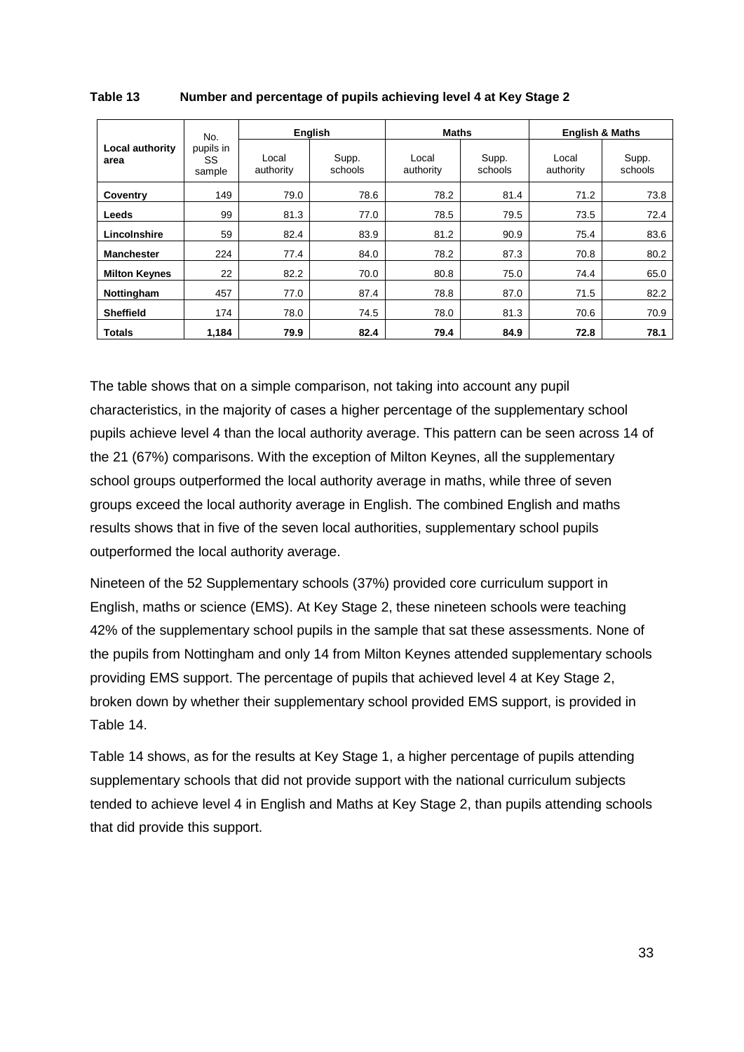**Table 13 Number and percentage of pupils achieving level 4 at Key Stage 2**

| Local authority area | No. pupils in SS sample | English | | Maths | | English & Maths | |
|---|---|---|---|---|---|---|---|
| | | Local authority | Supp. schools | Local authority | Supp. schools | Local authority | Supp. schools |
| **Coventry** | 149 | 79.0 | 78.6 | 78.2 | 81.4 | 71.2 | 73.8 |
| **Leeds** | 99 | 81.3 | 77.0 | 78.5 | 79.5 | 73.5 | 72.4 |
| **Lincolnshire** | 59 | 82.4 | 83.9 | 81.2 | 90.9 | 75.4 | 83.6 |
| **Manchester** | 224 | 77.4 | 84.0 | 78.2 | 87.3 | 70.8 | 80.2 |
| **Milton Keynes** | 22 | 82.2 | 70.0 | 80.8 | 75.0 | 74.4 | 65.0 |
| **Nottingham** | 457 | 77.0 | 87.4 | 78.8 | 87.0 | 71.5 | 82.2 |
| **Sheffield** | 174 | 78.0 | 74.5 | 78.0 | 81.3 | 70.6 | 70.9 |
| **Totals** | **1,184** | **79.9** | **82.4** | **79.4** | **84.9** | **72.8** | **78.1** |

The table shows that on a simple comparison, not taking into account any pupil characteristics, in the majority of cases a higher percentage of the supplementary school pupils achieve level 4 than the local authority average. This pattern can be seen across 14 of the 21 (67%) comparisons. With the exception of Milton Keynes, all the supplementary school groups outperformed the local authority average in maths, while three of seven groups exceed the local authority average in English. The combined English and maths results shows that in five of the seven local authorities, supplementary school pupils outperformed the local authority average.

Nineteen of the 52 Supplementary schools (37%) provided core curriculum support in English, maths or science (EMS). At Key Stage 2, these nineteen schools were teaching 42% of the supplementary school pupils in the sample that sat these assessments. None of the pupils from Nottingham and only 14 from Milton Keynes attended supplementary schools providing EMS support. The percentage of pupils that achieved level 4 at Key Stage 2, broken down by whether their supplementary school provided EMS support, is provided in Table 14.

Table 14 shows, as for the results at Key Stage 1, a higher percentage of pupils attending supplementary schools that did not provide support with the national curriculum subjects tended to achieve level 4 in English and Maths at Key Stage 2, than pupils attending schools that did provide this support.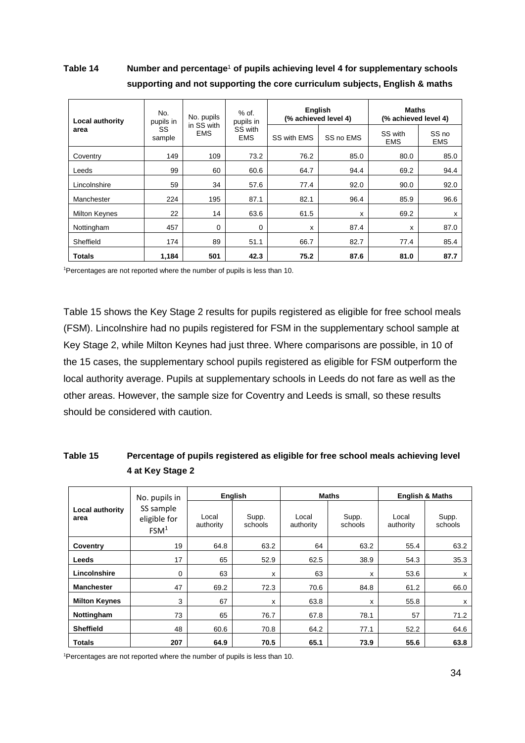**Table 14 Number and percentage[1] of pupils achieving level 4 for supplementary schools supporting and not supporting the core curriculum subjects, English & maths**

| Local authority area | No. pupils in SS sample | No. pupils in SS with EMS | % of. pupils in SS with EMS | English (% achieved level 4) | | Maths (% achieved level 4) | |
|---|---|---|---|---|---|---|---|
| | | | | SS with EMS | SS no EMS | SS with EMS | SS no EMS |
| Coventry | 149 | 109 | 73.2 | 76.2 | 85.0 | 80.0 | 85.0 |
| Leeds | 99 | 60 | 60.6 | 64.7 | 94.4 | 69.2 | 94.4 |
| Lincolnshire | 59 | 34 | 57.6 | 77.4 | 92.0 | 90.0 | 92.0 |
| Manchester | 224 | 195 | 87.1 | 82.1 | 96.4 | 85.9 | 96.6 |
| Milton Keynes | 22 | 14 | 63.6 | 61.5 | x | 69.2 | x |
| Nottingham | 457 | 0 | 0 | x | 87.4 | x | 87.0 |
| Sheffield | 174 | 89 | 51.1 | 66.7 | 82.7 | 77.4 | 85.4 |
| **Totals** | **1,184** | **501** | **42.3** | **75.2** | **87.6** | **81.0** | **87.7** |

[1]Percentages are not reported where the number of pupils is less than 10.

Table 15 shows the Key Stage 2 results for pupils registered as eligible for free school meals (FSM). Lincolnshire had no pupils registered for FSM in the supplementary school sample at Key Stage 2, while Milton Keynes had just three. Where comparisons are possible, in 10 of the 15 cases, the supplementary school pupils registered as eligible for FSM outperform the local authority average. Pupils at supplementary schools in Leeds do not fare as well as the other areas. However, the sample size for Coventry and Leeds is small, so these results should be considered with caution.

**Table 15 Percentage of pupils registered as eligible for free school meals achieving level 4 at Key Stage 2**

| Local authority area | No. pupils in SS sample eligible for FSM[1] | English | | Maths | | English & Maths | |
|---|---|---|---|---|---|---|---|
| | | Local authority | Supp. schools | Local authority | Supp. schools | Local authority | Supp. schools |
| **Coventry** | 19 | 64.8 | 63.2 | 64 | 63.2 | 55.4 | 63.2 |
| **Leeds** | 17 | 65 | 52.9 | 62.5 | 38.9 | 54.3 | 35.3 |
| **Lincolnshire** | 0 | 63 | x | 63 | x | 53.6 | x |
| **Manchester** | 47 | 69.2 | 72.3 | 70.6 | 84.8 | 61.2 | 66.0 |
| **Milton Keynes** | 3 | 67 | x | 63.8 | x | 55.8 | x |
| **Nottingham** | 73 | 65 | 76.7 | 67.8 | 78.1 | 57 | 71.2 |
| **Sheffield** | 48 | 60.6 | 70.8 | 64.2 | 77.1 | 52.2 | 64.6 |
| **Totals** | **207** | **64.9** | **70.5** | **65.1** | **73.9** | **55.6** | **63.8** |

[1]Percentages are not reported where the number of pupils is less than 10.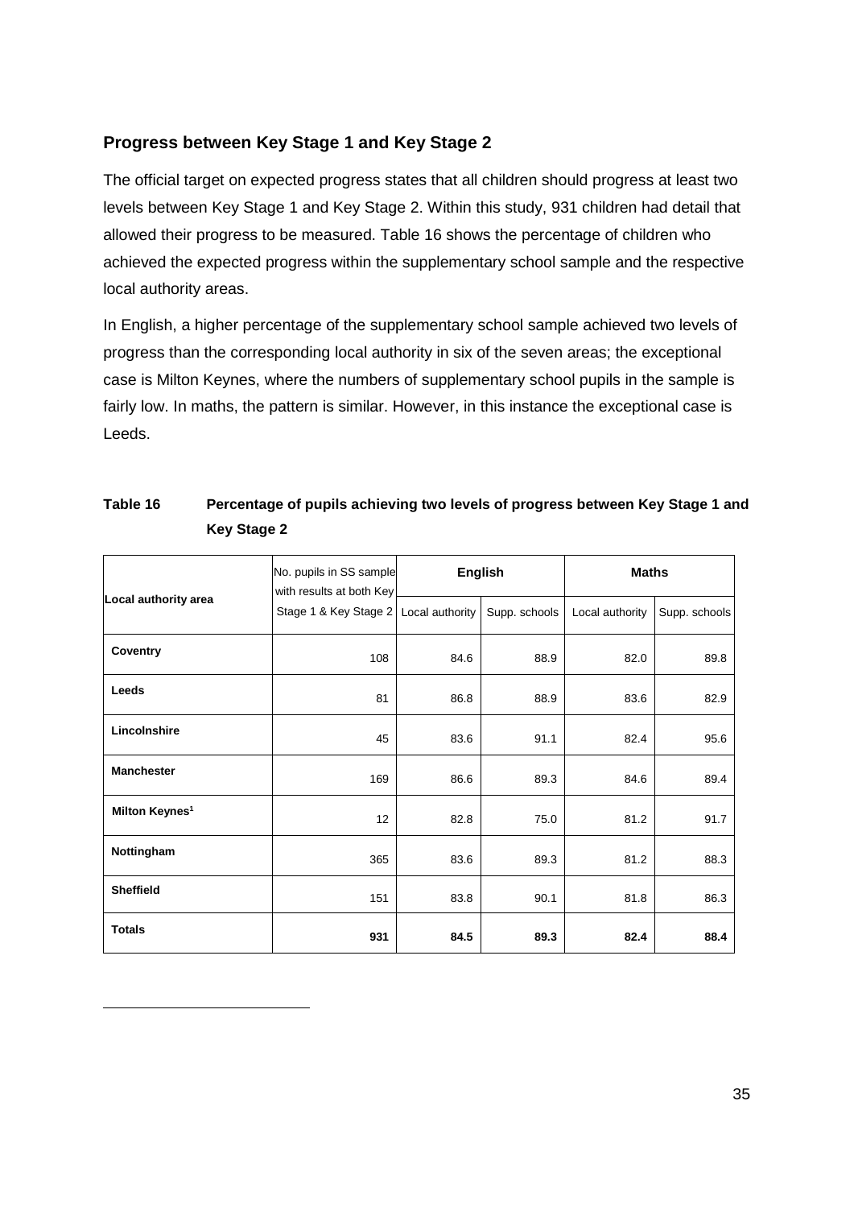## Progress between Key Stage 1 and Key Stage 2

The official target on expected progress states that all children should progress at least two levels between Key Stage 1 and Key Stage 2. Within this study, 931 children had detail that allowed their progress to be measured. Table 16 shows the percentage of children who achieved the expected progress within the supplementary school sample and the respective local authority areas.

In English, a higher percentage of the supplementary school sample achieved two levels of progress than the corresponding local authority in six of the seven areas; the exceptional case is Milton Keynes, where the numbers of supplementary school pupils in the sample is fairly low. In maths, the pattern is similar. However, in this instance the exceptional case is Leeds.

**Table 16 Percentage of pupils achieving two levels of progress between Key Stage 1 and Key Stage 2**

| Local authority area | No. pupils in SS sample with results at both Key Stage 1 & Key Stage 2 | English | | Maths | |
|---|---|---|---|---|---|
| | | Local authority | Supp. schools | Local authority | Supp. schools |
| **Coventry** | 108 | 84.6 | 88.9 | 82.0 | 89.8 |
| **Leeds** | 81 | 86.8 | 88.9 | 83.6 | 82.9 |
| **Lincolnshire** | 45 | 83.6 | 91.1 | 82.4 | 95.6 |
| **Manchester** | 169 | 86.6 | 89.3 | 84.6 | 89.4 |
| **Milton Keynes**[1] | 12 | 82.8 | 75.0 | 81.2 | 91.7 |
| **Nottingham** | 365 | 83.6 | 89.3 | 81.2 | 88.3 |
| **Sheffield** | 151 | 83.8 | 90.1 | 81.8 | 86.3 |
| **Totals** | **931** | **84.5** | **89.3** | **82.4** | **88.4** |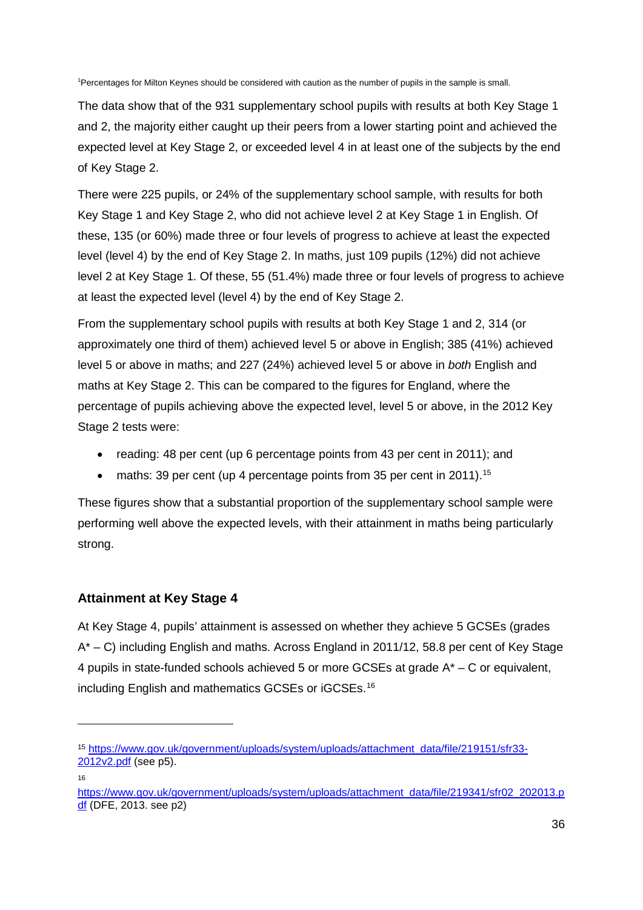[1]Percentages for Milton Keynes should be considered with caution as the number of pupils in the sample is small.

The data show that of the 931 supplementary school pupils with results at both Key Stage 1 and 2, the majority either caught up their peers from a lower starting point and achieved the expected level at Key Stage 2, or exceeded level 4 in at least one of the subjects by the end of Key Stage 2.

There were 225 pupils, or 24% of the supplementary school sample, with results for both Key Stage 1 and Key Stage 2, who did not achieve level 2 at Key Stage 1 in English. Of these, 135 (or 60%) made three or four levels of progress to achieve at least the expected level (level 4) by the end of Key Stage 2. In maths, just 109 pupils (12%) did not achieve level 2 at Key Stage 1. Of these, 55 (51.4%) made three or four levels of progress to achieve at least the expected level (level 4) by the end of Key Stage 2.

From the supplementary school pupils with results at both Key Stage 1 and 2, 314 (or approximately one third of them) achieved level 5 or above in English; 385 (41%) achieved level 5 or above in maths; and 227 (24%) achieved level 5 or above in *both* English and maths at Key Stage 2. This can be compared to the figures for England, where the percentage of pupils achieving above the expected level, level 5 or above, in the 2012 Key Stage 2 tests were:

- reading: 48 per cent (up 6 percentage points from 43 per cent in 2011); and
- maths: 39 per cent (up 4 percentage points from 35 per cent in 2011).[15]

These figures show that a substantial proportion of the supplementary school sample were performing well above the expected levels, with their attainment in maths being particularly strong.

### Attainment at Key Stage 4

At Key Stage 4, pupils' attainment is assessed on whether they achieve 5 GCSEs (grades A* – C) including English and maths. Across England in 2011/12, 58.8 per cent of Key Stage 4 pupils in state-funded schools achieved 5 or more GCSEs at grade A* – C or equivalent, including English and mathematics GCSEs or iGCSEs.[16]

---

[15] https://www.gov.uk/government/uploads/system/uploads/attachment_data/file/219151/sfr33-2012v2.pdf (see p5).

[16] https://www.gov.uk/government/uploads/system/uploads/attachment_data/file/219341/sfr02_202013.pdf (DFE, 2013. see p2)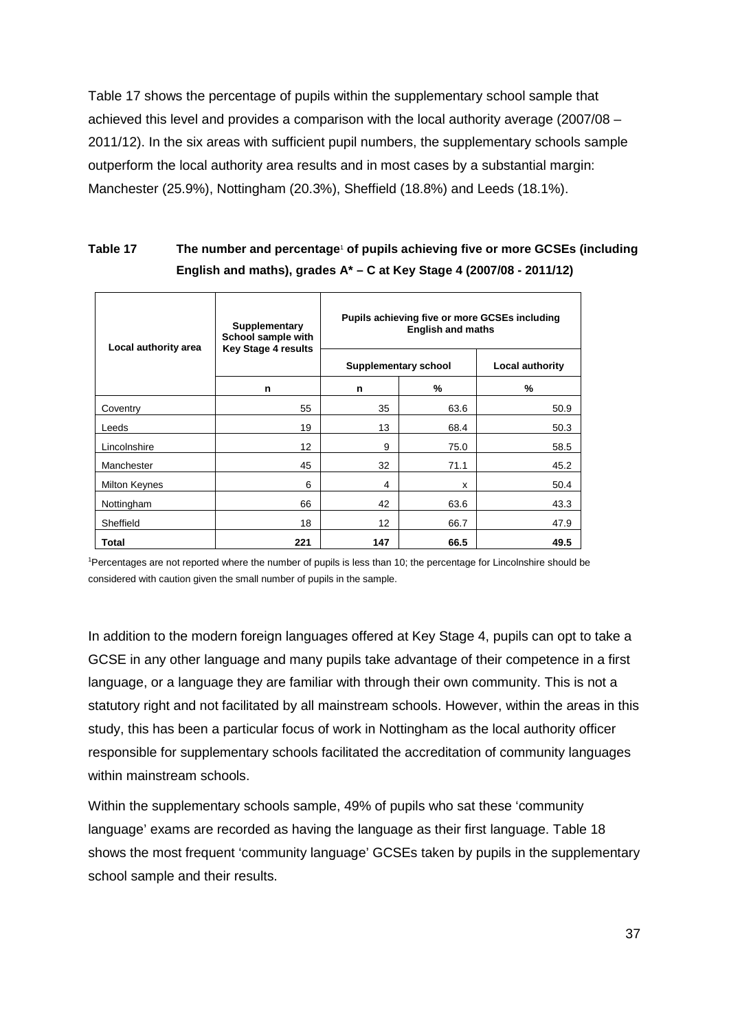Table 17 shows the percentage of pupils within the supplementary school sample that achieved this level and provides a comparison with the local authority average (2007/08 – 2011/12). In the six areas with sufficient pupil numbers, the supplementary schools sample outperform the local authority area results and in most cases by a substantial margin: Manchester (25.9%), Nottingham (20.3%), Sheffield (18.8%) and Leeds (18.1%).

**Table 17 The number and percentage[1] of pupils achieving five or more GCSEs (including English and maths), grades A* – C at Key Stage 4 (2007/08 - 2011/12)**

| Local authority area | Supplementary School sample with Key Stage 4 results | Pupils achieving five or more GCSEs including English and maths | | |
|---|---|---|---|---|
| | | Supplementary school | | Local authority |
| | n | n | % | % |
| Coventry | 55 | 35 | 63.6 | 50.9 |
| Leeds | 19 | 13 | 68.4 | 50.3 |
| Lincolnshire | 12 | 9 | 75.0 | 58.5 |
| Manchester | 45 | 32 | 71.1 | 45.2 |
| Milton Keynes | 6 | 4 | x | 50.4 |
| Nottingham | 66 | 42 | 63.6 | 43.3 |
| Sheffield | 18 | 12 | 66.7 | 47.9 |
| **Total** | **221** | **147** | **66.5** | **49.5** |

[1]Percentages are not reported where the number of pupils is less than 10; the percentage for Lincolnshire should be considered with caution given the small number of pupils in the sample.

In addition to the modern foreign languages offered at Key Stage 4, pupils can opt to take a GCSE in any other language and many pupils take advantage of their competence in a first language, or a language they are familiar with through their own community. This is not a statutory right and not facilitated by all mainstream schools. However, within the areas in this study, this has been a particular focus of work in Nottingham as the local authority officer responsible for supplementary schools facilitated the accreditation of community languages within mainstream schools.

Within the supplementary schools sample, 49% of pupils who sat these 'community language' exams are recorded as having the language as their first language. Table 18 shows the most frequent 'community language' GCSEs taken by pupils in the supplementary school sample and their results.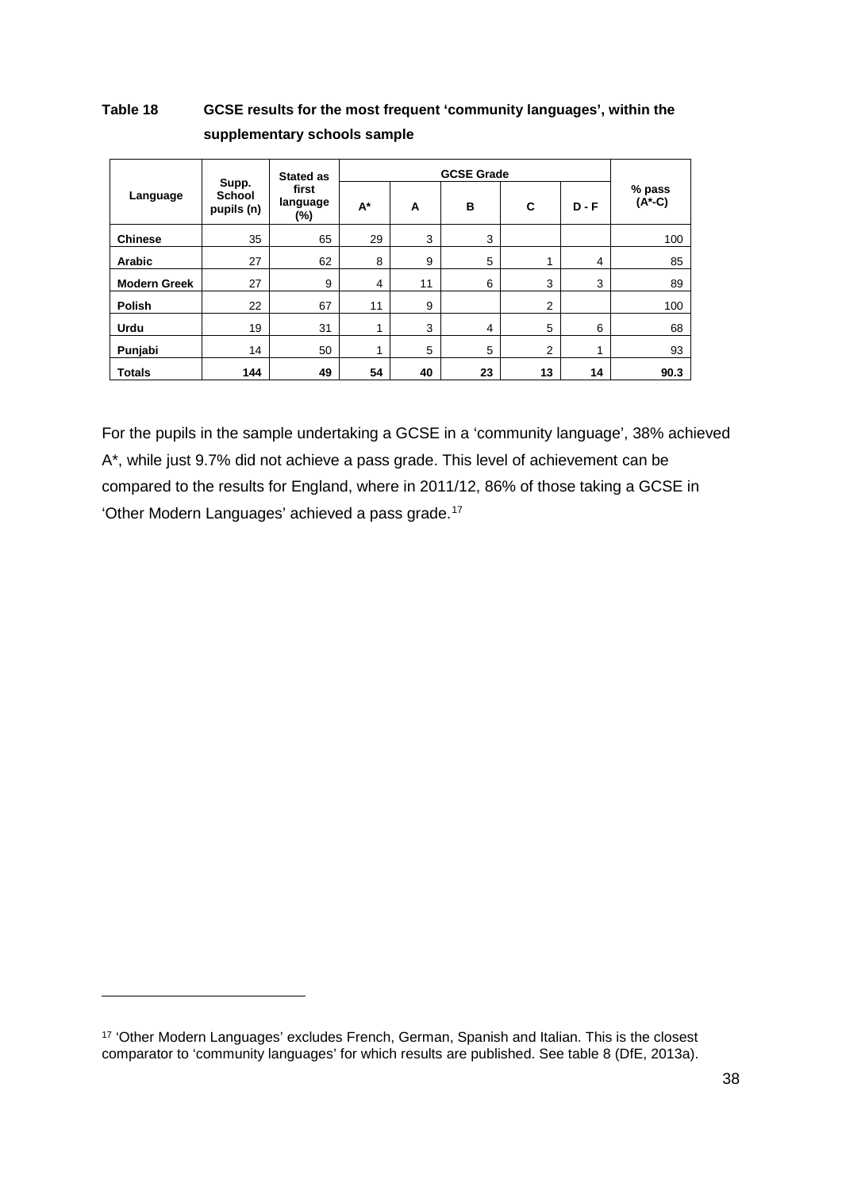**Table 18 GCSE results for the most frequent 'community languages', within the supplementary schools sample**

| Language | Supp. School pupils (n) | Stated as first language (%) | GCSE Grade | | | | | % pass (A*-C) |
|---|---|---|---|---|---|---|---|---|
| | | | A* | A | B | C | D - F | |
| **Chinese** | 35 | 65 | 29 | 3 | 3 | | | 100 |
| **Arabic** | 27 | 62 | 8 | 9 | 5 | 1 | 4 | 85 |
| **Modern Greek** | 27 | 9 | 4 | 11 | 6 | 3 | 3 | 89 |
| **Polish** | 22 | 67 | 11 | 9 | | 2 | | 100 |
| **Urdu** | 19 | 31 | 1 | 3 | 4 | 5 | 6 | 68 |
| **Punjabi** | 14 | 50 | 1 | 5 | 5 | 2 | 1 | 93 |
| **Totals** | **144** | **49** | **54** | **40** | **23** | **13** | **14** | **90.3** |

For the pupils in the sample undertaking a GCSE in a 'community language', 38% achieved A*, while just 9.7% did not achieve a pass grade. This level of achievement can be compared to the results for England, where in 2011/12, 86% of those taking a GCSE in 'Other Modern Languages' achieved a pass grade.[17]

[17] 'Other Modern Languages' excludes French, German, Spanish and Italian. This is the closest comparator to 'community languages' for which results are published. See table 8 (DfE, 2013a).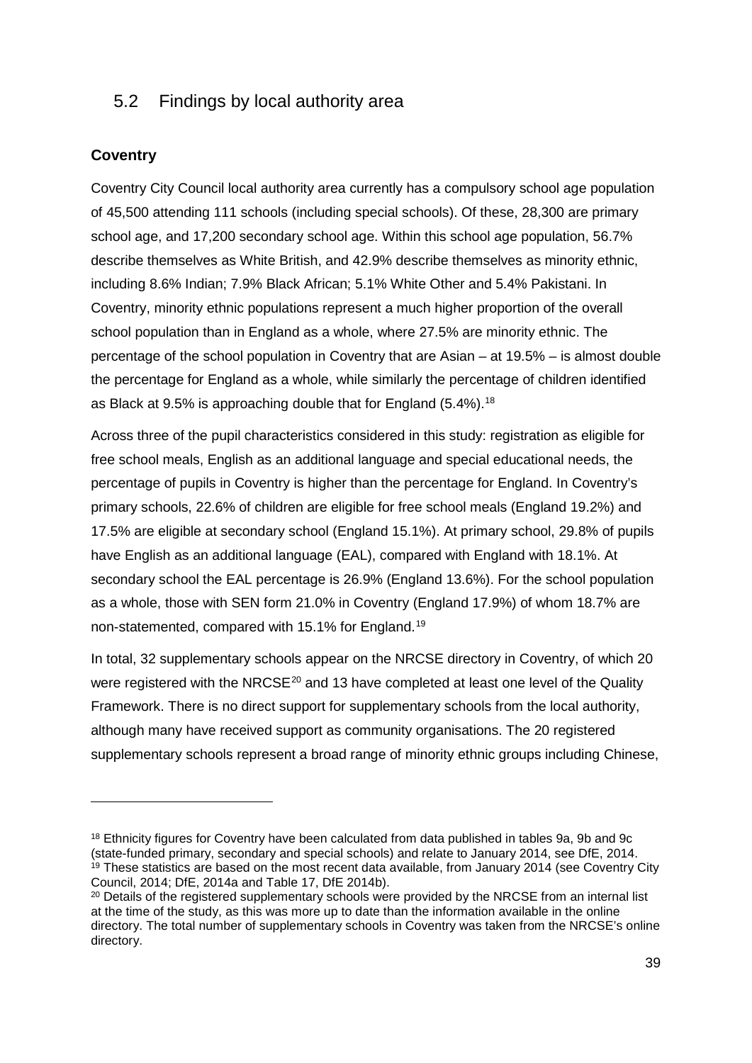## 5.2 Findings by local authority area

### Coventry

Coventry City Council local authority area currently has a compulsory school age population of 45,500 attending 111 schools (including special schools). Of these, 28,300 are primary school age, and 17,200 secondary school age. Within this school age population, 56.7% describe themselves as White British, and 42.9% describe themselves as minority ethnic, including 8.6% Indian; 7.9% Black African; 5.1% White Other and 5.4% Pakistani. In Coventry, minority ethnic populations represent a much higher proportion of the overall school population than in England as a whole, where 27.5% are minority ethnic. The percentage of the school population in Coventry that are Asian – at 19.5% – is almost double the percentage for England as a whole, while similarly the percentage of children identified as Black at 9.5% is approaching double that for England (5.4%).[18]

Across three of the pupil characteristics considered in this study: registration as eligible for free school meals, English as an additional language and special educational needs, the percentage of pupils in Coventry is higher than the percentage for England. In Coventry's primary schools, 22.6% of children are eligible for free school meals (England 19.2%) and 17.5% are eligible at secondary school (England 15.1%). At primary school, 29.8% of pupils have English as an additional language (EAL), compared with England with 18.1%. At secondary school the EAL percentage is 26.9% (England 13.6%). For the school population as a whole, those with SEN form 21.0% in Coventry (England 17.9%) of whom 18.7% are non-statemented, compared with 15.1% for England.[19]

In total, 32 supplementary schools appear on the NRCSE directory in Coventry, of which 20 were registered with the NRCSE[20] and 13 have completed at least one level of the Quality Framework. There is no direct support for supplementary schools from the local authority, although many have received support as community organisations. The 20 registered supplementary schools represent a broad range of minority ethnic groups including Chinese,

---

[18] Ethnicity figures for Coventry have been calculated from data published in tables 9a, 9b and 9c (state-funded primary, secondary and special schools) and relate to January 2014, see DfE, 2014.

[19] These statistics are based on the most recent data available, from January 2014 (see Coventry City Council, 2014; DfE, 2014a and Table 17, DfE 2014b).

[20] Details of the registered supplementary schools were provided by the NRCSE from an internal list at the time of the study, as this was more up to date than the information available in the online directory. The total number of supplementary schools in Coventry was taken from the NRCSE's online directory.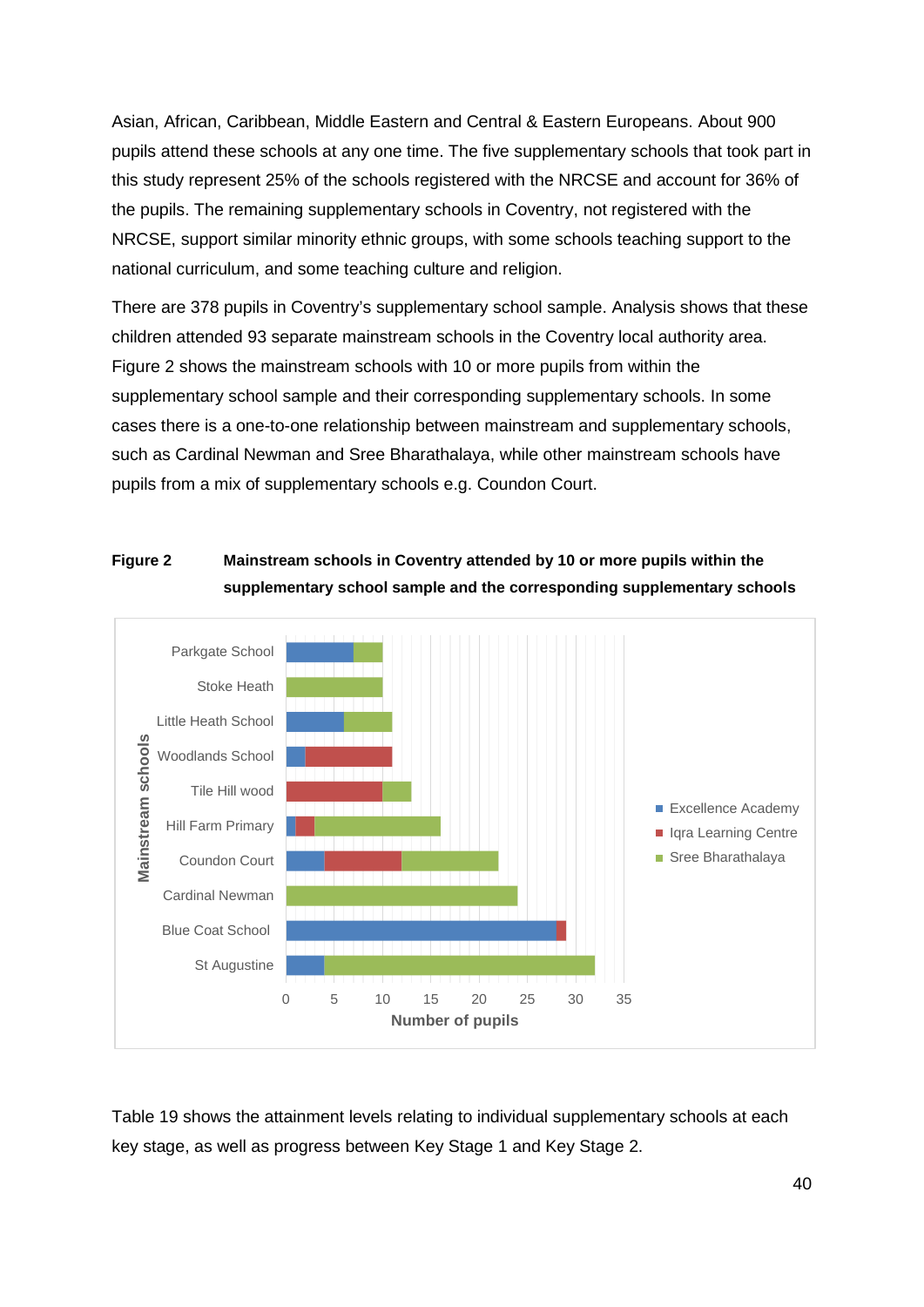Asian, African, Caribbean, Middle Eastern and Central & Eastern Europeans. About 900 pupils attend these schools at any one time. The five supplementary schools that took part in this study represent 25% of the schools registered with the NRCSE and account for 36% of the pupils. The remaining supplementary schools in Coventry, not registered with the NRCSE, support similar minority ethnic groups, with some schools teaching support to the national curriculum, and some teaching culture and religion.

There are 378 pupils in Coventry's supplementary school sample. Analysis shows that these children attended 93 separate mainstream schools in the Coventry local authority area. Figure 2 shows the mainstream schools with 10 or more pupils from within the supplementary school sample and their corresponding supplementary schools. In some cases there is a one-to-one relationship between mainstream and supplementary schools, such as Cardinal Newman and Sree Bharathalaya, while other mainstream schools have pupils from a mix of supplementary schools e.g. Coundon Court.

**Figure 2** **Mainstream schools in Coventry attended by 10 or more pupils within the supplementary school sample and the corresponding supplementary schools**

| Mainstream schools | Excellence Academy | Iqra Learning Centre | Sree Bharathalaya |
|---|---|---|---|
| Parkgate School | 7 | | 3 |
| Stoke Heath | | | 10 |
| Little Heath School | 6 | | 5 |
| Woodlands School | 2 | 9 | |
| Tile Hill wood | | 10 | 3 |
| Hill Farm Primary | 1 | 2 | 13 |
| Coundon Court | 4 | 8 | 10 |
| Cardinal Newman | | | 24 |
| Blue Coat School | 28 | 1 | |
| St Augustine | 4 | | 28 |

Number of pupils

Table 19 shows the attainment levels relating to individual supplementary schools at each key stage, as well as progress between Key Stage 1 and Key Stage 2.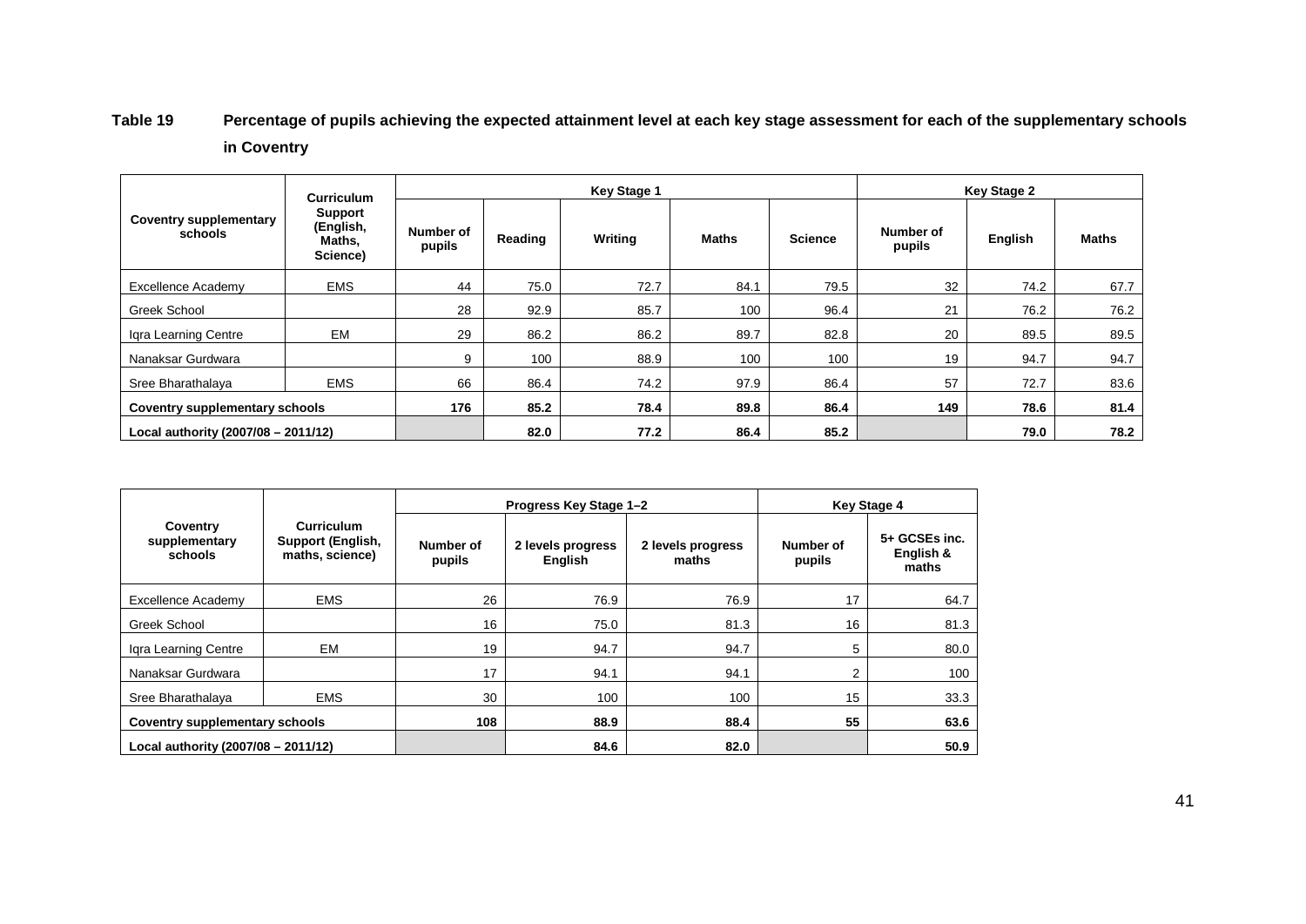**Table 19 Percentage of pupils achieving the expected attainment level at each key stage assessment for each of the supplementary schools in Coventry**

| Coventry supplementary schools | Curriculum Support (English, Maths, Science) | Key Stage 1 | | | | | Key Stage 2 | | |
|---|---|---|---|---|---|---|---|---|---|
| | | Number of pupils | Reading | Writing | Maths | Science | Number of pupils | English | Maths |
| Excellence Academy | EMS | 44 | 75.0 | 72.7 | 84.1 | 79.5 | 32 | 74.2 | 67.7 |
| Greek School | | 28 | 92.9 | 85.7 | 100 | 96.4 | 21 | 76.2 | 76.2 |
| Iqra Learning Centre | EM | 29 | 86.2 | 86.2 | 89.7 | 82.8 | 20 | 89.5 | 89.5 |
| Nanaksar Gurdwara | | 9 | 100 | 88.9 | 100 | 100 | 19 | 94.7 | 94.7 |
| Sree Bharathalaya | EMS | 66 | 86.4 | 74.2 | 97.9 | 86.4 | 57 | 72.7 | 83.6 |
| **Coventry supplementary schools** | | **176** | **85.2** | **78.4** | **89.8** | **86.4** | **149** | **78.6** | **81.4** |
| **Local authority (2007/08 – 2011/12)** | | | **82.0** | **77.2** | **86.4** | **85.2** | | **79.0** | **78.2** |

| Coventry supplementary schools | Curriculum Support (English, maths, science) | Progress Key Stage 1–2 | | | Key Stage 4 | |
|---|---|---|---|---|---|---|
| | | Number of pupils | 2 levels progress English | 2 levels progress maths | Number of pupils | 5+ GCSEs inc. English & maths |
| Excellence Academy | EMS | 26 | 76.9 | 76.9 | 17 | 64.7 |
| Greek School | | 16 | 75.0 | 81.3 | 16 | 81.3 |
| Iqra Learning Centre | EM | 19 | 94.7 | 94.7 | 5 | 80.0 |
| Nanaksar Gurdwara | | 17 | 94.1 | 94.1 | 2 | 100 |
| Sree Bharathalaya | EMS | 30 | 100 | 100 | 15 | 33.3 |
| **Coventry supplementary schools** | | **108** | **88.9** | **88.4** | **55** | **63.6** |
| **Local authority (2007/08 – 2011/12)** | | | **84.6** | **82.0** | | **50.9** |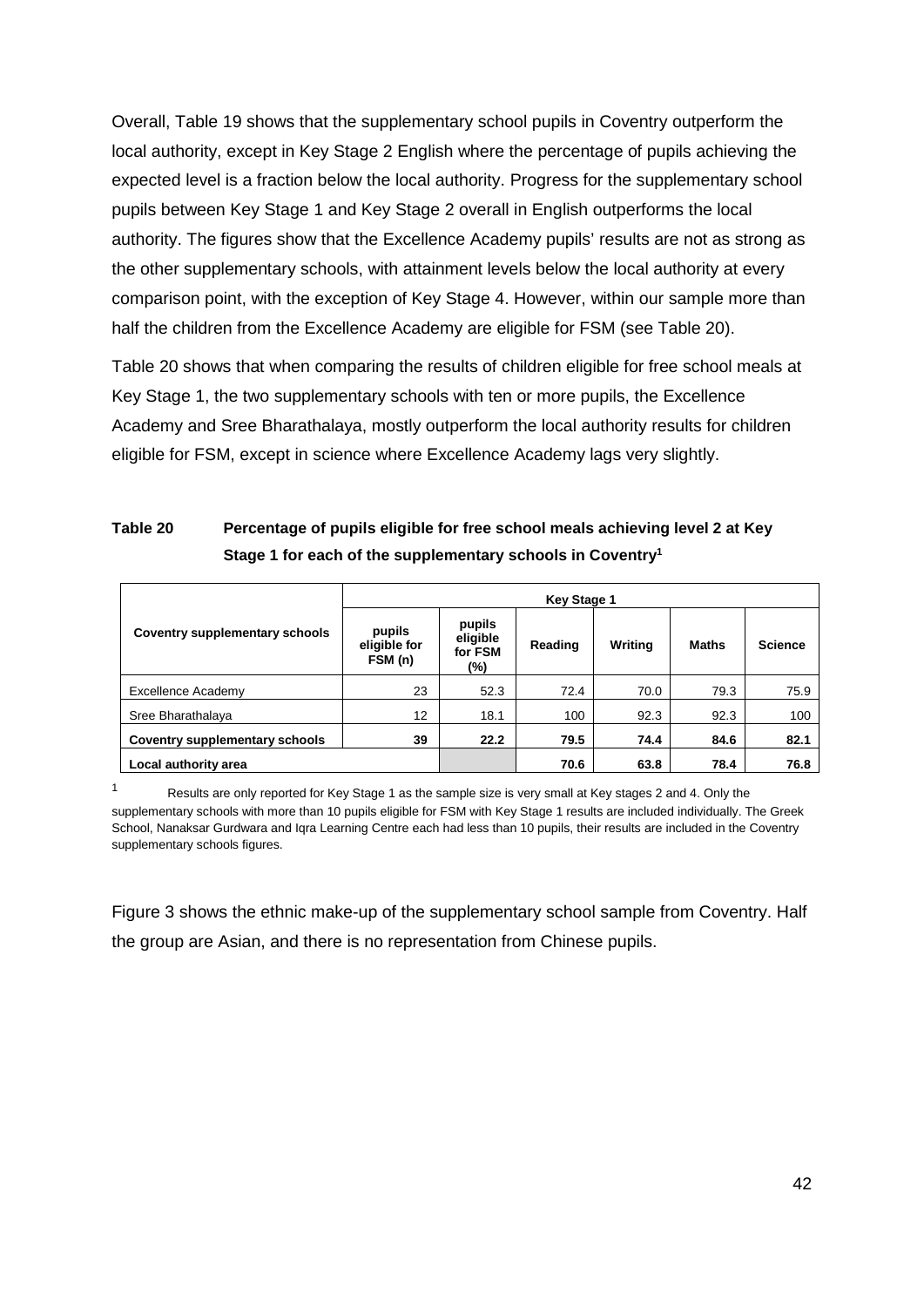Overall, Table 19 shows that the supplementary school pupils in Coventry outperform the local authority, except in Key Stage 2 English where the percentage of pupils achieving the expected level is a fraction below the local authority. Progress for the supplementary school pupils between Key Stage 1 and Key Stage 2 overall in English outperforms the local authority. The figures show that the Excellence Academy pupils' results are not as strong as the other supplementary schools, with attainment levels below the local authority at every comparison point, with the exception of Key Stage 4. However, within our sample more than half the children from the Excellence Academy are eligible for FSM (see Table 20).

Table 20 shows that when comparing the results of children eligible for free school meals at Key Stage 1, the two supplementary schools with ten or more pupils, the Excellence Academy and Sree Bharathalaya, mostly outperform the local authority results for children eligible for FSM, except in science where Excellence Academy lags very slightly.

**Table 20 Percentage of pupils eligible for free school meals achieving level 2 at Key Stage 1 for each of the supplementary schools in Coventry[1]**

| | Key Stage 1 | | | | | |
|---|---|---|---|---|---|---|
| **Coventry supplementary schools** | **pupils eligible for FSM (n)** | **pupils eligible for FSM (%)** | **Reading** | **Writing** | **Maths** | **Science** |
| Excellence Academy | 23 | 52.3 | 72.4 | 70.0 | 79.3 | 75.9 |
| Sree Bharathalaya | 12 | 18.1 | 100 | 92.3 | 92.3 | 100 |
| **Coventry supplementary schools** | **39** | **22.2** | **79.5** | **74.4** | **84.6** | **82.1** |
| **Local authority area** | | | **70.6** | **63.8** | **78.4** | **76.8** |

[1] Results are only reported for Key Stage 1 as the sample size is very small at Key stages 2 and 4. Only the supplementary schools with more than 10 pupils eligible for FSM with Key Stage 1 results are included individually. The Greek School, Nanaksar Gurdwara and Iqra Learning Centre each had less than 10 pupils, their results are included in the Coventry supplementary schools figures.

Figure 3 shows the ethnic make-up of the supplementary school sample from Coventry. Half the group are Asian, and there is no representation from Chinese pupils.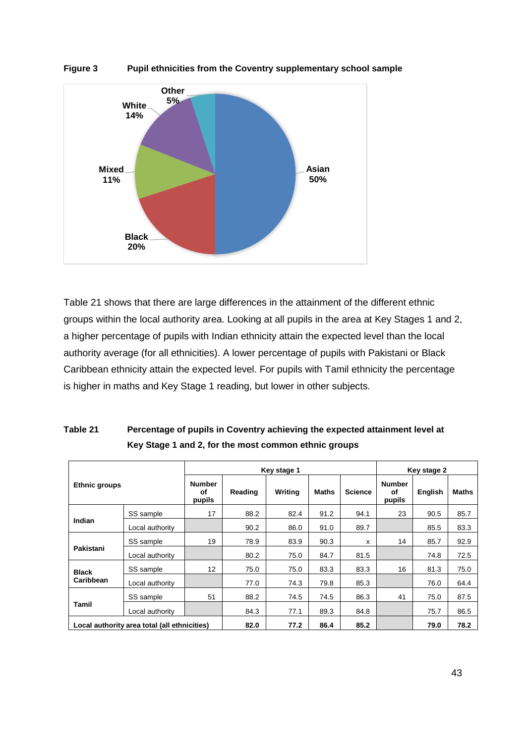**Figure 3 Pupil ethnicities from the Coventry supplementary school sample**

Table 21 shows that there are large differences in the attainment of the different ethnic groups within the local authority area. Looking at all pupils in the area at Key Stages 1 and 2, a higher percentage of pupils with Indian ethnicity attain the expected level than the local authority average (for all ethnicities). A lower percentage of pupils with Pakistani or Black Caribbean ethnicity attain the expected level. For pupils with Tamil ethnicity the percentage is higher in maths and Key Stage 1 reading, but lower in other subjects.

**Table 21 Percentage of pupils in Coventry achieving the expected attainment level at Key Stage 1 and 2, for the most common ethnic groups**

| Ethnic groups | | Key stage 1 | | | | | Key stage 2 | | |
|---|---|---|---|---|---|---|---|---|---|
| | | Number of pupils | Reading | Writing | Maths | Science | Number of pupils | English | Maths |
| Indian | SS sample | 17 | 88.2 | 82.4 | 91.2 | 94.1 | 23 | 90.5 | 85.7 |
| | Local authority | | 90.2 | 86.0 | 91.0 | 89.7 | | 85.5 | 83.3 |
| Pakistani | SS sample | 19 | 78.9 | 83.9 | 90.3 | x | 14 | 85.7 | 92.9 |
| | Local authority | | 80.2 | 75.0 | 84.7 | 81.5 | | 74.8 | 72.5 |
| Black Caribbean | SS sample | 12 | 75.0 | 75.0 | 83.3 | 83.3 | 16 | 81.3 | 75.0 |
| | Local authority | | 77.0 | 74.3 | 79.8 | 85.3 | | 76.0 | 64.4 |
| Tamil | SS sample | 51 | 88.2 | 74.5 | 74.5 | 86.3 | 41 | 75.0 | 87.5 |
| | Local authority | | 84.3 | 77.1 | 89.3 | 84.8 | | 75.7 | 86.5 |
| **Local authority area total (all ethnicities)** | | | **82.0** | **77.2** | **86.4** | **85.2** | | **79.0** | **78.2** |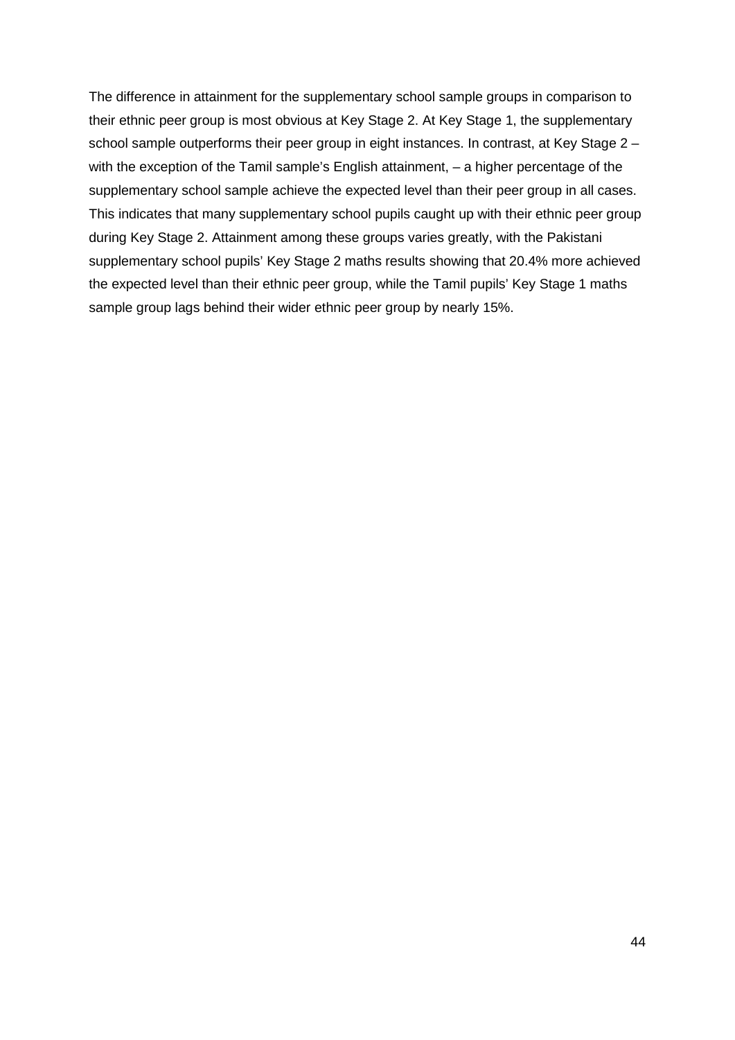The difference in attainment for the supplementary school sample groups in comparison to their ethnic peer group is most obvious at Key Stage 2. At Key Stage 1, the supplementary school sample outperforms their peer group in eight instances. In contrast, at Key Stage 2 – with the exception of the Tamil sample's English attainment, – a higher percentage of the supplementary school sample achieve the expected level than their peer group in all cases. This indicates that many supplementary school pupils caught up with their ethnic peer group during Key Stage 2. Attainment among these groups varies greatly, with the Pakistani supplementary school pupils' Key Stage 2 maths results showing that 20.4% more achieved the expected level than their ethnic peer group, while the Tamil pupils' Key Stage 1 maths sample group lags behind their wider ethnic peer group by nearly 15%.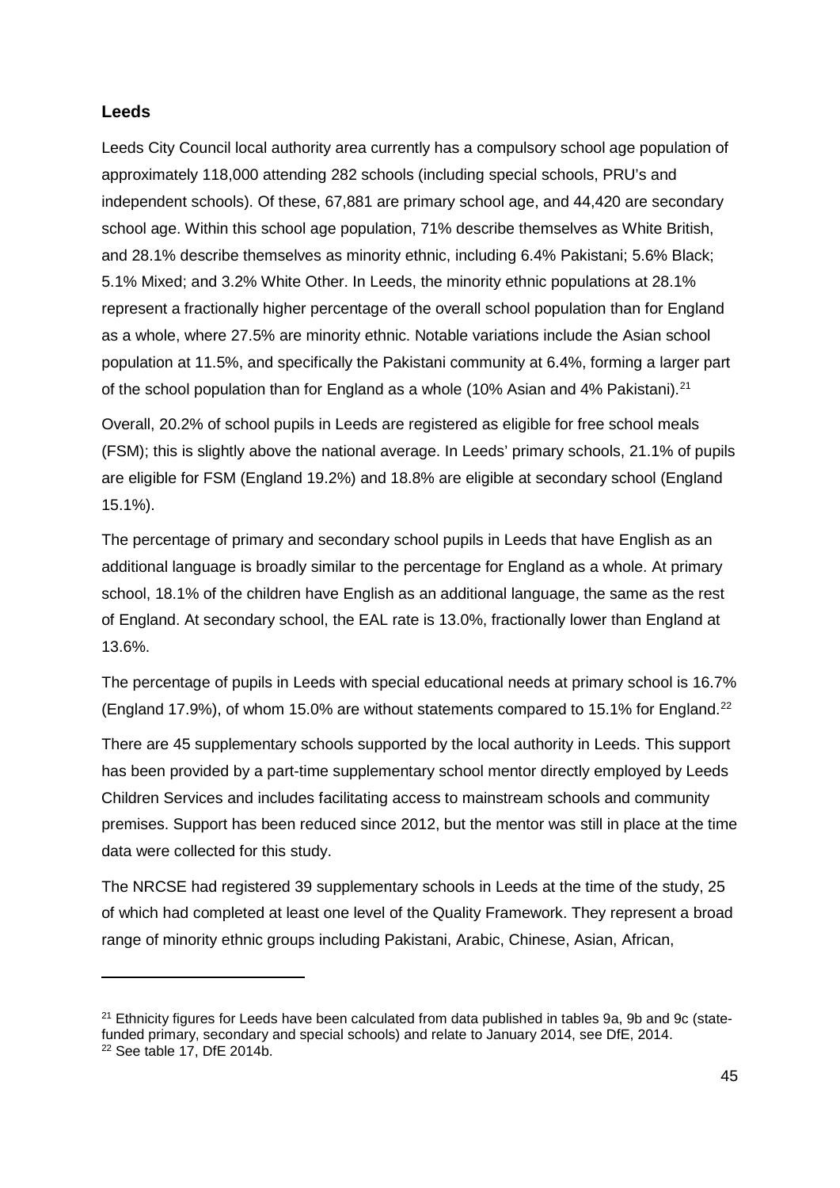### Leeds

Leeds City Council local authority area currently has a compulsory school age population of approximately 118,000 attending 282 schools (including special schools, PRU's and independent schools). Of these, 67,881 are primary school age, and 44,420 are secondary school age. Within this school age population, 71% describe themselves as White British, and 28.1% describe themselves as minority ethnic, including 6.4% Pakistani; 5.6% Black; 5.1% Mixed; and 3.2% White Other. In Leeds, the minority ethnic populations at 28.1% represent a fractionally higher percentage of the overall school population than for England as a whole, where 27.5% are minority ethnic. Notable variations include the Asian school population at 11.5%, and specifically the Pakistani community at 6.4%, forming a larger part of the school population than for England as a whole (10% Asian and 4% Pakistani).[21]

Overall, 20.2% of school pupils in Leeds are registered as eligible for free school meals (FSM); this is slightly above the national average. In Leeds' primary schools, 21.1% of pupils are eligible for FSM (England 19.2%) and 18.8% are eligible at secondary school (England 15.1%).

The percentage of primary and secondary school pupils in Leeds that have English as an additional language is broadly similar to the percentage for England as a whole. At primary school, 18.1% of the children have English as an additional language, the same as the rest of England. At secondary school, the EAL rate is 13.0%, fractionally lower than England at 13.6%.

The percentage of pupils in Leeds with special educational needs at primary school is 16.7% (England 17.9%), of whom 15.0% are without statements compared to 15.1% for England.[22]

There are 45 supplementary schools supported by the local authority in Leeds. This support has been provided by a part-time supplementary school mentor directly employed by Leeds Children Services and includes facilitating access to mainstream schools and community premises. Support has been reduced since 2012, but the mentor was still in place at the time data were collected for this study.

The NRCSE had registered 39 supplementary schools in Leeds at the time of the study, 25 of which had completed at least one level of the Quality Framework. They represent a broad range of minority ethnic groups including Pakistani, Arabic, Chinese, Asian, African,

---

[21] Ethnicity figures for Leeds have been calculated from data published in tables 9a, 9b and 9c (state-funded primary, secondary and special schools) and relate to January 2014, see DfE, 2014.

[22] See table 17, DfE 2014b.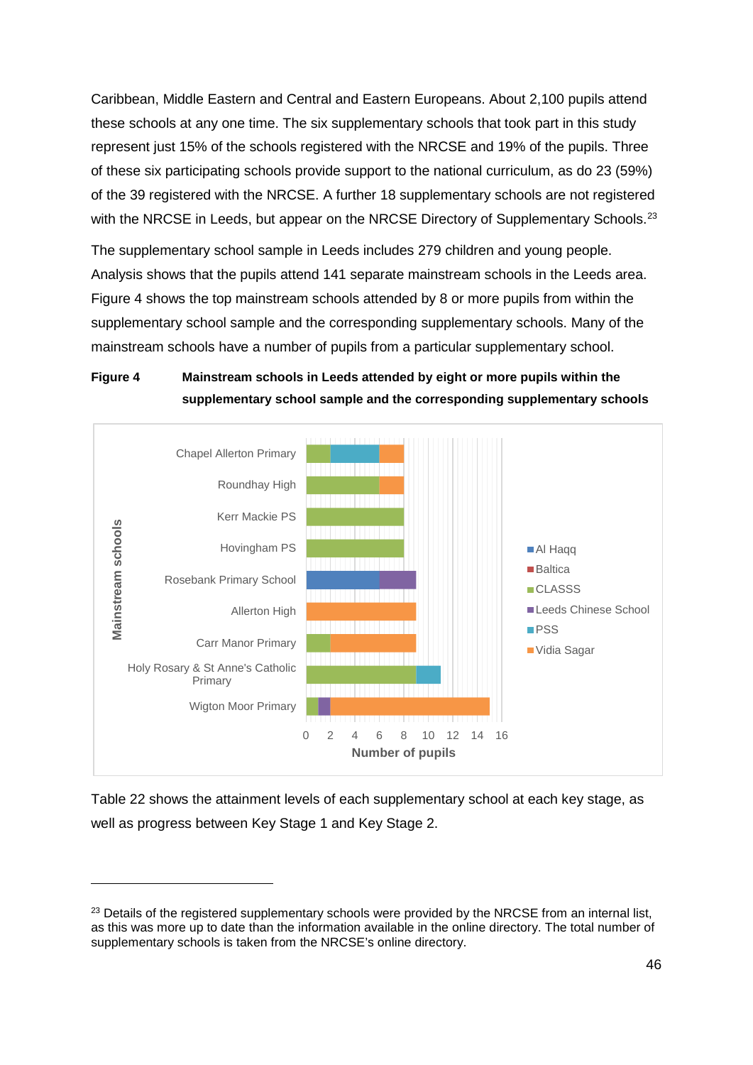Caribbean, Middle Eastern and Central and Eastern Europeans. About 2,100 pupils attend these schools at any one time. The six supplementary schools that took part in this study represent just 15% of the schools registered with the NRCSE and 19% of the pupils. Three of these six participating schools provide support to the national curriculum, as do 23 (59%) of the 39 registered with the NRCSE. A further 18 supplementary schools are not registered with the NRCSE in Leeds, but appear on the NRCSE Directory of Supplementary Schools.[23]

The supplementary school sample in Leeds includes 279 children and young people. Analysis shows that the pupils attend 141 separate mainstream schools in the Leeds area. Figure 4 shows the top mainstream schools attended by 8 or more pupils from within the supplementary school sample and the corresponding supplementary schools. Many of the mainstream schools have a number of pupils from a particular supplementary school.

**Figure 4 Mainstream schools in Leeds attended by eight or more pupils within the supplementary school sample and the corresponding supplementary schools**

Table 22 shows the attainment levels of each supplementary school at each key stage, as well as progress between Key Stage 1 and Key Stage 2.

---

[23] Details of the registered supplementary schools were provided by the NRCSE from an internal list, as this was more up to date than the information available in the online directory. The total number of supplementary schools is taken from the NRCSE's online directory.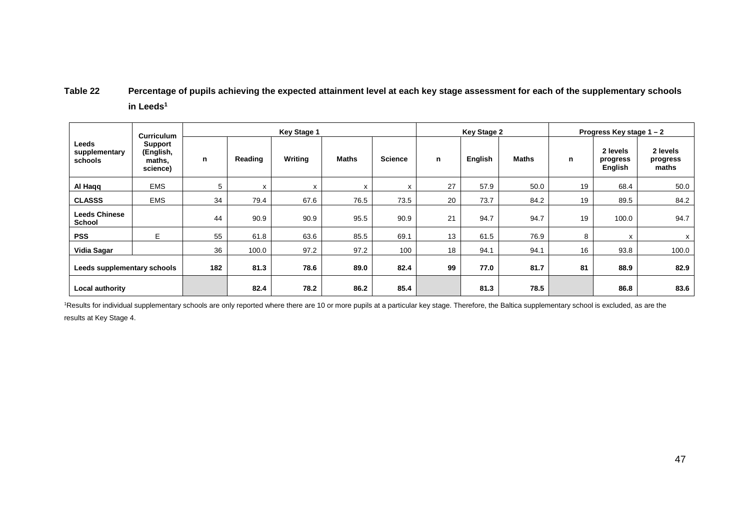**Table 22 Percentage of pupils achieving the expected attainment level at each key stage assessment for each of the supplementary schools in Leeds[1]**

| Leeds supplementary schools | Curriculum Support (English, maths, science) | Key Stage 1 | | | | | Key Stage 2 | | | Progress Key stage 1 – 2 | | |
|---|---|---|---|---|---|---|---|---|---|---|---|---|
| | | n | Reading | Writing | Maths | Science | n | English | Maths | n | 2 levels progress English | 2 levels progress maths |
| **Al Haqq** | EMS | 5 | x | x | x | x | 27 | 57.9 | 50.0 | 19 | 68.4 | 50.0 |
| **CLASSS** | EMS | 34 | 79.4 | 67.6 | 76.5 | 73.5 | 20 | 73.7 | 84.2 | 19 | 89.5 | 84.2 |
| **Leeds Chinese School** | | 44 | 90.9 | 90.9 | 95.5 | 90.9 | 21 | 94.7 | 94.7 | 19 | 100.0 | 94.7 |
| **PSS** | E | 55 | 61.8 | 63.6 | 85.5 | 69.1 | 13 | 61.5 | 76.9 | 8 | x | x |
| **Vidia Sagar** | | 36 | 100.0 | 97.2 | 97.2 | 100 | 18 | 94.1 | 94.1 | 16 | 93.8 | 100.0 |
| **Leeds supplementary schools** | | **182** | **81.3** | **78.6** | **89.0** | **82.4** | **99** | **77.0** | **81.7** | **81** | **88.9** | **82.9** |
| **Local authority** | | | **82.4** | **78.2** | **86.2** | **85.4** | | **81.3** | **78.5** | | **86.8** | **83.6** |

[1]Results for individual supplementary schools are only reported where there are 10 or more pupils at a particular key stage. Therefore, the Baltica supplementary school is excluded, as are the results at Key Stage 4.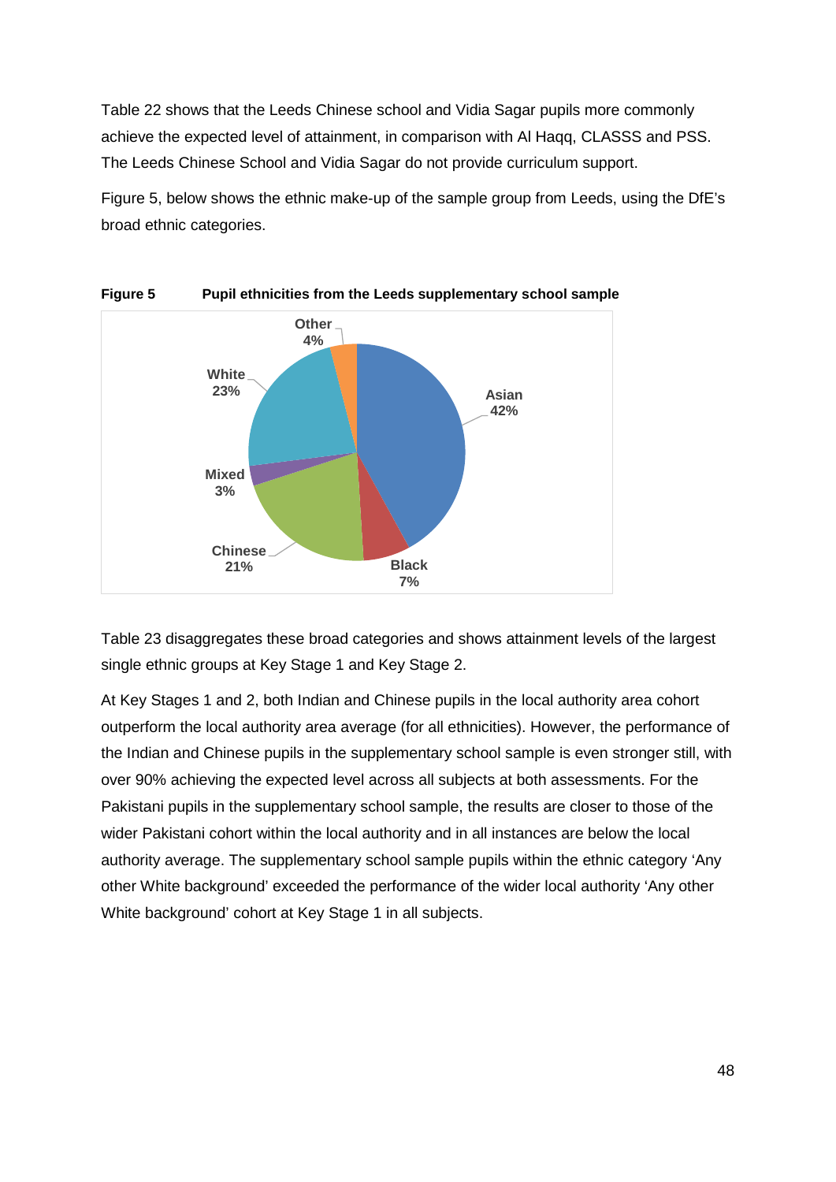Table 22 shows that the Leeds Chinese school and Vidia Sagar pupils more commonly achieve the expected level of attainment, in comparison with Al Haqq, CLASSS and PSS. The Leeds Chinese School and Vidia Sagar do not provide curriculum support.

Figure 5, below shows the ethnic make-up of the sample group from Leeds, using the DfE's broad ethnic categories.

**Figure 5 Pupil ethnicities from the Leeds supplementary school sample**

| Ethnicity | Percentage |
|---|---|
| Asian | 42% |
| Black | 7% |
| Chinese | 21% |
| Mixed | 3% |
| White | 23% |
| Other | 4% |

Table 23 disaggregates these broad categories and shows attainment levels of the largest single ethnic groups at Key Stage 1 and Key Stage 2.

At Key Stages 1 and 2, both Indian and Chinese pupils in the local authority area cohort outperform the local authority area average (for all ethnicities). However, the performance of the Indian and Chinese pupils in the supplementary school sample is even stronger still, with over 90% achieving the expected level across all subjects at both assessments. For the Pakistani pupils in the supplementary school sample, the results are closer to those of the wider Pakistani cohort within the local authority and in all instances are below the local authority average. The supplementary school sample pupils within the ethnic category 'Any other White background' exceeded the performance of the wider local authority 'Any other White background' cohort at Key Stage 1 in all subjects.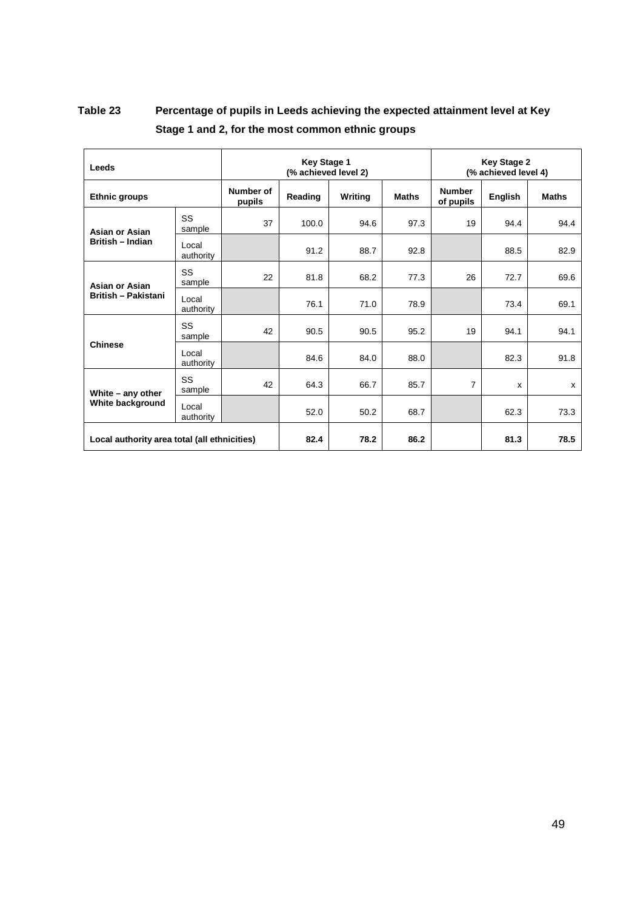**Table 23 Percentage of pupils in Leeds achieving the expected attainment level at Key Stage 1 and 2, for the most common ethnic groups**

| Leeds | | Key Stage 1 (% achieved level 2) | | | | Key Stage 2 (% achieved level 4) | | |
|---|---|---|---|---|---|---|---|---|
| **Ethnic groups** | | **Number of pupils** | **Reading** | **Writing** | **Maths** | **Number of pupils** | **English** | **Maths** |
| **Asian or Asian British – Indian** | SS sample | 37 | 100.0 | 94.6 | 97.3 | 19 | 94.4 | 94.4 |
| | Local authority | | 91.2 | 88.7 | 92.8 | | 88.5 | 82.9 |
| **Asian or Asian British – Pakistani** | SS sample | 22 | 81.8 | 68.2 | 77.3 | 26 | 72.7 | 69.6 |
| | Local authority | | 76.1 | 71.0 | 78.9 | | 73.4 | 69.1 |
| **Chinese** | SS sample | 42 | 90.5 | 90.5 | 95.2 | 19 | 94.1 | 94.1 |
| | Local authority | | 84.6 | 84.0 | 88.0 | | 82.3 | 91.8 |
| **White – any other White background** | SS sample | 42 | 64.3 | 66.7 | 85.7 | 7 | x | x |
| | Local authority | | 52.0 | 50.2 | 68.7 | | 62.3 | 73.3 |
| **Local authority area total (all ethnicities)** | | | **82.4** | **78.2** | **86.2** | | **81.3** | **78.5** |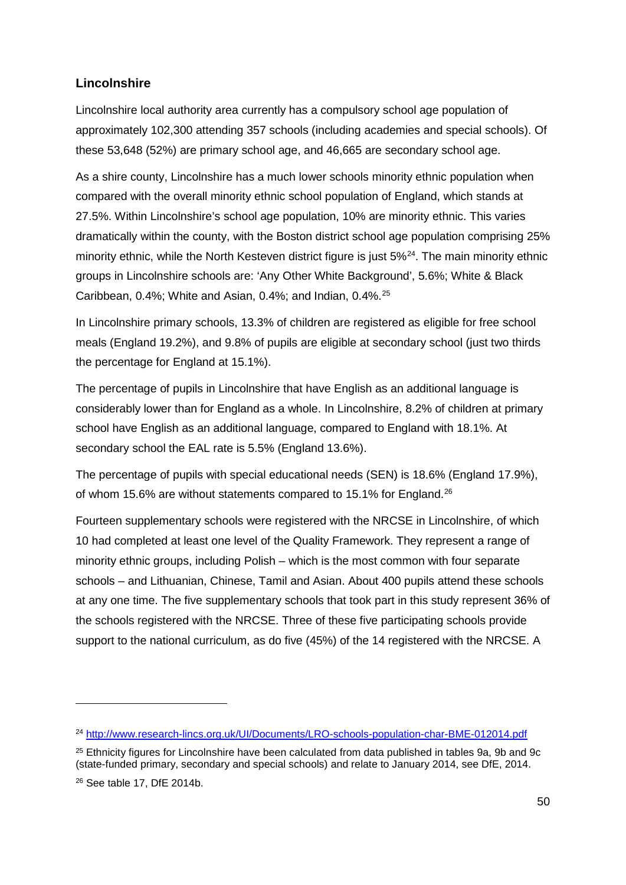### Lincolnshire

Lincolnshire local authority area currently has a compulsory school age population of approximately 102,300 attending 357 schools (including academies and special schools). Of these 53,648 (52%) are primary school age, and 46,665 are secondary school age.

As a shire county, Lincolnshire has a much lower schools minority ethnic population when compared with the overall minority ethnic school population of England, which stands at 27.5%. Within Lincolnshire's school age population, 10% are minority ethnic. This varies dramatically within the county, with the Boston district school age population comprising 25% minority ethnic, while the North Kesteven district figure is just 5%[24]. The main minority ethnic groups in Lincolnshire schools are: 'Any Other White Background', 5.6%; White & Black Caribbean, 0.4%; White and Asian, 0.4%; and Indian, 0.4%.[25]

In Lincolnshire primary schools, 13.3% of children are registered as eligible for free school meals (England 19.2%), and 9.8% of pupils are eligible at secondary school (just two thirds the percentage for England at 15.1%).

The percentage of pupils in Lincolnshire that have English as an additional language is considerably lower than for England as a whole. In Lincolnshire, 8.2% of children at primary school have English as an additional language, compared to England with 18.1%. At secondary school the EAL rate is 5.5% (England 13.6%).

The percentage of pupils with special educational needs (SEN) is 18.6% (England 17.9%), of whom 15.6% are without statements compared to 15.1% for England.[26]

Fourteen supplementary schools were registered with the NRCSE in Lincolnshire, of which 10 had completed at least one level of the Quality Framework. They represent a range of minority ethnic groups, including Polish – which is the most common with four separate schools – and Lithuanian, Chinese, Tamil and Asian. About 400 pupils attend these schools at any one time. The five supplementary schools that took part in this study represent 36% of the schools registered with the NRCSE. Three of these five participating schools provide support to the national curriculum, as do five (45%) of the 14 registered with the NRCSE. A

---

[24] http://www.research-lincs.org.uk/UI/Documents/LRO-schools-population-char-BME-012014.pdf

[25] Ethnicity figures for Lincolnshire have been calculated from data published in tables 9a, 9b and 9c (state-funded primary, secondary and special schools) and relate to January 2014, see DfE, 2014.

[26] See table 17, DfE 2014b.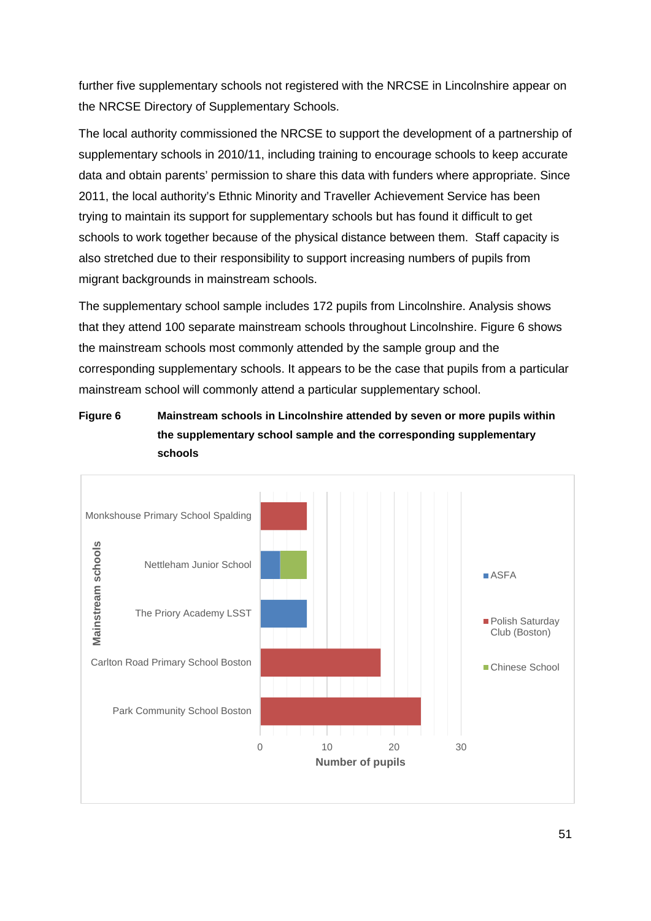further five supplementary schools not registered with the NRCSE in Lincolnshire appear on the NRCSE Directory of Supplementary Schools.

The local authority commissioned the NRCSE to support the development of a partnership of supplementary schools in 2010/11, including training to encourage schools to keep accurate data and obtain parents' permission to share this data with funders where appropriate. Since 2011, the local authority's Ethnic Minority and Traveller Achievement Service has been trying to maintain its support for supplementary schools but has found it difficult to get schools to work together because of the physical distance between them.  Staff capacity is also stretched due to their responsibility to support increasing numbers of pupils from migrant backgrounds in mainstream schools.

The supplementary school sample includes 172 pupils from Lincolnshire. Analysis shows that they attend 100 separate mainstream schools throughout Lincolnshire. Figure 6 shows the mainstream schools most commonly attended by the sample group and the corresponding supplementary schools. It appears to be the case that pupils from a particular mainstream school will commonly attend a particular supplementary school.

**Figure 6 Mainstream schools in Lincolnshire attended by seven or more pupils within the supplementary school sample and the corresponding supplementary schools**

| Mainstream schools | ASFA | Polish Saturday Club (Boston) | Chinese School |
| --- | --- | --- | --- |
| Monkshouse Primary School Spalding | | 7 | |
| Nettleham Junior School | 3 | | 4 |
| The Priory Academy LSST | 7 | | |
| Carlton Road Primary School Boston | | 18 | |
| Park Community School Boston | | 24 | |

Number of pupils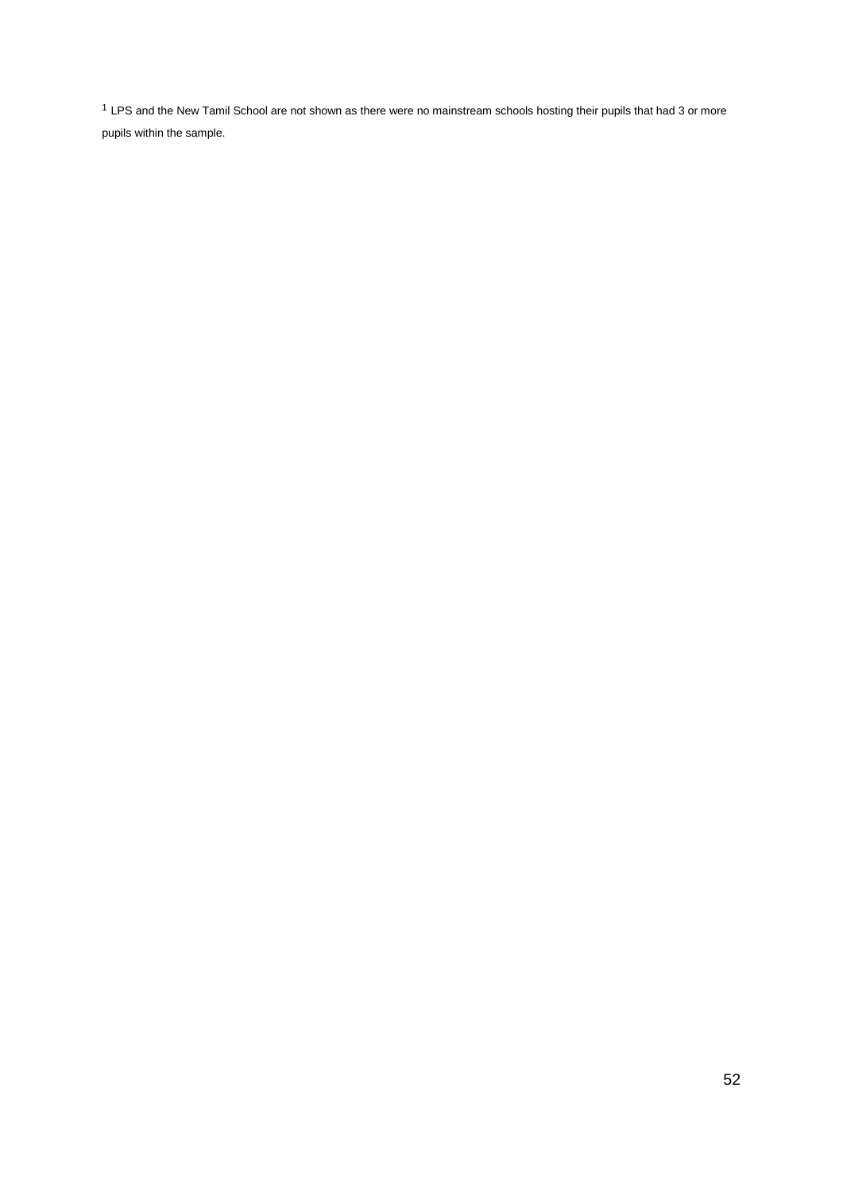[1] LPS and the New Tamil School are not shown as there were no mainstream schools hosting their pupils that had 3 or more pupils within the sample.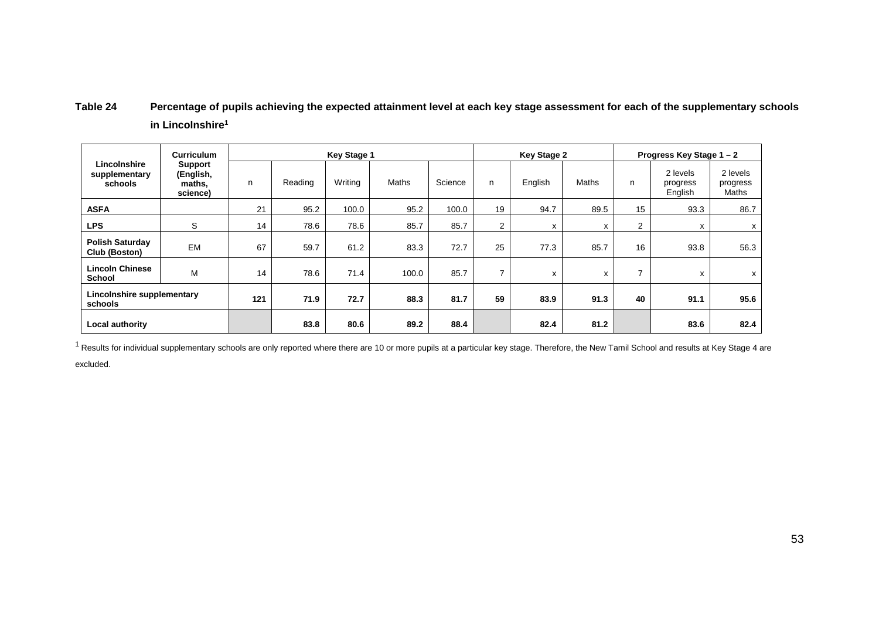**Table 24 Percentage of pupils achieving the expected attainment level at each key stage assessment for each of the supplementary schools in Lincolnshire[1]**

| Lincolnshire supplementary schools | Curriculum Support (English, maths, science) | Key Stage 1 | | | | | Key Stage 2 | | | Progress Key Stage 1 – 2 | | |
|---|---|---|---|---|---|---|---|---|---|---|---|---|
| | | n | Reading | Writing | Maths | Science | n | English | Maths | n | 2 levels progress English | 2 levels progress Maths |
| **ASFA** | | 21 | 95.2 | 100.0 | 95.2 | 100.0 | 19 | 94.7 | 89.5 | 15 | 93.3 | 86.7 |
| **LPS** | S | 14 | 78.6 | 78.6 | 85.7 | 85.7 | 2 | x | x | 2 | x | x |
| **Polish Saturday Club (Boston)** | EM | 67 | 59.7 | 61.2 | 83.3 | 72.7 | 25 | 77.3 | 85.7 | 16 | 93.8 | 56.3 |
| **Lincoln Chinese School** | M | 14 | 78.6 | 71.4 | 100.0 | 85.7 | 7 | x | x | 7 | x | x |
| **Lincolnshire supplementary schools** | | **121** | **71.9** | **72.7** | **88.3** | **81.7** | **59** | **83.9** | **91.3** | **40** | **91.1** | **95.6** |
| **Local authority** | | | **83.8** | **80.6** | **89.2** | **88.4** | | **82.4** | **81.2** | | **83.6** | **82.4** |

[1] Results for individual supplementary schools are only reported where there are 10 or more pupils at a particular key stage. Therefore, the New Tamil School and results at Key Stage 4 are excluded.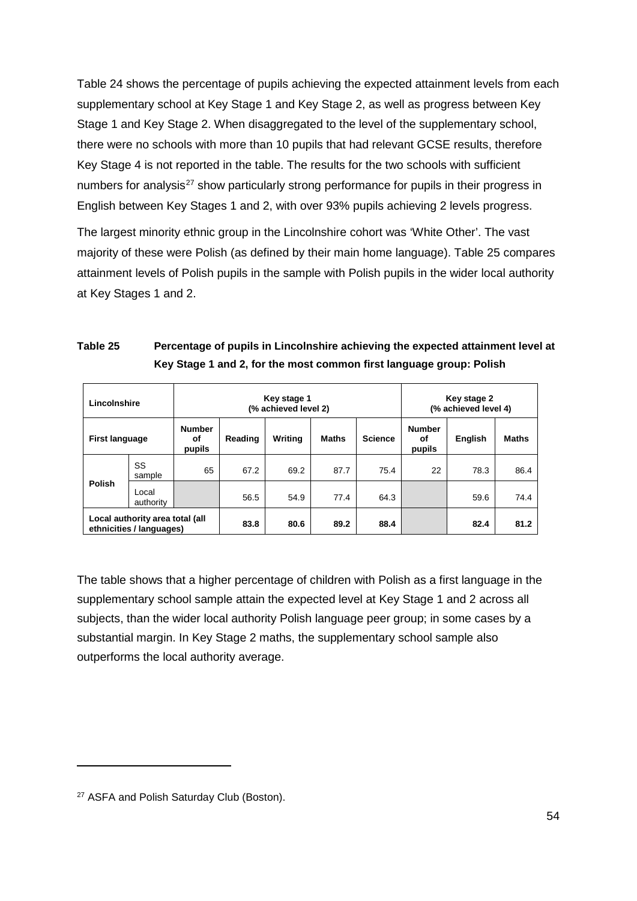Table 24 shows the percentage of pupils achieving the expected attainment levels from each supplementary school at Key Stage 1 and Key Stage 2, as well as progress between Key Stage 1 and Key Stage 2. When disaggregated to the level of the supplementary school, there were no schools with more than 10 pupils that had relevant GCSE results, therefore Key Stage 4 is not reported in the table. The results for the two schools with sufficient numbers for analysis[27] show particularly strong performance for pupils in their progress in English between Key Stages 1 and 2, with over 93% pupils achieving 2 levels progress.

The largest minority ethnic group in the Lincolnshire cohort was 'White Other'. The vast majority of these were Polish (as defined by their main home language). Table 25 compares attainment levels of Polish pupils in the sample with Polish pupils in the wider local authority at Key Stages 1 and 2.

**Table 25 Percentage of pupils in Lincolnshire achieving the expected attainment level at Key Stage 1 and 2, for the most common first language group: Polish**

| Lincolnshire | | Key stage 1 (% achieved level 2) | | | | | Key stage 2 (% achieved level 4) | | |
|---|---|---|---|---|---|---|---|---|---|
| **First language** | | **Number of pupils** | **Reading** | **Writing** | **Maths** | **Science** | **Number of pupils** | **English** | **Maths** |
| **Polish** | SS sample | 65 | 67.2 | 69.2 | 87.7 | 75.4 | 22 | 78.3 | 86.4 |
| | Local authority | | 56.5 | 54.9 | 77.4 | 64.3 | | 59.6 | 74.4 |
| **Local authority area total (all ethnicities / languages)** | | | **83.8** | **80.6** | **89.2** | **88.4** | | **82.4** | **81.2** |

The table shows that a higher percentage of children with Polish as a first language in the supplementary school sample attain the expected level at Key Stage 1 and 2 across all subjects, than the wider local authority Polish language peer group; in some cases by a substantial margin. In Key Stage 2 maths, the supplementary school sample also outperforms the local authority average.

[27] ASFA and Polish Saturday Club (Boston).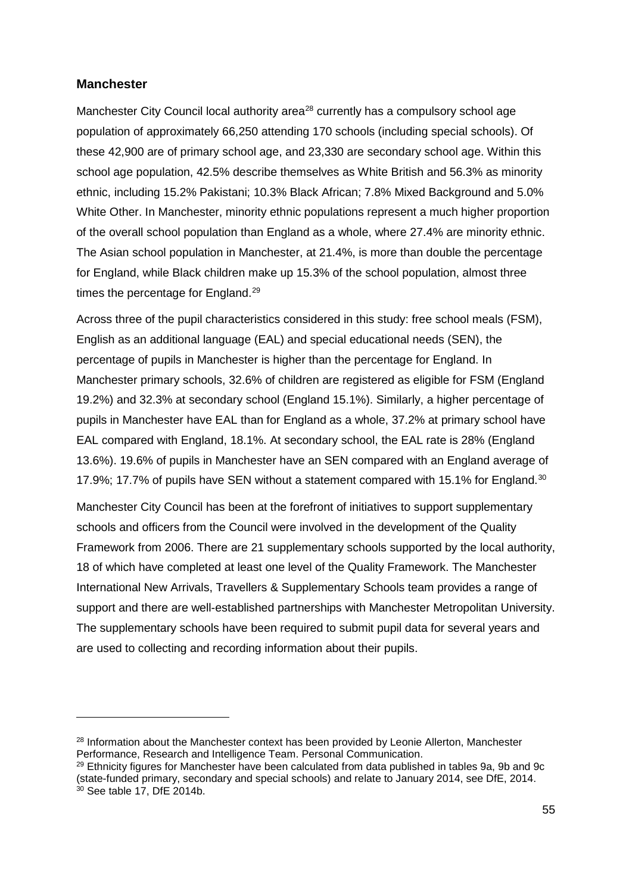## Manchester

Manchester City Council local authority area[28] currently has a compulsory school age population of approximately 66,250 attending 170 schools (including special schools). Of these 42,900 are of primary school age, and 23,330 are secondary school age. Within this school age population, 42.5% describe themselves as White British and 56.3% as minority ethnic, including 15.2% Pakistani; 10.3% Black African; 7.8% Mixed Background and 5.0% White Other. In Manchester, minority ethnic populations represent a much higher proportion of the overall school population than England as a whole, where 27.4% are minority ethnic. The Asian school population in Manchester, at 21.4%, is more than double the percentage for England, while Black children make up 15.3% of the school population, almost three times the percentage for England.[29]

Across three of the pupil characteristics considered in this study: free school meals (FSM), English as an additional language (EAL) and special educational needs (SEN), the percentage of pupils in Manchester is higher than the percentage for England. In Manchester primary schools, 32.6% of children are registered as eligible for FSM (England 19.2%) and 32.3% at secondary school (England 15.1%). Similarly, a higher percentage of pupils in Manchester have EAL than for England as a whole, 37.2% at primary school have EAL compared with England, 18.1%. At secondary school, the EAL rate is 28% (England 13.6%). 19.6% of pupils in Manchester have an SEN compared with an England average of 17.9%; 17.7% of pupils have SEN without a statement compared with 15.1% for England.[30]

Manchester City Council has been at the forefront of initiatives to support supplementary schools and officers from the Council were involved in the development of the Quality Framework from 2006. There are 21 supplementary schools supported by the local authority, 18 of which have completed at least one level of the Quality Framework. The Manchester International New Arrivals, Travellers & Supplementary Schools team provides a range of support and there are well-established partnerships with Manchester Metropolitan University. The supplementary schools have been required to submit pupil data for several years and are used to collecting and recording information about their pupils.

---

[28] Information about the Manchester context has been provided by Leonie Allerton, Manchester Performance, Research and Intelligence Team. Personal Communication.

[29] Ethnicity figures for Manchester have been calculated from data published in tables 9a, 9b and 9c (state-funded primary, secondary and special schools) and relate to January 2014, see DfE, 2014.

[30] See table 17, DfE 2014b.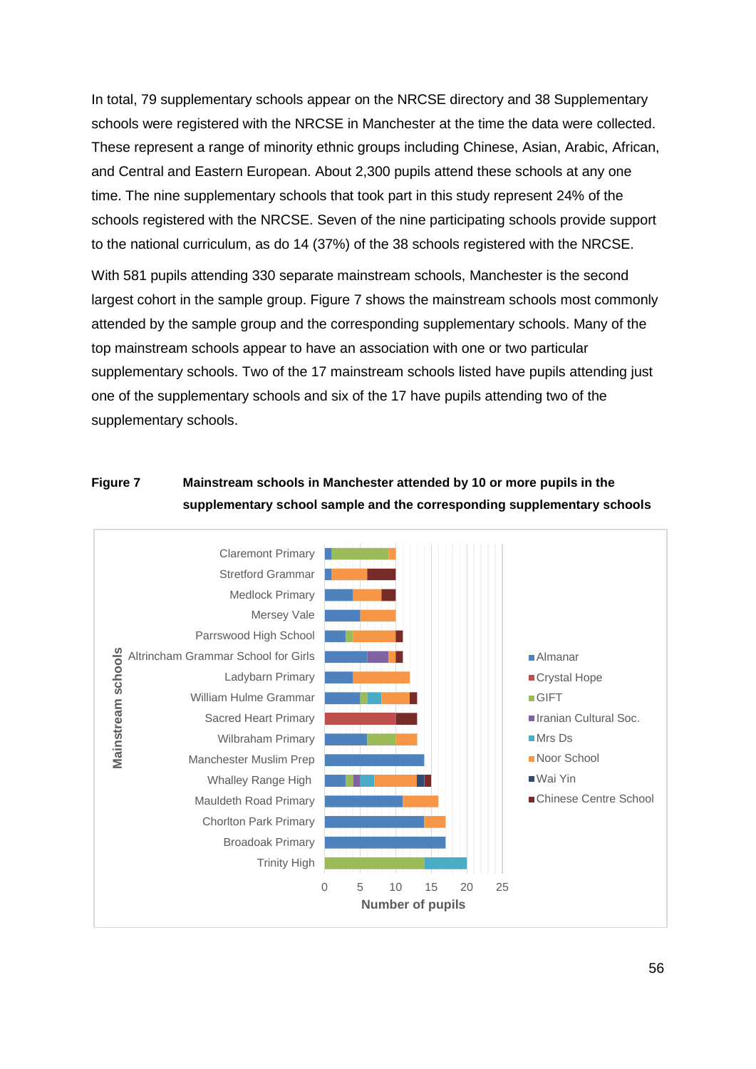In total, 79 supplementary schools appear on the NRCSE directory and 38 Supplementary schools were registered with the NRCSE in Manchester at the time the data were collected. These represent a range of minority ethnic groups including Chinese, Asian, Arabic, African, and Central and Eastern European. About 2,300 pupils attend these schools at any one time. The nine supplementary schools that took part in this study represent 24% of the schools registered with the NRCSE. Seven of the nine participating schools provide support to the national curriculum, as do 14 (37%) of the 38 schools registered with the NRCSE.

With 581 pupils attending 330 separate mainstream schools, Manchester is the second largest cohort in the sample group. Figure 7 shows the mainstream schools most commonly attended by the sample group and the corresponding supplementary schools. Many of the top mainstream schools appear to have an association with one or two particular supplementary schools. Two of the 17 mainstream schools listed have pupils attending just one of the supplementary schools and six of the 17 have pupils attending two of the supplementary schools.

**Figure 7 Mainstream schools in Manchester attended by 10 or more pupils in the supplementary school sample and the corresponding supplementary schools**

Mainstream schools: Claremont Primary, Stretford Grammar, Medlock Primary, Mersey Vale, Parrswood High School, Altrincham Grammar School for Girls, Ladybarn Primary, William Hulme Grammar, Sacred Heart Primary, Wilbraham Primary, Manchester Muslim Prep, Whalley Range High, Mauldeth Road Primary, Chorlton Park Primary, Broadoak Primary, Trinity High

Legend: Almanar, Crystal Hope, GIFT, Iranian Cultural Soc., Mrs Ds, Noor School, Wai Yin, Chinese Centre School

Number of pupils (0, 5, 10, 15, 20, 25)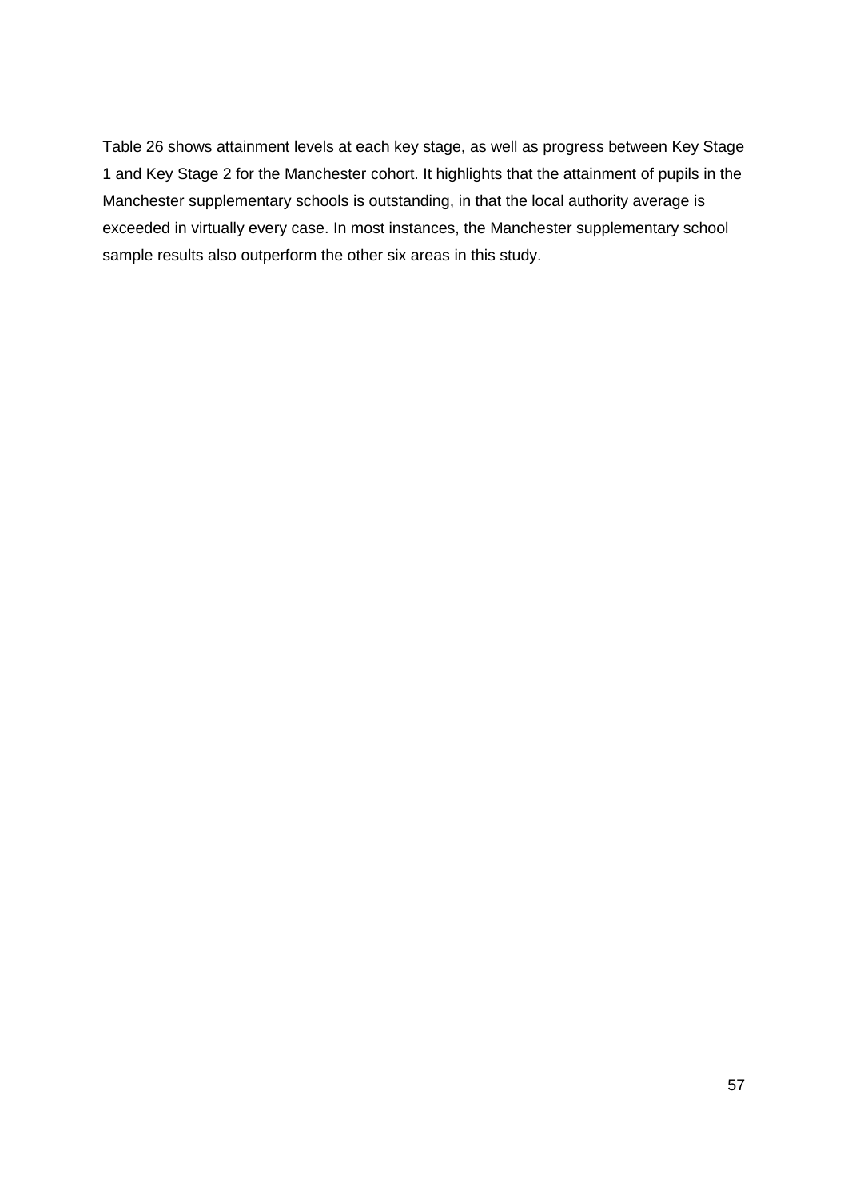Table 26 shows attainment levels at each key stage, as well as progress between Key Stage 1 and Key Stage 2 for the Manchester cohort. It highlights that the attainment of pupils in the Manchester supplementary schools is outstanding, in that the local authority average is exceeded in virtually every case. In most instances, the Manchester supplementary school sample results also outperform the other six areas in this study.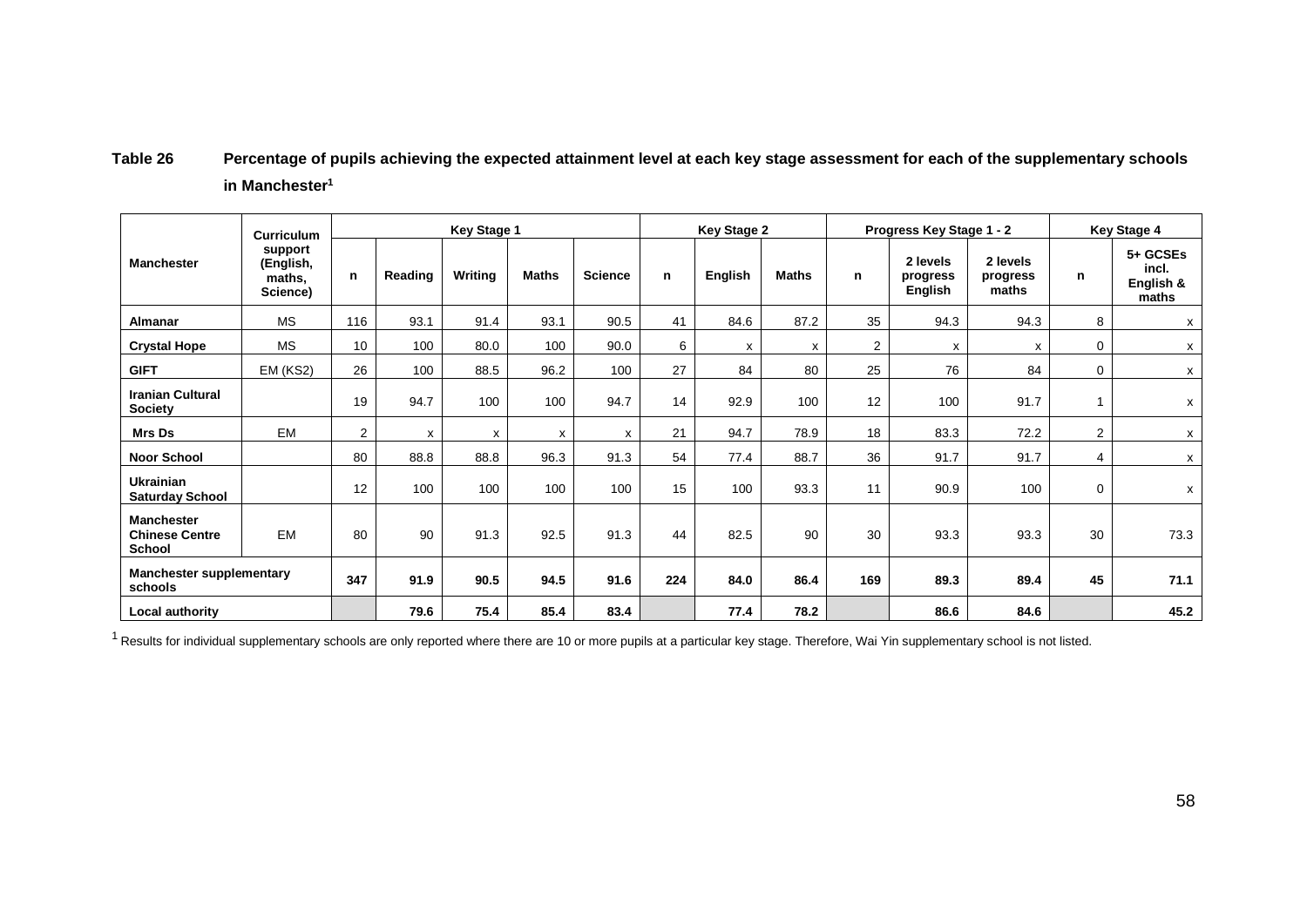**Table 26 Percentage of pupils achieving the expected attainment level at each key stage assessment for each of the supplementary schools in Manchester[1]**

| Manchester | Curriculum support (English, maths, Science) | Key Stage 1 | | | | | Key Stage 2 | | | Progress Key Stage 1 - 2 | | | Key Stage 4 | |
|---|---|---|---|---|---|---|---|---|---|---|---|---|---|---|
| | | n | Reading | Writing | Maths | Science | n | English | Maths | n | 2 levels progress English | 2 levels progress maths | n | 5+ GCSEs incl. English & maths |
| **Almanar** | MS | 116 | 93.1 | 91.4 | 93.1 | 90.5 | 41 | 84.6 | 87.2 | 35 | 94.3 | 94.3 | 8 | x |
| **Crystal Hope** | MS | 10 | 100 | 80.0 | 100 | 90.0 | 6 | x | x | 2 | x | x | 0 | x |
| **GIFT** | EM (KS2) | 26 | 100 | 88.5 | 96.2 | 100 | 27 | 84 | 80 | 25 | 76 | 84 | 0 | x |
| **Iranian Cultural Society** | | 19 | 94.7 | 100 | 100 | 94.7 | 14 | 92.9 | 100 | 12 | 100 | 91.7 | 1 | x |
| **Mrs Ds** | EM | 2 | x | x | x | x | 21 | 94.7 | 78.9 | 18 | 83.3 | 72.2 | 2 | x |
| **Noor School** | | 80 | 88.8 | 88.8 | 96.3 | 91.3 | 54 | 77.4 | 88.7 | 36 | 91.7 | 91.7 | 4 | x |
| **Ukrainian Saturday School** | | 12 | 100 | 100 | 100 | 100 | 15 | 100 | 93.3 | 11 | 90.9 | 100 | 0 | x |
| **Manchester Chinese Centre School** | EM | 80 | 90 | 91.3 | 92.5 | 91.3 | 44 | 82.5 | 90 | 30 | 93.3 | 93.3 | 30 | 73.3 |
| **Manchester supplementary schools** | | **347** | **91.9** | **90.5** | **94.5** | **91.6** | **224** | **84.0** | **86.4** | **169** | **89.3** | **89.4** | **45** | **71.1** |
| **Local authority** | | | **79.6** | **75.4** | **85.4** | **83.4** | | **77.4** | **78.2** | | **86.6** | **84.6** | | **45.2** |

[1] Results for individual supplementary schools are only reported where there are 10 or more pupils at a particular key stage. Therefore, Wai Yin supplementary school is not listed.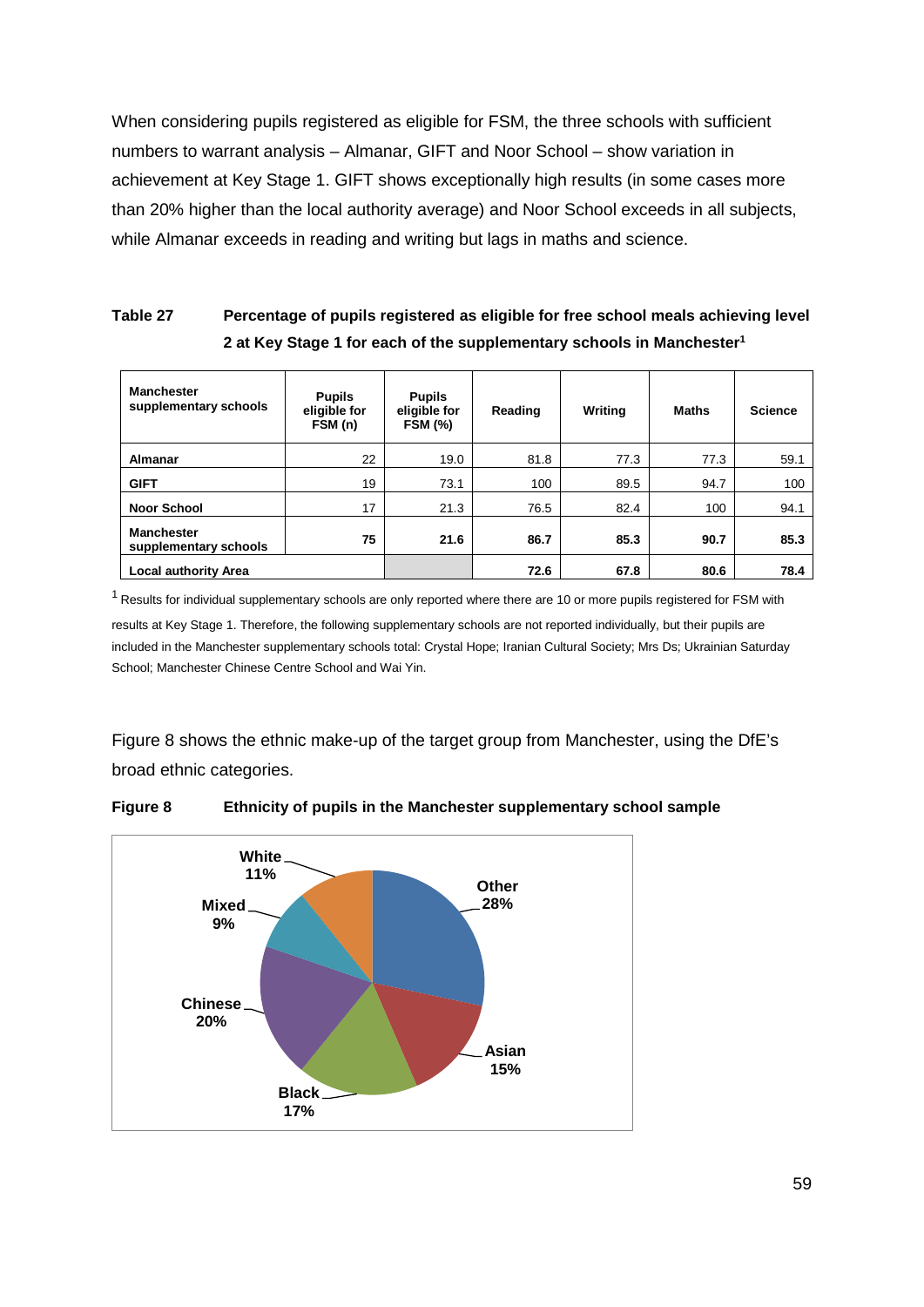When considering pupils registered as eligible for FSM, the three schools with sufficient numbers to warrant analysis – Almanar, GIFT and Noor School – show variation in achievement at Key Stage 1. GIFT shows exceptionally high results (in some cases more than 20% higher than the local authority average) and Noor School exceeds in all subjects, while Almanar exceeds in reading and writing but lags in maths and science.

**Table 27 Percentage of pupils registered as eligible for free school meals achieving level 2 at Key Stage 1 for each of the supplementary schools in Manchester[1]**

| Manchester supplementary schools | Pupils eligible for FSM (n) | Pupils eligible for FSM (%) | Reading | Writing | Maths | Science |
|---|---|---|---|---|---|---|
| **Almanar** | 22 | 19.0 | 81.8 | 77.3 | 77.3 | 59.1 |
| **GIFT** | 19 | 73.1 | 100 | 89.5 | 94.7 | 100 |
| **Noor School** | 17 | 21.3 | 76.5 | 82.4 | 100 | 94.1 |
| **Manchester supplementary schools** | **75** | **21.6** | **86.7** | **85.3** | **90.7** | **85.3** |
| **Local authority Area** | | | **72.6** | **67.8** | **80.6** | **78.4** |

[1] Results for individual supplementary schools are only reported where there are 10 or more pupils registered for FSM with results at Key Stage 1. Therefore, the following supplementary schools are not reported individually, but their pupils are included in the Manchester supplementary schools total: Crystal Hope; Iranian Cultural Society; Mrs Ds; Ukrainian Saturday School; Manchester Chinese Centre School and Wai Yin.

Figure 8 shows the ethnic make-up of the target group from Manchester, using the DfE's broad ethnic categories.

**Figure 8 Ethnicity of pupils in the Manchester supplementary school sample**

| Ethnicity | % |
|---|---|
| Other | 28% |
| Asian | 15% |
| Black | 17% |
| Chinese | 20% |
| Mixed | 9% |
| White | 11% |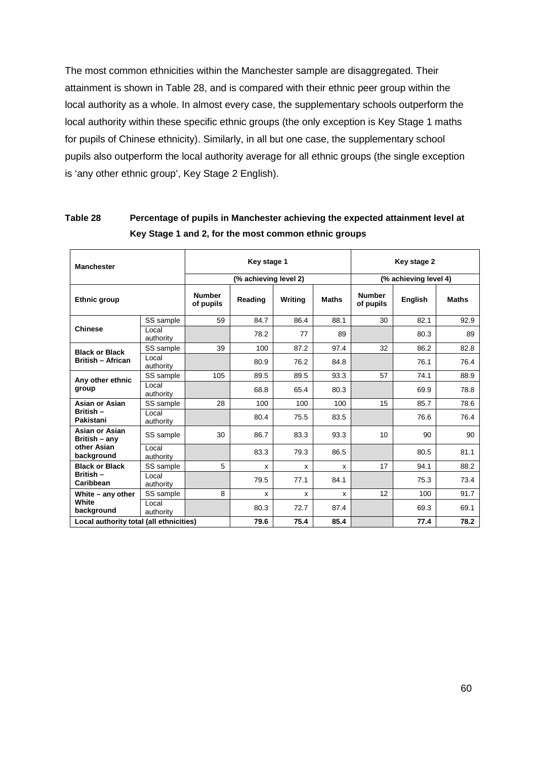The most common ethnicities within the Manchester sample are disaggregated. Their attainment is shown in Table 28, and is compared with their ethnic peer group within the local authority as a whole. In almost every case, the supplementary schools outperform the local authority within these specific ethnic groups (the only exception is Key Stage 1 maths for pupils of Chinese ethnicity). Similarly, in all but one case, the supplementary school pupils also outperform the local authority average for all ethnic groups (the single exception is 'any other ethnic group', Key Stage 2 English).

**Table 28 Percentage of pupils in Manchester achieving the expected attainment level at Key Stage 1 and 2, for the most common ethnic groups**

| Manchester | | Key stage 1 | | | | Key stage 2 | | |
|---|---|---|---|---|---|---|---|---|
| | | | (% achieving level 2) | | | | (% achieving level 4) | |
| Ethnic group | | Number of pupils | Reading | Writing | Maths | Number of pupils | English | Maths |
| Chinese | SS sample | 59 | 84.7 | 86.4 | 88.1 | 30 | 82.1 | 92.9 |
| | Local authority | | 78.2 | 77 | 89 | | 80.3 | 89 |
| Black or Black British – African | SS sample | 39 | 100 | 87.2 | 97.4 | 32 | 86.2 | 82.8 |
| | Local authority | | 80.9 | 76.2 | 84.8 | | 76.1 | 76.4 |
| Any other ethnic group | SS sample | 105 | 89.5 | 89.5 | 93.3 | 57 | 74.1 | 88.9 |
| | Local authority | | 68.8 | 65.4 | 80.3 | | 69.9 | 78.8 |
| Asian or Asian British – Pakistani | SS sample | 28 | 100 | 100 | 100 | 15 | 85.7 | 78.6 |
| | Local authority | | 80.4 | 75.5 | 83.5 | | 76.6 | 76.4 |
| Asian or Asian British – any other Asian background | SS sample | 30 | 86.7 | 83.3 | 93.3 | 10 | 90 | 90 |
| | Local authority | | 83.3 | 79.3 | 86.5 | | 80.5 | 81.1 |
| Black or Black British – Caribbean | SS sample | 5 | x | x | x | 17 | 94.1 | 88.2 |
| | Local authority | | 79.5 | 77.1 | 84.1 | | 75.3 | 73.4 |
| White – any other White background | SS sample | 8 | x | x | x | 12 | 100 | 91.7 |
| | Local authority | | 80.3 | 72.7 | 87.4 | | 69.3 | 69.1 |
| **Local authority total (all ethnicities)** | | | **79.6** | **75.4** | **85.4** | | **77.4** | **78.2** |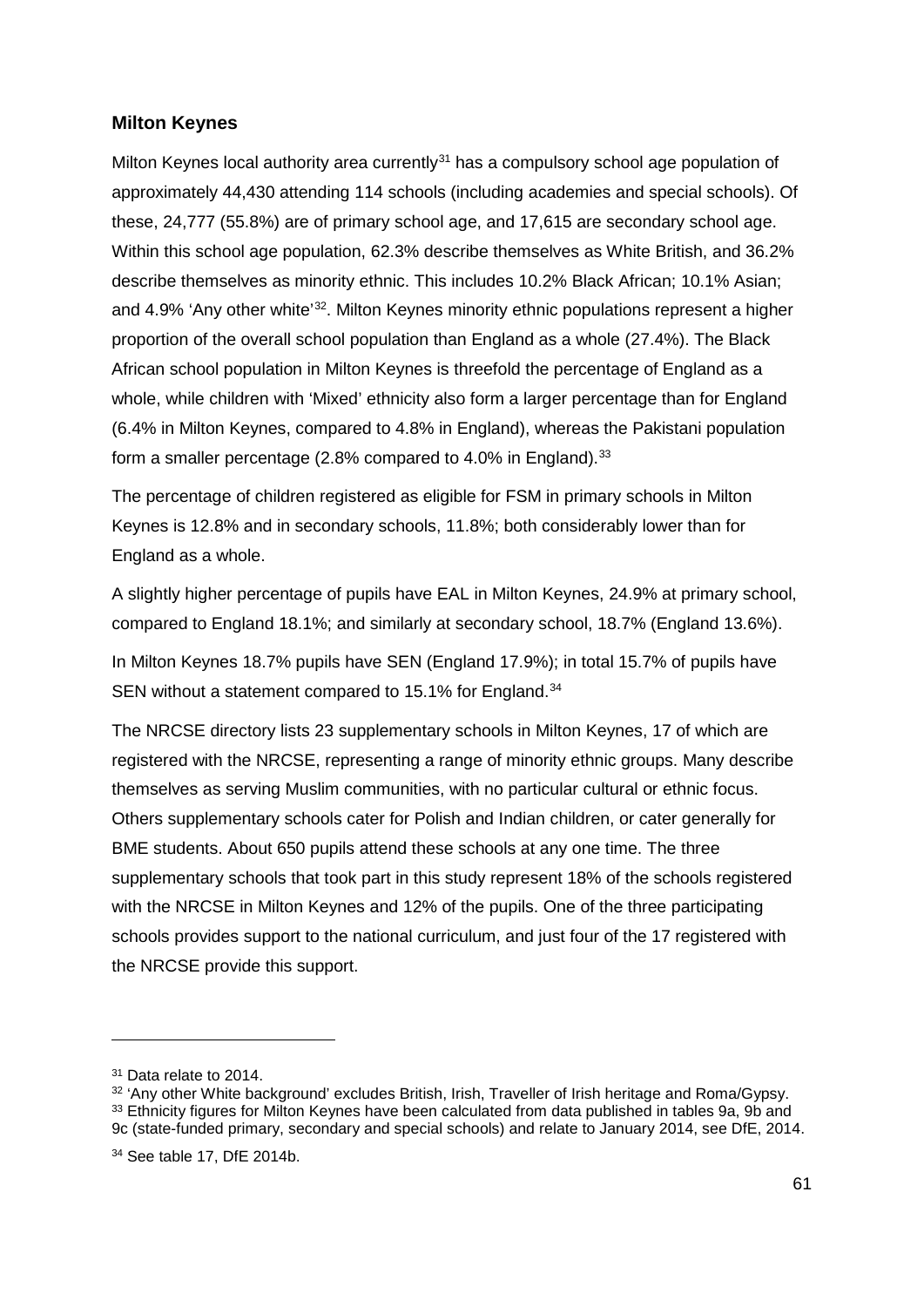### Milton Keynes

Milton Keynes local authority area currently[31] has a compulsory school age population of approximately 44,430 attending 114 schools (including academies and special schools). Of these, 24,777 (55.8%) are of primary school age, and 17,615 are secondary school age. Within this school age population, 62.3% describe themselves as White British, and 36.2% describe themselves as minority ethnic. This includes 10.2% Black African; 10.1% Asian; and 4.9% 'Any other white'[32]. Milton Keynes minority ethnic populations represent a higher proportion of the overall school population than England as a whole (27.4%). The Black African school population in Milton Keynes is threefold the percentage of England as a whole, while children with 'Mixed' ethnicity also form a larger percentage than for England (6.4% in Milton Keynes, compared to 4.8% in England), whereas the Pakistani population form a smaller percentage (2.8% compared to 4.0% in England).[33]

The percentage of children registered as eligible for FSM in primary schools in Milton Keynes is 12.8% and in secondary schools, 11.8%; both considerably lower than for England as a whole.

A slightly higher percentage of pupils have EAL in Milton Keynes, 24.9% at primary school, compared to England 18.1%; and similarly at secondary school, 18.7% (England 13.6%).

In Milton Keynes 18.7% pupils have SEN (England 17.9%); in total 15.7% of pupils have SEN without a statement compared to 15.1% for England.[34]

The NRCSE directory lists 23 supplementary schools in Milton Keynes, 17 of which are registered with the NRCSE, representing a range of minority ethnic groups. Many describe themselves as serving Muslim communities, with no particular cultural or ethnic focus. Others supplementary schools cater for Polish and Indian children, or cater generally for BME students. About 650 pupils attend these schools at any one time. The three supplementary schools that took part in this study represent 18% of the schools registered with the NRCSE in Milton Keynes and 12% of the pupils. One of the three participating schools provides support to the national curriculum, and just four of the 17 registered with the NRCSE provide this support.

---

[31] Data relate to 2014.

[32] 'Any other White background' excludes British, Irish, Traveller of Irish heritage and Roma/Gypsy.

[33] Ethnicity figures for Milton Keynes have been calculated from data published in tables 9a, 9b and 9c (state-funded primary, secondary and special schools) and relate to January 2014, see DfE, 2014.

[34] See table 17, DfE 2014b.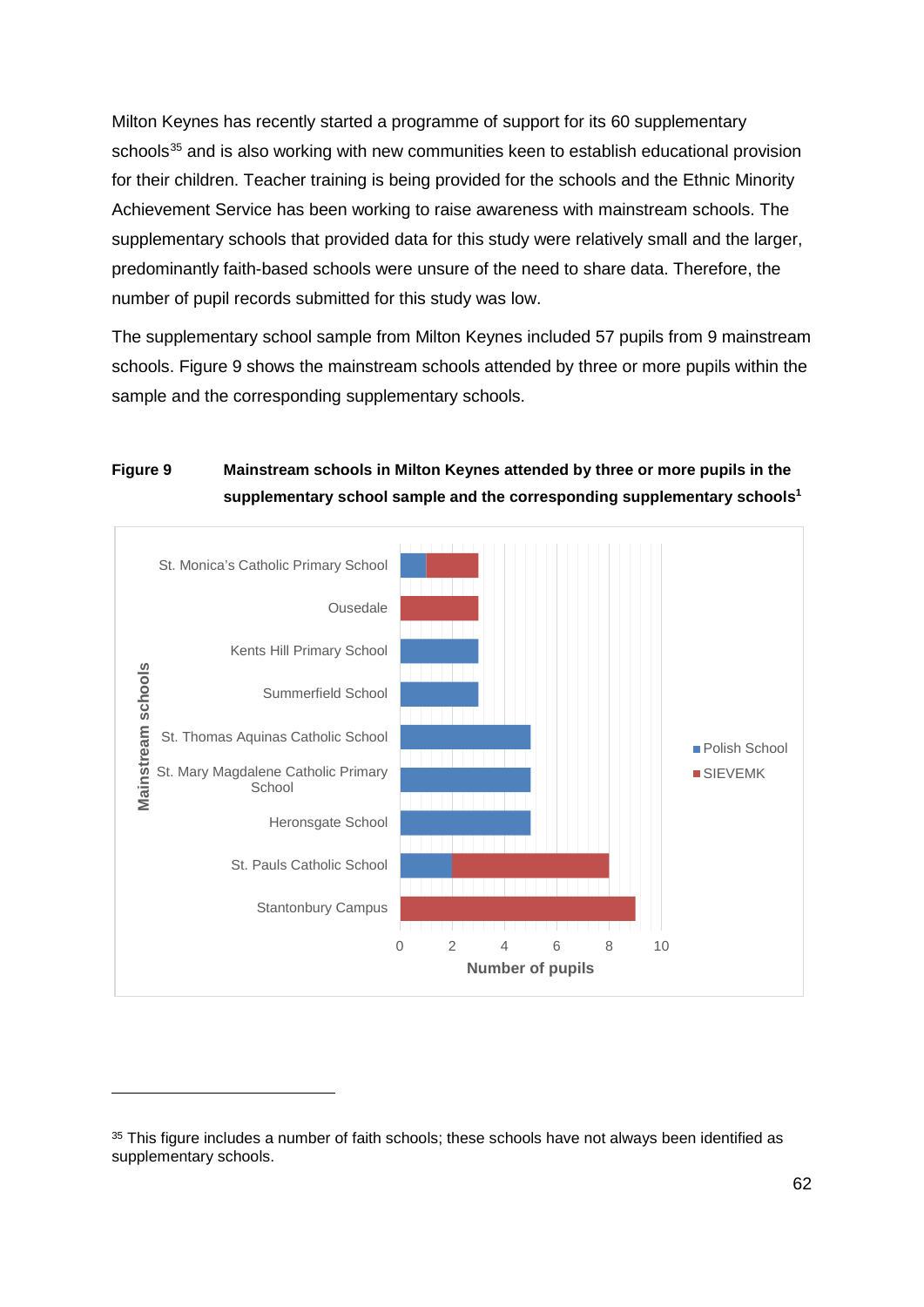Milton Keynes has recently started a programme of support for its 60 supplementary schools[35] and is also working with new communities keen to establish educational provision for their children. Teacher training is being provided for the schools and the Ethnic Minority Achievement Service has been working to raise awareness with mainstream schools. The supplementary schools that provided data for this study were relatively small and the larger, predominantly faith-based schools were unsure of the need to share data. Therefore, the number of pupil records submitted for this study was low.

The supplementary school sample from Milton Keynes included 57 pupils from 9 mainstream schools. Figure 9 shows the mainstream schools attended by three or more pupils within the sample and the corresponding supplementary schools.

**Figure 9 Mainstream schools in Milton Keynes attended by three or more pupils in the supplementary school sample and the corresponding supplementary schools[1]**

| Mainstream schools | Polish School | SIEVEMK |
|---|---|---|
| St. Monica's Catholic Primary School | 1 | 2 |
| Ousedale | 0 | 3 |
| Kents Hill Primary School | 3 | 0 |
| Summerfield School | 3 | 0 |
| St. Thomas Aquinas Catholic School | 5 | 0 |
| St. Mary Magdalene Catholic Primary School | 5 | 0 |
| Heronsgate School | 5 | 0 |
| St. Pauls Catholic School | 2 | 6 |
| Stantonbury Campus | 0 | 9 |

Number of pupils

---

[35] This figure includes a number of faith schools; these schools have not always been identified as supplementary schools.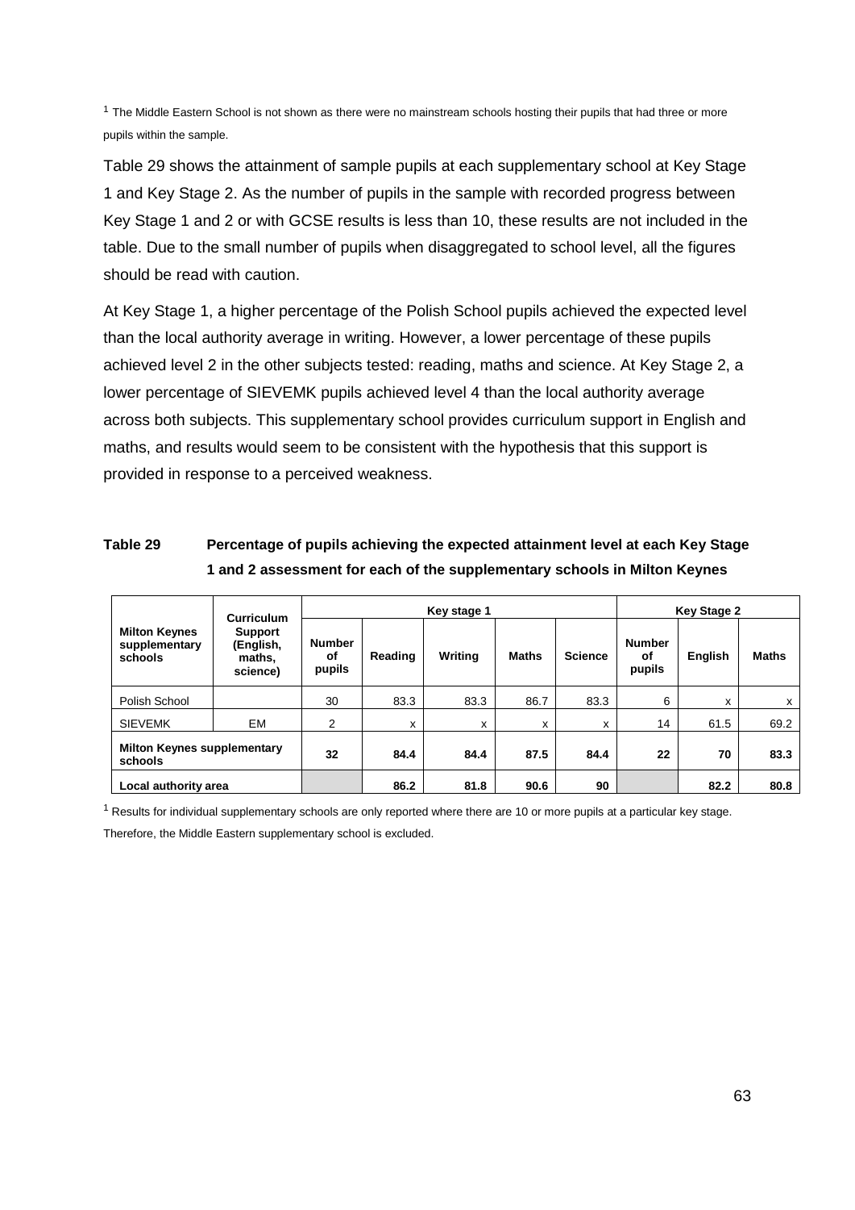[1] The Middle Eastern School is not shown as there were no mainstream schools hosting their pupils that had three or more pupils within the sample.

Table 29 shows the attainment of sample pupils at each supplementary school at Key Stage 1 and Key Stage 2. As the number of pupils in the sample with recorded progress between Key Stage 1 and 2 or with GCSE results is less than 10, these results are not included in the table. Due to the small number of pupils when disaggregated to school level, all the figures should be read with caution.

At Key Stage 1, a higher percentage of the Polish School pupils achieved the expected level than the local authority average in writing. However, a lower percentage of these pupils achieved level 2 in the other subjects tested: reading, maths and science. At Key Stage 2, a lower percentage of SIEVEMK pupils achieved level 4 than the local authority average across both subjects. This supplementary school provides curriculum support in English and maths, and results would seem to be consistent with the hypothesis that this support is provided in response to a perceived weakness.

**Table 29 Percentage of pupils achieving the expected attainment level at each Key Stage 1 and 2 assessment for each of the supplementary schools in Milton Keynes**

| Milton Keynes supplementary schools | Curriculum Support (English, maths, science) | Key stage 1 | | | | | Key Stage 2 | | |
|---|---|---|---|---|---|---|---|---|---|
| | | Number of pupils | Reading | Writing | Maths | Science | Number of pupils | English | Maths |
| Polish School | | 30 | 83.3 | 83.3 | 86.7 | 83.3 | 6 | x | x |
| SIEVEMK | EM | 2 | x | x | x | x | 14 | 61.5 | 69.2 |
| **Milton Keynes supplementary schools** | | **32** | **84.4** | **84.4** | **87.5** | **84.4** | **22** | **70** | **83.3** |
| **Local authority area** | | | **86.2** | **81.8** | **90.6** | **90** | | **82.2** | **80.8** |

[1] Results for individual supplementary schools are only reported where there are 10 or more pupils at a particular key stage. Therefore, the Middle Eastern supplementary school is excluded.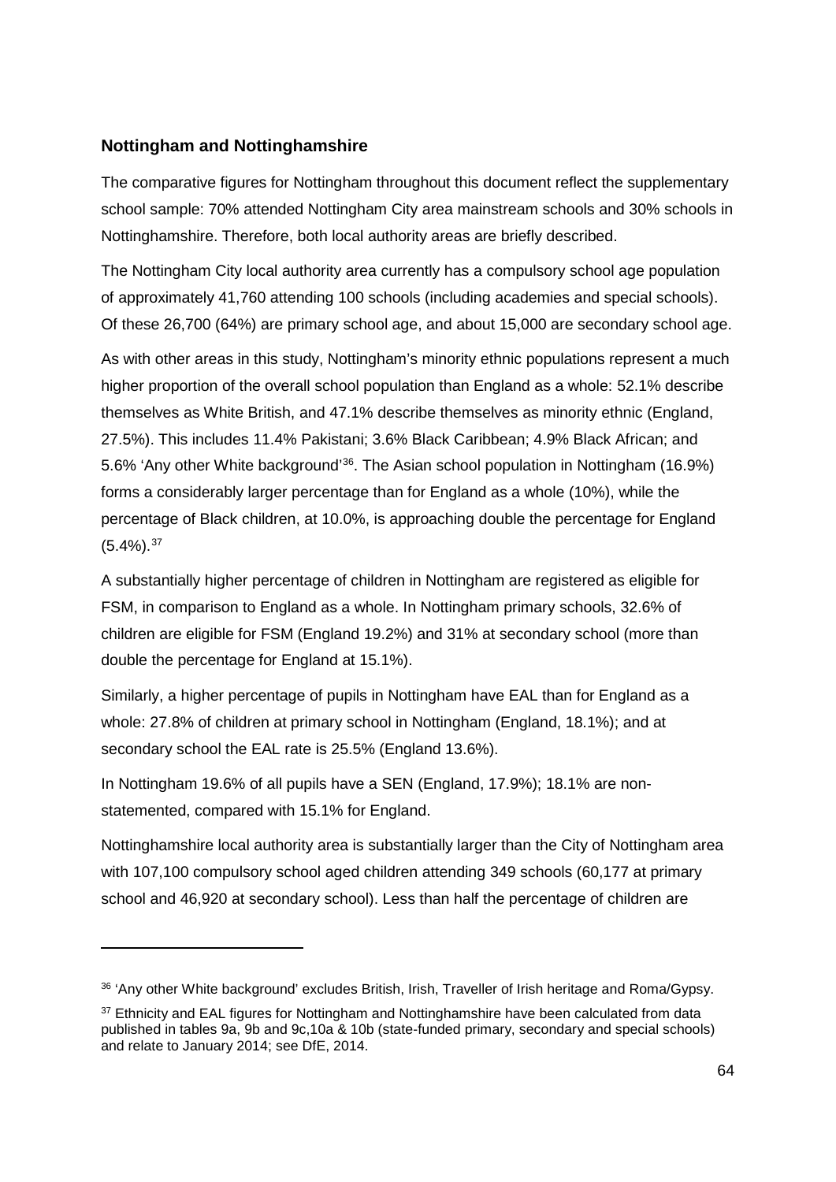### Nottingham and Nottinghamshire

The comparative figures for Nottingham throughout this document reflect the supplementary school sample: 70% attended Nottingham City area mainstream schools and 30% schools in Nottinghamshire. Therefore, both local authority areas are briefly described.

The Nottingham City local authority area currently has a compulsory school age population of approximately 41,760 attending 100 schools (including academies and special schools). Of these 26,700 (64%) are primary school age, and about 15,000 are secondary school age.

As with other areas in this study, Nottingham's minority ethnic populations represent a much higher proportion of the overall school population than England as a whole: 52.1% describe themselves as White British, and 47.1% describe themselves as minority ethnic (England, 27.5%). This includes 11.4% Pakistani; 3.6% Black Caribbean; 4.9% Black African; and 5.6% 'Any other White background'[36]. The Asian school population in Nottingham (16.9%) forms a considerably larger percentage than for England as a whole (10%), while the percentage of Black children, at 10.0%, is approaching double the percentage for England (5.4%).[37]

A substantially higher percentage of children in Nottingham are registered as eligible for FSM, in comparison to England as a whole. In Nottingham primary schools, 32.6% of children are eligible for FSM (England 19.2%) and 31% at secondary school (more than double the percentage for England at 15.1%).

Similarly, a higher percentage of pupils in Nottingham have EAL than for England as a whole: 27.8% of children at primary school in Nottingham (England, 18.1%); and at secondary school the EAL rate is 25.5% (England 13.6%).

In Nottingham 19.6% of all pupils have a SEN (England, 17.9%); 18.1% are non-statemented, compared with 15.1% for England.

Nottinghamshire local authority area is substantially larger than the City of Nottingham area with 107,100 compulsory school aged children attending 349 schools (60,177 at primary school and 46,920 at secondary school). Less than half the percentage of children are

---

[36] 'Any other White background' excludes British, Irish, Traveller of Irish heritage and Roma/Gypsy.

[37] Ethnicity and EAL figures for Nottingham and Nottinghamshire have been calculated from data published in tables 9a, 9b and 9c,10a & 10b (state-funded primary, secondary and special schools) and relate to January 2014; see DfE, 2014.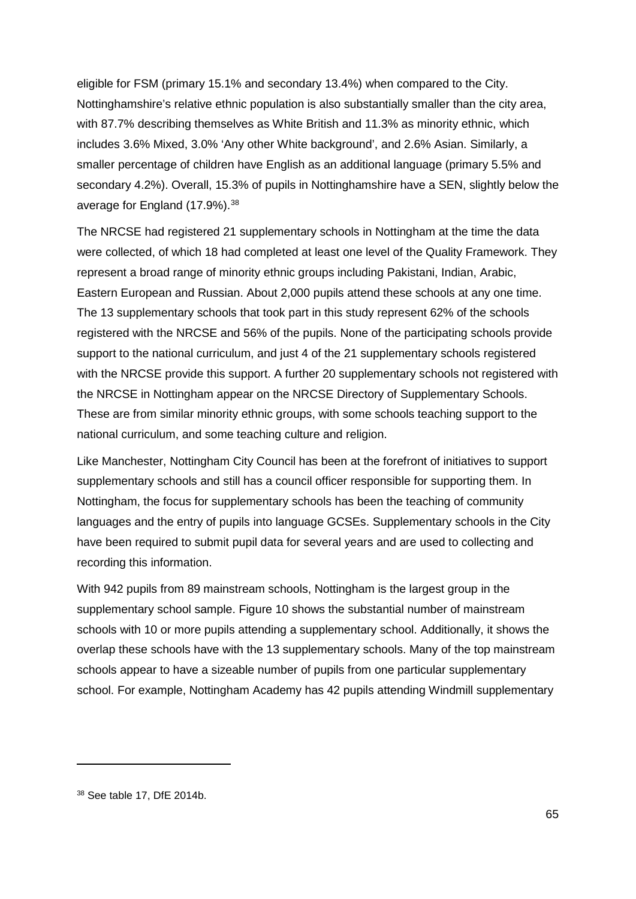eligible for FSM (primary 15.1% and secondary 13.4%) when compared to the City. Nottinghamshire's relative ethnic population is also substantially smaller than the city area, with 87.7% describing themselves as White British and 11.3% as minority ethnic, which includes 3.6% Mixed, 3.0% 'Any other White background', and 2.6% Asian. Similarly, a smaller percentage of children have English as an additional language (primary 5.5% and secondary 4.2%). Overall, 15.3% of pupils in Nottinghamshire have a SEN, slightly below the average for England (17.9%).[38]

The NRCSE had registered 21 supplementary schools in Nottingham at the time the data were collected, of which 18 had completed at least one level of the Quality Framework. They represent a broad range of minority ethnic groups including Pakistani, Indian, Arabic, Eastern European and Russian. About 2,000 pupils attend these schools at any one time. The 13 supplementary schools that took part in this study represent 62% of the schools registered with the NRCSE and 56% of the pupils. None of the participating schools provide support to the national curriculum, and just 4 of the 21 supplementary schools registered with the NRCSE provide this support. A further 20 supplementary schools not registered with the NRCSE in Nottingham appear on the NRCSE Directory of Supplementary Schools. These are from similar minority ethnic groups, with some schools teaching support to the national curriculum, and some teaching culture and religion.

Like Manchester, Nottingham City Council has been at the forefront of initiatives to support supplementary schools and still has a council officer responsible for supporting them. In Nottingham, the focus for supplementary schools has been the teaching of community languages and the entry of pupils into language GCSEs. Supplementary schools in the City have been required to submit pupil data for several years and are used to collecting and recording this information.

With 942 pupils from 89 mainstream schools, Nottingham is the largest group in the supplementary school sample. Figure 10 shows the substantial number of mainstream schools with 10 or more pupils attending a supplementary school. Additionally, it shows the overlap these schools have with the 13 supplementary schools. Many of the top mainstream schools appear to have a sizeable number of pupils from one particular supplementary school. For example, Nottingham Academy has 42 pupils attending Windmill supplementary

---

[38] See table 17, DfE 2014b.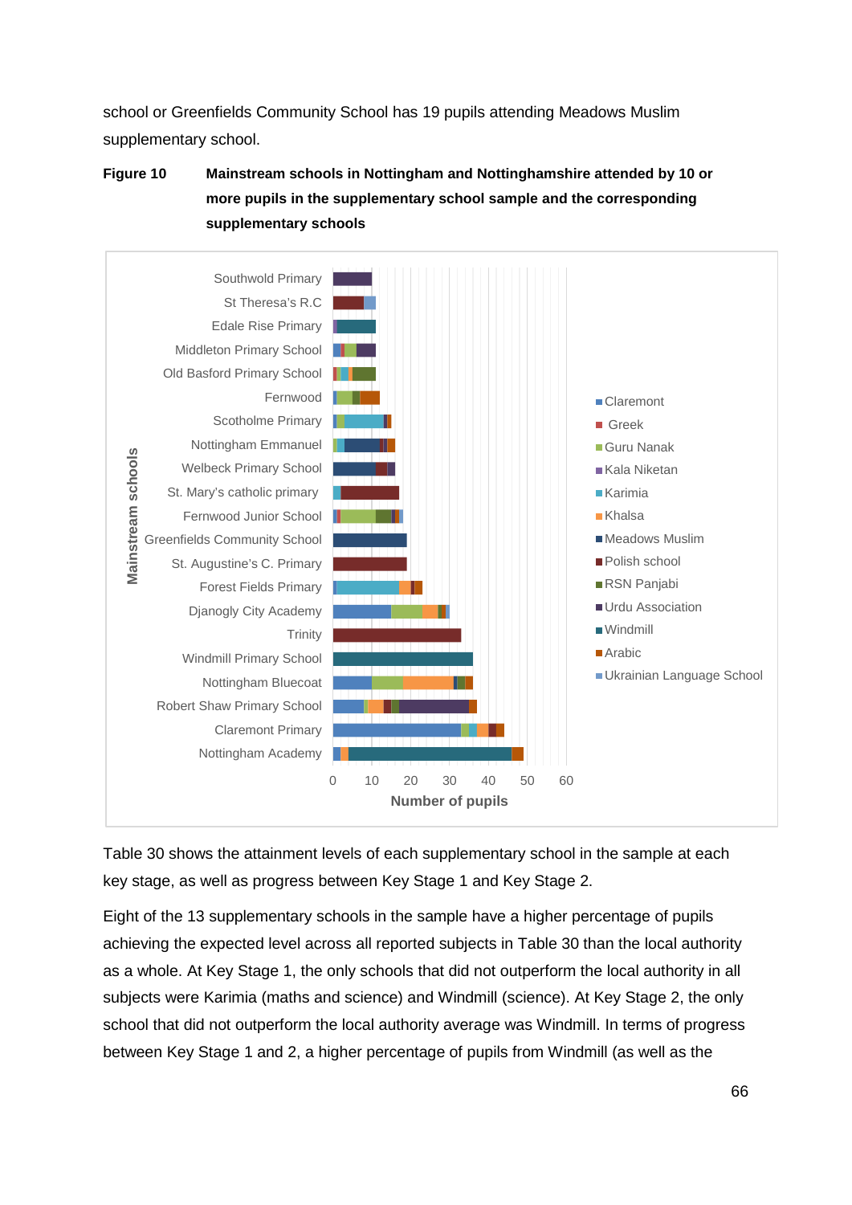school or Greenfields Community School has 19 pupils attending Meadows Muslim supplementary school.

**Figure 10** **Mainstream schools in Nottingham and Nottinghamshire attended by 10 or more pupils in the supplementary school sample and the corresponding supplementary schools**

Table 30 shows the attainment levels of each supplementary school in the sample at each key stage, as well as progress between Key Stage 1 and Key Stage 2.

Eight of the 13 supplementary schools in the sample have a higher percentage of pupils achieving the expected level across all reported subjects in Table 30 than the local authority as a whole. At Key Stage 1, the only schools that did not outperform the local authority in all subjects were Karimia (maths and science) and Windmill (science). At Key Stage 2, the only school that did not outperform the local authority average was Windmill. In terms of progress between Key Stage 1 and 2, a higher percentage of pupils from Windmill (as well as the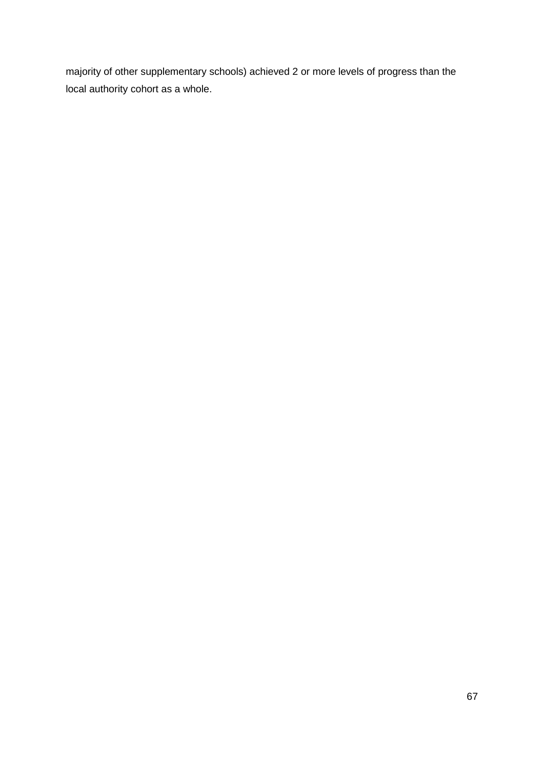majority of other supplementary schools) achieved 2 or more levels of progress than the local authority cohort as a whole.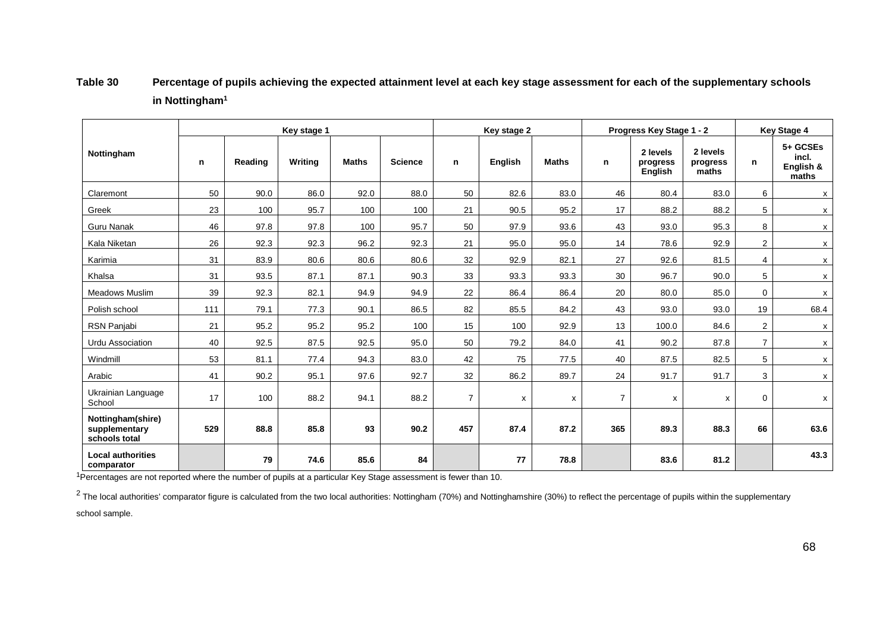**Table 30 Percentage of pupils achieving the expected attainment level at each key stage assessment for each of the supplementary schools in Nottingham[1]**

| Nottingham | Key stage 1 | | | | | Key stage 2 | | | Progress Key Stage 1 - 2 | | | Key Stage 4 | |
|---|---|---|---|---|---|---|---|---|---|---|---|---|---|
| | n | Reading | Writing | Maths | Science | n | English | Maths | n | 2 levels progress English | 2 levels progress maths | n | 5+ GCSEs incl. English & maths |
| Claremont | 50 | 90.0 | 86.0 | 92.0 | 88.0 | 50 | 82.6 | 83.0 | 46 | 80.4 | 83.0 | 6 | x |
| Greek | 23 | 100 | 95.7 | 100 | 100 | 21 | 90.5 | 95.2 | 17 | 88.2 | 88.2 | 5 | x |
| Guru Nanak | 46 | 97.8 | 97.8 | 100 | 95.7 | 50 | 97.9 | 93.6 | 43 | 93.0 | 95.3 | 8 | x |
| Kala Niketan | 26 | 92.3 | 92.3 | 96.2 | 92.3 | 21 | 95.0 | 95.0 | 14 | 78.6 | 92.9 | 2 | x |
| Karimia | 31 | 83.9 | 80.6 | 80.6 | 80.6 | 32 | 92.9 | 82.1 | 27 | 92.6 | 81.5 | 4 | x |
| Khalsa | 31 | 93.5 | 87.1 | 87.1 | 90.3 | 33 | 93.3 | 93.3 | 30 | 96.7 | 90.0 | 5 | x |
| Meadows Muslim | 39 | 92.3 | 82.1 | 94.9 | 94.9 | 22 | 86.4 | 86.4 | 20 | 80.0 | 85.0 | 0 | x |
| Polish school | 111 | 79.1 | 77.3 | 90.1 | 86.5 | 82 | 85.5 | 84.2 | 43 | 93.0 | 93.0 | 19 | 68.4 |
| RSN Panjabi | 21 | 95.2 | 95.2 | 95.2 | 100 | 15 | 100 | 92.9 | 13 | 100.0 | 84.6 | 2 | x |
| Urdu Association | 40 | 92.5 | 87.5 | 92.5 | 95.0 | 50 | 79.2 | 84.0 | 41 | 90.2 | 87.8 | 7 | x |
| Windmill | 53 | 81.1 | 77.4 | 94.3 | 83.0 | 42 | 75 | 77.5 | 40 | 87.5 | 82.5 | 5 | x |
| Arabic | 41 | 90.2 | 95.1 | 97.6 | 92.7 | 32 | 86.2 | 89.7 | 24 | 91.7 | 91.7 | 3 | x |
| Ukrainian Language School | 17 | 100 | 88.2 | 94.1 | 88.2 | 7 | x | x | 7 | x | x | 0 | x |
| **Nottingham(shire) supplementary schools total** | **529** | **88.8** | **85.8** | **93** | **90.2** | **457** | **87.4** | **87.2** | **365** | **89.3** | **88.3** | **66** | **63.6** |
| **Local authorities comparator** | | **79** | **74.6** | **85.6** | **84** | | **77** | **78.8** | | **83.6** | **81.2** | | **43.3** |

[1]Percentages are not reported where the number of pupils at a particular Key Stage assessment is fewer than 10.

[2] The local authorities' comparator figure is calculated from the two local authorities: Nottingham (70%) and Nottinghamshire (30%) to reflect the percentage of pupils within the supplementary school sample.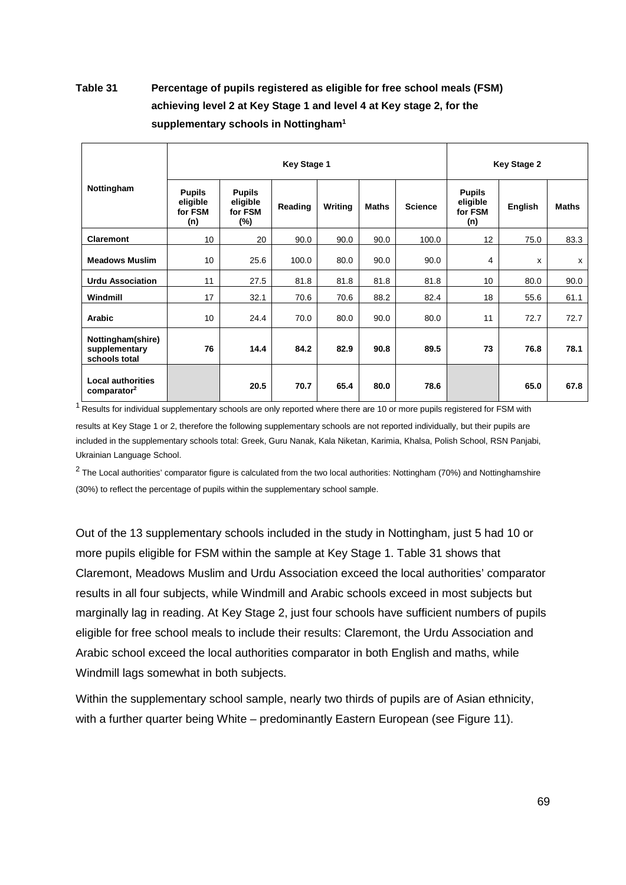**Table 31 Percentage of pupils registered as eligible for free school meals (FSM) achieving level 2 at Key Stage 1 and level 4 at Key stage 2, for the supplementary schools in Nottingham[1]**

| Nottingham | Key Stage 1 | | | | | | Key Stage 2 | | |
|---|---|---|---|---|---|---|---|---|---|
| | Pupils eligible for FSM (n) | Pupils eligible for FSM (%) | Reading | Writing | Maths | Science | Pupils eligible for FSM (n) | English | Maths |
| **Claremont** | 10 | 20 | 90.0 | 90.0 | 90.0 | 100.0 | 12 | 75.0 | 83.3 |
| **Meadows Muslim** | 10 | 25.6 | 100.0 | 80.0 | 90.0 | 90.0 | 4 | x | x |
| **Urdu Association** | 11 | 27.5 | 81.8 | 81.8 | 81.8 | 81.8 | 10 | 80.0 | 90.0 |
| **Windmill** | 17 | 32.1 | 70.6 | 70.6 | 88.2 | 82.4 | 18 | 55.6 | 61.1 |
| **Arabic** | 10 | 24.4 | 70.0 | 80.0 | 90.0 | 80.0 | 11 | 72.7 | 72.7 |
| **Nottingham(shire) supplementary schools total** | **76** | **14.4** | **84.2** | **82.9** | **90.8** | **89.5** | **73** | **76.8** | **78.1** |
| **Local authorities comparator[2]** | | **20.5** | **70.7** | **65.4** | **80.0** | **78.6** | | **65.0** | **67.8** |

[1] Results for individual supplementary schools are only reported where there are 10 or more pupils registered for FSM with results at Key Stage 1 or 2, therefore the following supplementary schools are not reported individually, but their pupils are included in the supplementary schools total: Greek, Guru Nanak, Kala Niketan, Karimia, Khalsa, Polish School, RSN Panjabi, Ukrainian Language School.

[2] The Local authorities' comparator figure is calculated from the two local authorities: Nottingham (70%) and Nottinghamshire (30%) to reflect the percentage of pupils within the supplementary school sample.

Out of the 13 supplementary schools included in the study in Nottingham, just 5 had 10 or more pupils eligible for FSM within the sample at Key Stage 1. Table 31 shows that Claremont, Meadows Muslim and Urdu Association exceed the local authorities' comparator results in all four subjects, while Windmill and Arabic schools exceed in most subjects but marginally lag in reading. At Key Stage 2, just four schools have sufficient numbers of pupils eligible for free school meals to include their results: Claremont, the Urdu Association and Arabic school exceed the local authorities comparator in both English and maths, while Windmill lags somewhat in both subjects.

Within the supplementary school sample, nearly two thirds of pupils are of Asian ethnicity, with a further quarter being White – predominantly Eastern European (see Figure 11).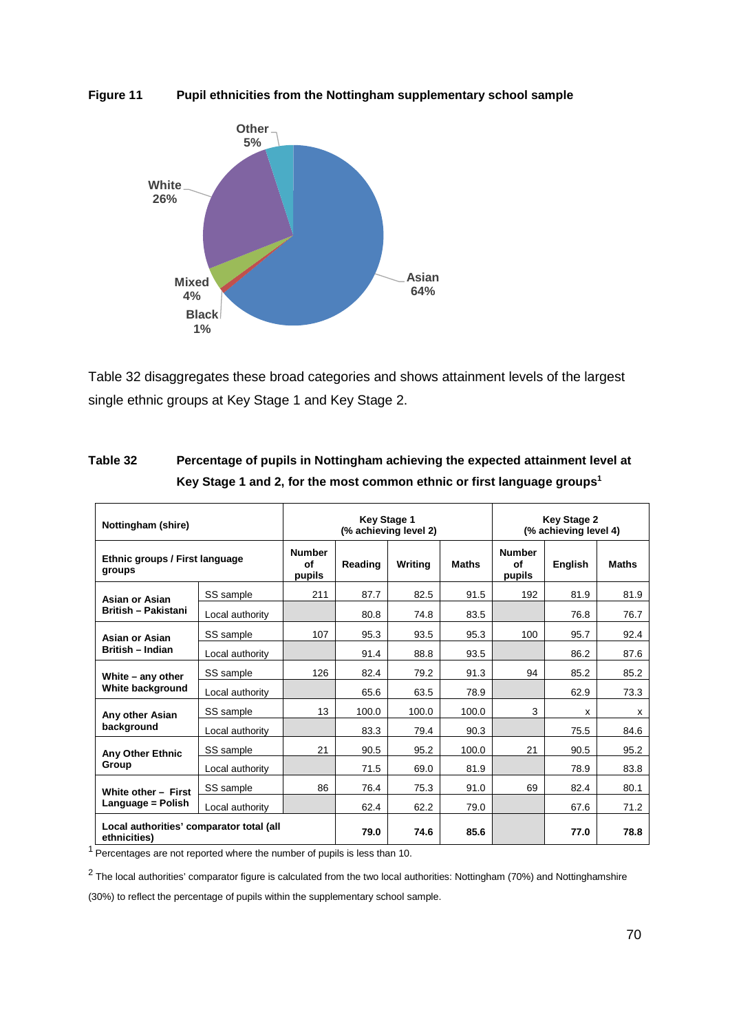**Figure 11 Pupil ethnicities from the Nottingham supplementary school sample**

Table 32 disaggregates these broad categories and shows attainment levels of the largest single ethnic groups at Key Stage 1 and Key Stage 2.

**Table 32 Percentage of pupils in Nottingham achieving the expected attainment level at Key Stage 1 and 2, for the most common ethnic or first language groups[1]**

| Nottingham (shire) | | Key Stage 1 (% achieving level 2) | | | | Key Stage 2 (% achieving level 4) | | |
|---|---|---|---|---|---|---|---|---|
| Ethnic groups / First language groups | | Number of pupils | Reading | Writing | Maths | Number of pupils | English | Maths |
| Asian or Asian British – Pakistani | SS sample | 211 | 87.7 | 82.5 | 91.5 | 192 | 81.9 | 81.9 |
| | Local authority | | 80.8 | 74.8 | 83.5 | | 76.8 | 76.7 |
| Asian or Asian British – Indian | SS sample | 107 | 95.3 | 93.5 | 95.3 | 100 | 95.7 | 92.4 |
| | Local authority | | 91.4 | 88.8 | 93.5 | | 86.2 | 87.6 |
| White – any other White background | SS sample | 126 | 82.4 | 79.2 | 91.3 | 94 | 85.2 | 85.2 |
| | Local authority | | 65.6 | 63.5 | 78.9 | | 62.9 | 73.3 |
| Any other Asian background | SS sample | 13 | 100.0 | 100.0 | 100.0 | 3 | x | x |
| | Local authority | | 83.3 | 79.4 | 90.3 | | 75.5 | 84.6 |
| Any Other Ethnic Group | SS sample | 21 | 90.5 | 95.2 | 100.0 | 21 | 90.5 | 95.2 |
| | Local authority | | 71.5 | 69.0 | 81.9 | | 78.9 | 83.8 |
| White other – First Language = Polish | SS sample | 86 | 76.4 | 75.3 | 91.0 | 69 | 82.4 | 80.1 |
| | Local authority | | 62.4 | 62.2 | 79.0 | | 67.6 | 71.2 |
| Local authorities' comparator total (all ethnicities) | | | **79.0** | **74.6** | **85.6** | | **77.0** | **78.8** |

[1] Percentages are not reported where the number of pupils is less than 10.

[2] The local authorities' comparator figure is calculated from the two local authorities: Nottingham (70%) and Nottinghamshire (30%) to reflect the percentage of pupils within the supplementary school sample.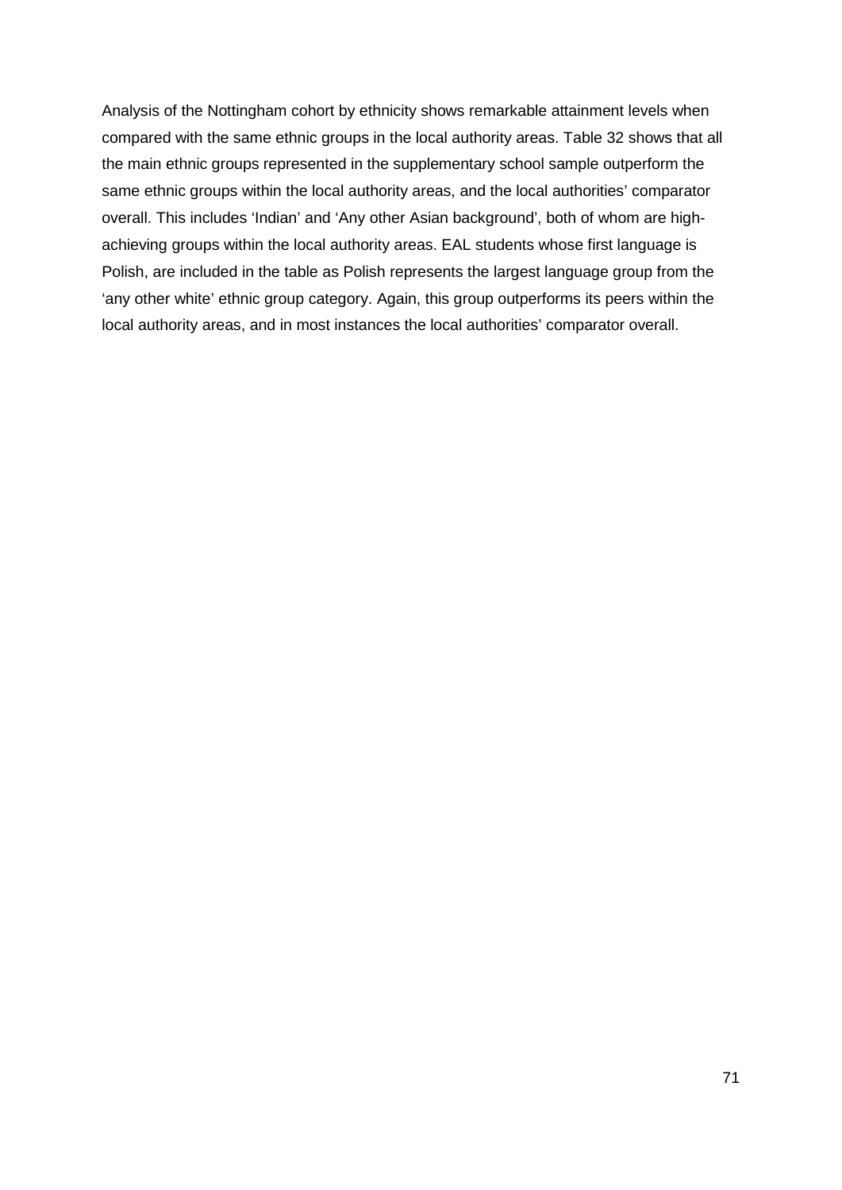Analysis of the Nottingham cohort by ethnicity shows remarkable attainment levels when compared with the same ethnic groups in the local authority areas. Table 32 shows that all the main ethnic groups represented in the supplementary school sample outperform the same ethnic groups within the local authority areas, and the local authorities' comparator overall. This includes 'Indian' and 'Any other Asian background', both of whom are high-achieving groups within the local authority areas. EAL students whose first language is Polish, are included in the table as Polish represents the largest language group from the 'any other white' ethnic group category. Again, this group outperforms its peers within the local authority areas, and in most instances the local authorities' comparator overall.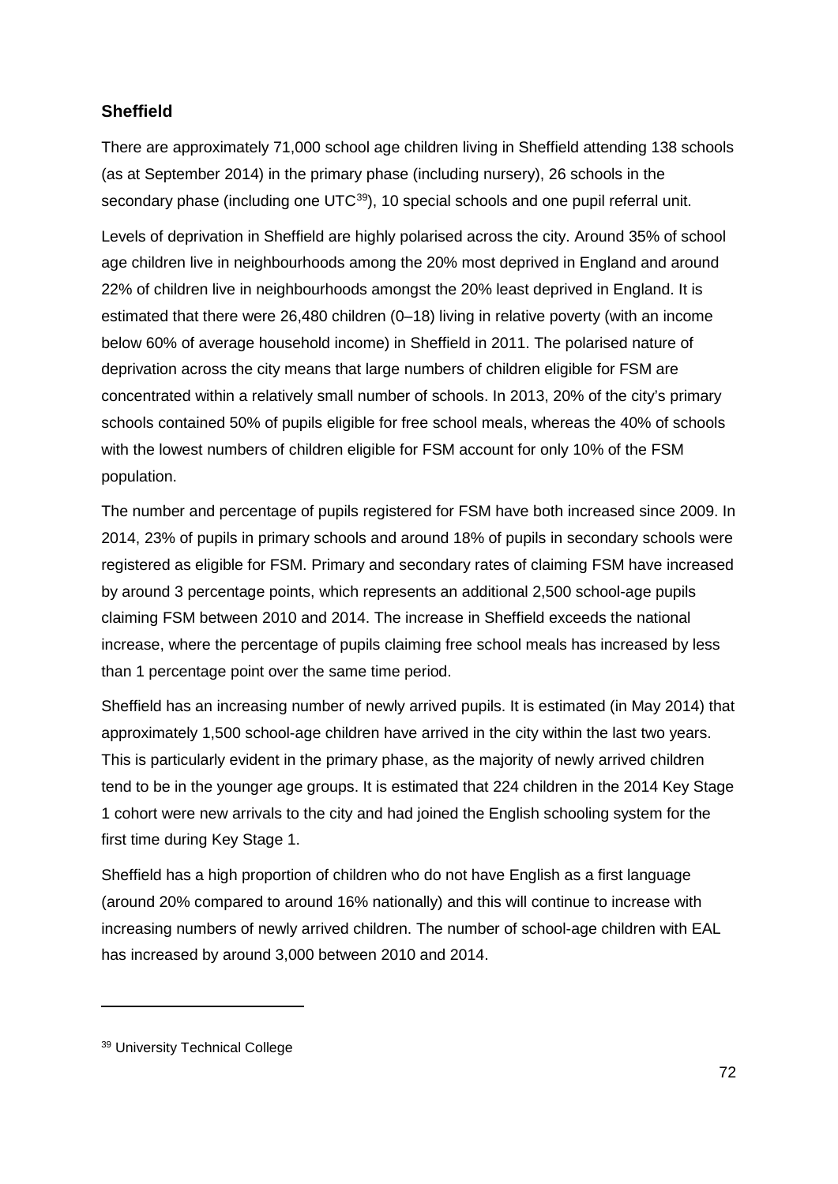### Sheffield

There are approximately 71,000 school age children living in Sheffield attending 138 schools (as at September 2014) in the primary phase (including nursery), 26 schools in the secondary phase (including one UTC[39]), 10 special schools and one pupil referral unit.

Levels of deprivation in Sheffield are highly polarised across the city. Around 35% of school age children live in neighbourhoods among the 20% most deprived in England and around 22% of children live in neighbourhoods amongst the 20% least deprived in England. It is estimated that there were 26,480 children (0–18) living in relative poverty (with an income below 60% of average household income) in Sheffield in 2011. The polarised nature of deprivation across the city means that large numbers of children eligible for FSM are concentrated within a relatively small number of schools. In 2013, 20% of the city's primary schools contained 50% of pupils eligible for free school meals, whereas the 40% of schools with the lowest numbers of children eligible for FSM account for only 10% of the FSM population.

The number and percentage of pupils registered for FSM have both increased since 2009. In 2014, 23% of pupils in primary schools and around 18% of pupils in secondary schools were registered as eligible for FSM. Primary and secondary rates of claiming FSM have increased by around 3 percentage points, which represents an additional 2,500 school-age pupils claiming FSM between 2010 and 2014. The increase in Sheffield exceeds the national increase, where the percentage of pupils claiming free school meals has increased by less than 1 percentage point over the same time period.

Sheffield has an increasing number of newly arrived pupils. It is estimated (in May 2014) that approximately 1,500 school-age children have arrived in the city within the last two years. This is particularly evident in the primary phase, as the majority of newly arrived children tend to be in the younger age groups. It is estimated that 224 children in the 2014 Key Stage 1 cohort were new arrivals to the city and had joined the English schooling system for the first time during Key Stage 1.

Sheffield has a high proportion of children who do not have English as a first language (around 20% compared to around 16% nationally) and this will continue to increase with increasing numbers of newly arrived children. The number of school-age children with EAL has increased by around 3,000 between 2010 and 2014.

[39] University Technical College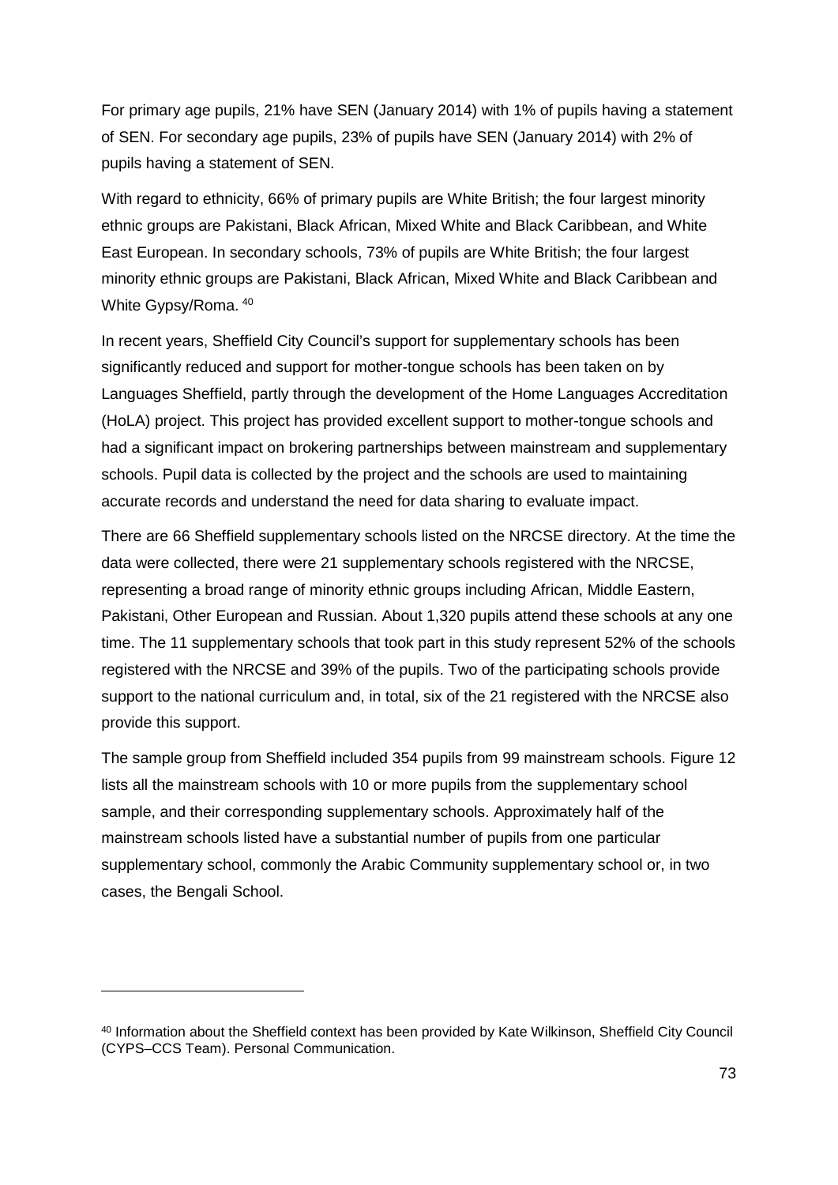For primary age pupils, 21% have SEN (January 2014) with 1% of pupils having a statement of SEN. For secondary age pupils, 23% of pupils have SEN (January 2014) with 2% of pupils having a statement of SEN.

With regard to ethnicity, 66% of primary pupils are White British; the four largest minority ethnic groups are Pakistani, Black African, Mixed White and Black Caribbean, and White East European. In secondary schools, 73% of pupils are White British; the four largest minority ethnic groups are Pakistani, Black African, Mixed White and Black Caribbean and White Gypsy/Roma. [40]

In recent years, Sheffield City Council's support for supplementary schools has been significantly reduced and support for mother-tongue schools has been taken on by Languages Sheffield, partly through the development of the Home Languages Accreditation (HoLA) project. This project has provided excellent support to mother-tongue schools and had a significant impact on brokering partnerships between mainstream and supplementary schools. Pupil data is collected by the project and the schools are used to maintaining accurate records and understand the need for data sharing to evaluate impact.

There are 66 Sheffield supplementary schools listed on the NRCSE directory. At the time the data were collected, there were 21 supplementary schools registered with the NRCSE, representing a broad range of minority ethnic groups including African, Middle Eastern, Pakistani, Other European and Russian. About 1,320 pupils attend these schools at any one time. The 11 supplementary schools that took part in this study represent 52% of the schools registered with the NRCSE and 39% of the pupils. Two of the participating schools provide support to the national curriculum and, in total, six of the 21 registered with the NRCSE also provide this support.

The sample group from Sheffield included 354 pupils from 99 mainstream schools. Figure 12 lists all the mainstream schools with 10 or more pupils from the supplementary school sample, and their corresponding supplementary schools. Approximately half of the mainstream schools listed have a substantial number of pupils from one particular supplementary school, commonly the Arabic Community supplementary school or, in two cases, the Bengali School.

[40] Information about the Sheffield context has been provided by Kate Wilkinson, Sheffield City Council (CYPS–CCS Team). Personal Communication.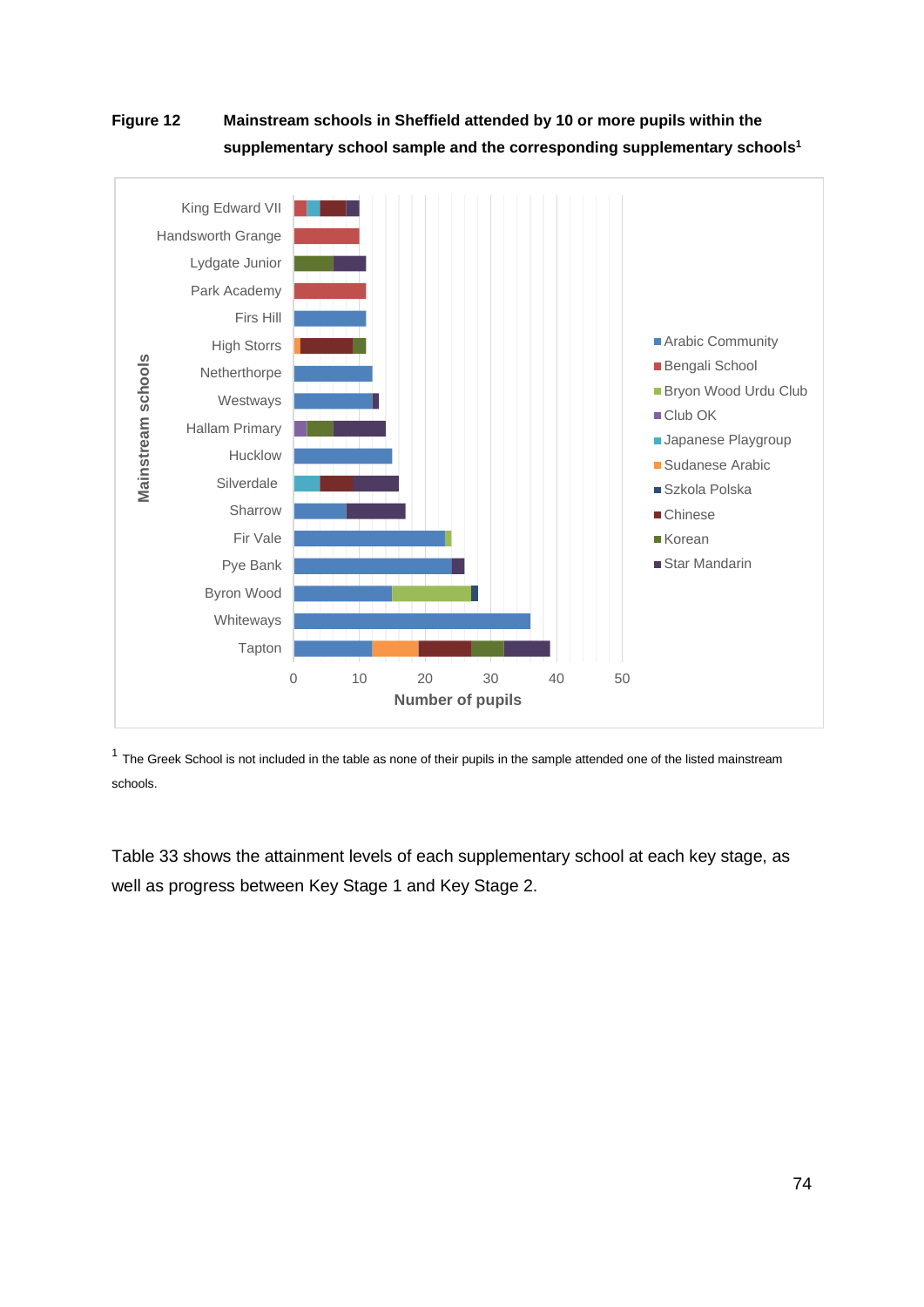**Figure 12 Mainstream schools in Sheffield attended by 10 or more pupils within the supplementary school sample and the corresponding supplementary schools[1]**

[1] The Greek School is not included in the table as none of their pupils in the sample attended one of the listed mainstream schools.

Table 33 shows the attainment levels of each supplementary school at each key stage, as well as progress between Key Stage 1 and Key Stage 2.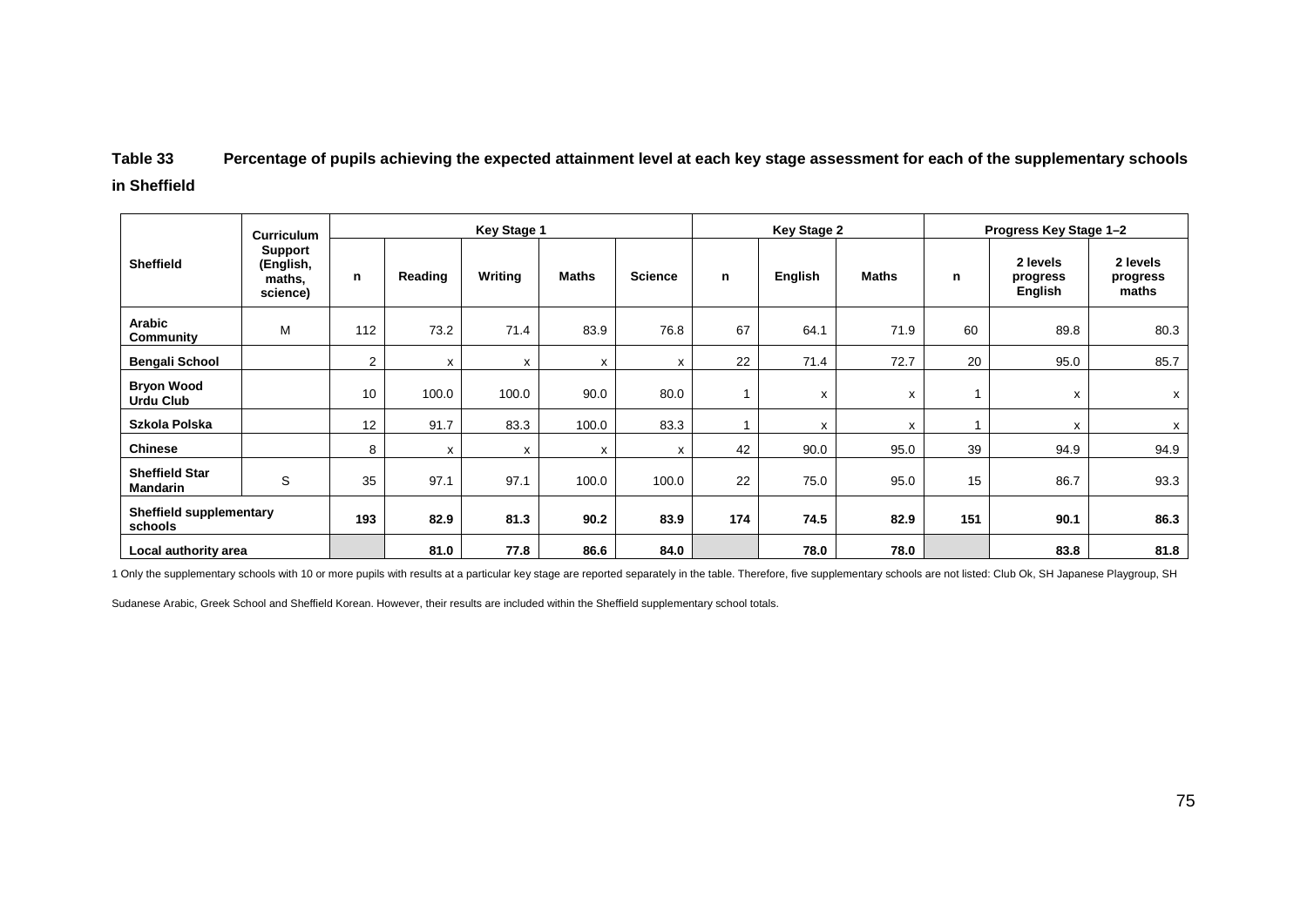**Table 33 Percentage of pupils achieving the expected attainment level at each key stage assessment for each of the supplementary schools in Sheffield**

| Sheffield | Curriculum Support (English, maths, science) | Key Stage 1 | | | | | Key Stage 2 | | | Progress Key Stage 1–2 | | |
|---|---|---|---|---|---|---|---|---|---|---|---|---|
| | | n | Reading | Writing | Maths | Science | n | English | Maths | n | 2 levels progress English | 2 levels progress maths |
| **Arabic Community** | M | 112 | 73.2 | 71.4 | 83.9 | 76.8 | 67 | 64.1 | 71.9 | 60 | 89.8 | 80.3 |
| **Bengali School** | | 2 | x | x | x | x | 22 | 71.4 | 72.7 | 20 | 95.0 | 85.7 |
| **Bryon Wood Urdu Club** | | 10 | 100.0 | 100.0 | 90.0 | 80.0 | 1 | x | x | 1 | x | x |
| **Szkola Polska** | | 12 | 91.7 | 83.3 | 100.0 | 83.3 | 1 | x | x | 1 | x | x |
| **Chinese** | | 8 | x | x | x | x | 42 | 90.0 | 95.0 | 39 | 94.9 | 94.9 |
| **Sheffield Star Mandarin** | S | 35 | 97.1 | 97.1 | 100.0 | 100.0 | 22 | 75.0 | 95.0 | 15 | 86.7 | 93.3 |
| **Sheffield supplementary schools** | | **193** | **82.9** | **81.3** | **90.2** | **83.9** | **174** | **74.5** | **82.9** | **151** | **90.1** | **86.3** |
| **Local authority area** | | | **81.0** | **77.8** | **86.6** | **84.0** | | **78.0** | **78.0** | | **83.8** | **81.8** |

1 Only the supplementary schools with 10 or more pupils with results at a particular key stage are reported separately in the table. Therefore, five supplementary schools are not listed: Club Ok, SH Japanese Playgroup, SH Sudanese Arabic, Greek School and Sheffield Korean. However, their results are included within the Sheffield supplementary school totals.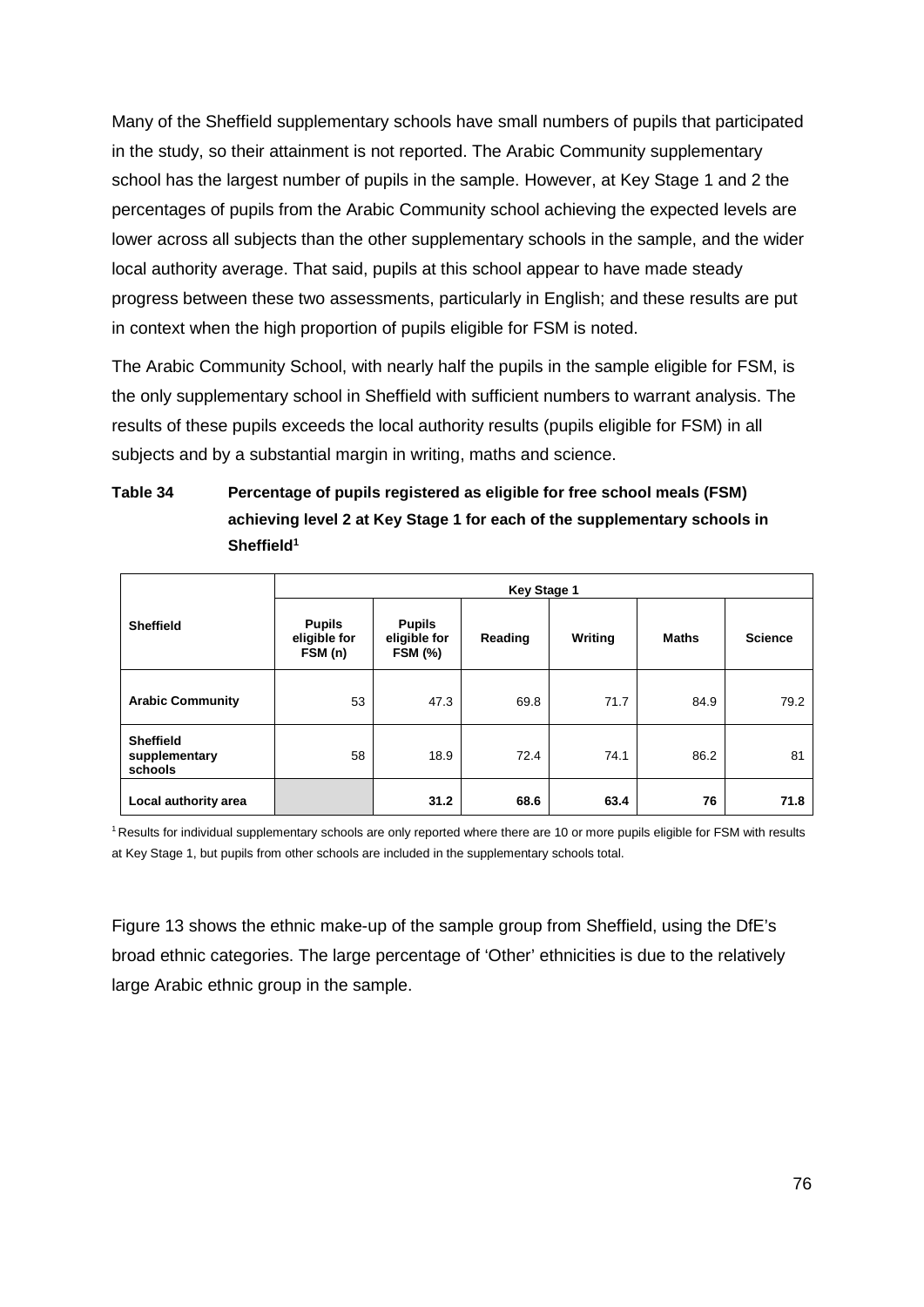Many of the Sheffield supplementary schools have small numbers of pupils that participated in the study, so their attainment is not reported. The Arabic Community supplementary school has the largest number of pupils in the sample. However, at Key Stage 1 and 2 the percentages of pupils from the Arabic Community school achieving the expected levels are lower across all subjects than the other supplementary schools in the sample, and the wider local authority average. That said, pupils at this school appear to have made steady progress between these two assessments, particularly in English; and these results are put in context when the high proportion of pupils eligible for FSM is noted.

The Arabic Community School, with nearly half the pupils in the sample eligible for FSM, is the only supplementary school in Sheffield with sufficient numbers to warrant analysis. The results of these pupils exceeds the local authority results (pupils eligible for FSM) in all subjects and by a substantial margin in writing, maths and science.

**Table 34 Percentage of pupils registered as eligible for free school meals (FSM) achieving level 2 at Key Stage 1 for each of the supplementary schools in Sheffield[1]**

| Sheffield | Key Stage 1 | | | | | |
|---|---|---|---|---|---|---|
| | **Pupils eligible for FSM (n)** | **Pupils eligible for FSM (%)** | **Reading** | **Writing** | **Maths** | **Science** |
| **Arabic Community** | 53 | 47.3 | 69.8 | 71.7 | 84.9 | 79.2 |
| **Sheffield supplementary schools** | 58 | 18.9 | 72.4 | 74.1 | 86.2 | 81 |
| **Local authority area** | | **31.2** | **68.6** | **63.4** | **76** | **71.8** |

[1] Results for individual supplementary schools are only reported where there are 10 or more pupils eligible for FSM with results at Key Stage 1, but pupils from other schools are included in the supplementary schools total.

Figure 13 shows the ethnic make-up of the sample group from Sheffield, using the DfE's broad ethnic categories. The large percentage of 'Other' ethnicities is due to the relatively large Arabic ethnic group in the sample.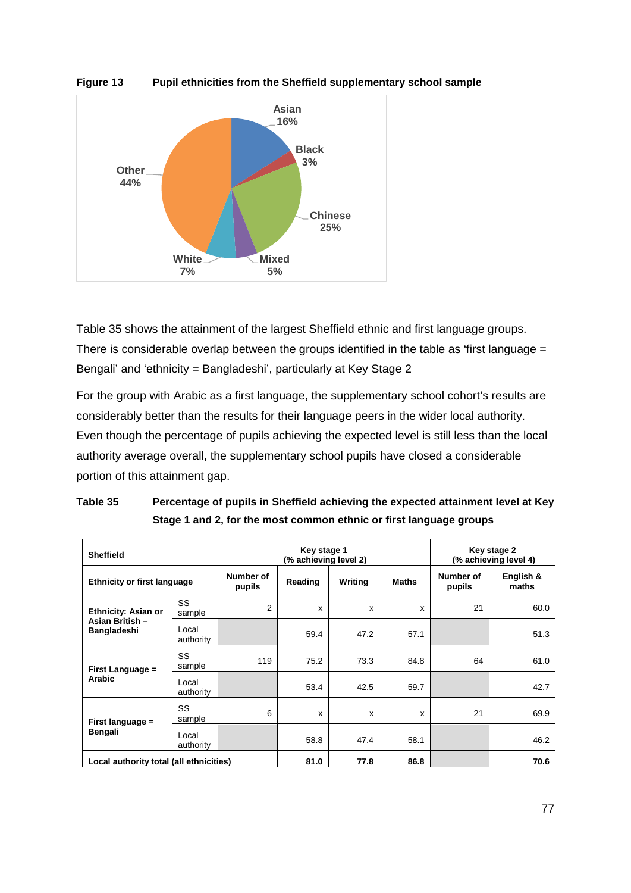**Figure 13 Pupil ethnicities from the Sheffield supplementary school sample**

Table 35 shows the attainment of the largest Sheffield ethnic and first language groups. There is considerable overlap between the groups identified in the table as 'first language = Bengali' and 'ethnicity = Bangladeshi', particularly at Key Stage 2

For the group with Arabic as a first language, the supplementary school cohort's results are considerably better than the results for their language peers in the wider local authority. Even though the percentage of pupils achieving the expected level is still less than the local authority average overall, the supplementary school pupils have closed a considerable portion of this attainment gap.

**Table 35 Percentage of pupils in Sheffield achieving the expected attainment level at Key Stage 1 and 2, for the most common ethnic or first language groups**

| Sheffield | | Key stage 1 (% achieving level 2) | | | | Key stage 2 (% achieving level 4) | |
|---|---|---|---|---|---|---|---|
| **Ethnicity or first language** | | **Number of pupils** | **Reading** | **Writing** | **Maths** | **Number of pupils** | **English & maths** |
| **Ethnicity: Asian or Asian British – Bangladeshi** | SS sample | 2 | x | x | x | 21 | 60.0 |
| | Local authority | | 59.4 | 47.2 | 57.1 | | 51.3 |
| **First Language = Arabic** | SS sample | 119 | 75.2 | 73.3 | 84.8 | 64 | 61.0 |
| | Local authority | | 53.4 | 42.5 | 59.7 | | 42.7 |
| **First language = Bengali** | SS sample | 6 | x | x | x | 21 | 69.9 |
| | Local authority | | 58.8 | 47.4 | 58.1 | | 46.2 |
| **Local authority total (all ethnicities)** | | | **81.0** | **77.8** | **86.8** | | **70.6** |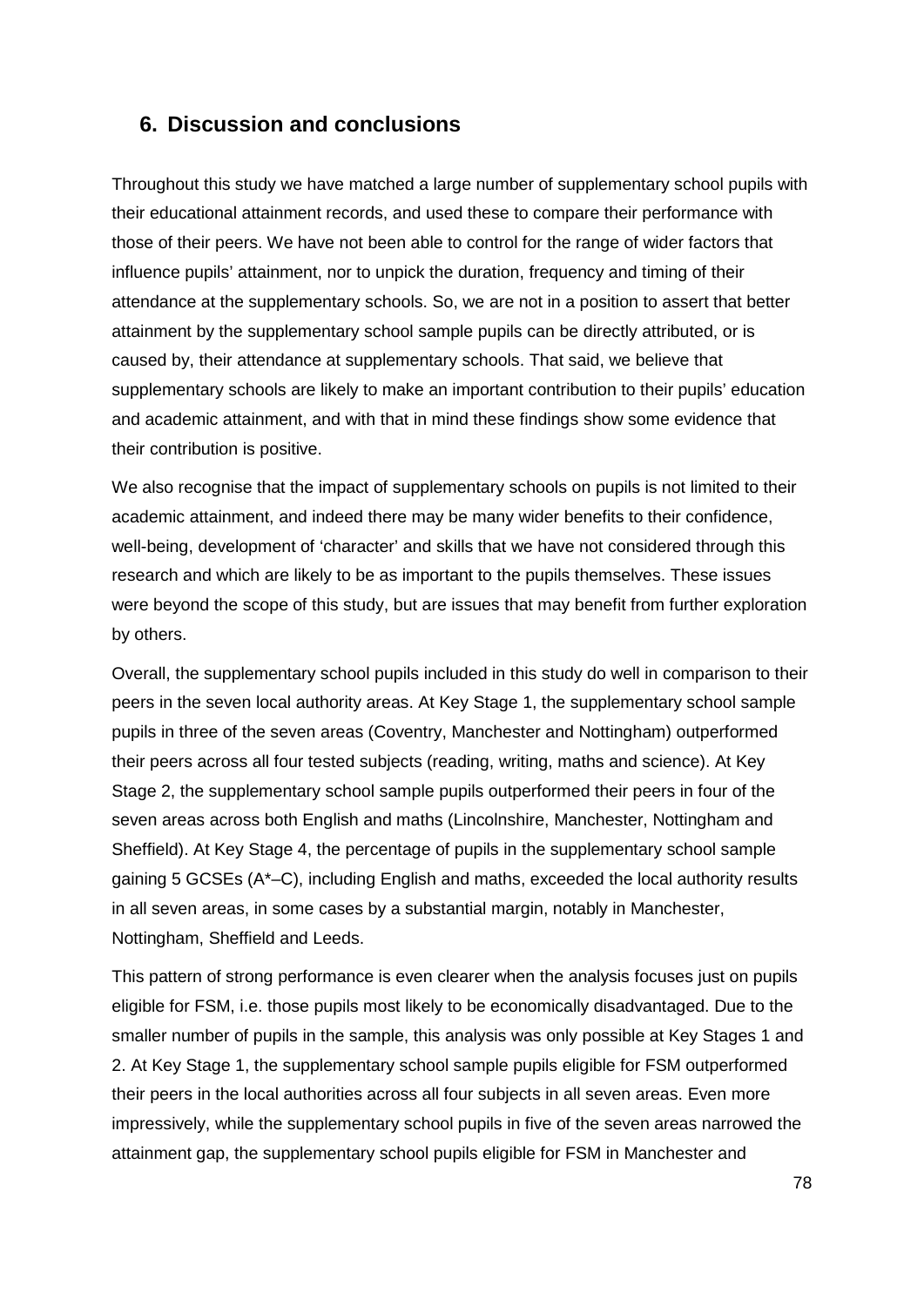## 6. Discussion and conclusions

Throughout this study we have matched a large number of supplementary school pupils with their educational attainment records, and used these to compare their performance with those of their peers. We have not been able to control for the range of wider factors that influence pupils' attainment, nor to unpick the duration, frequency and timing of their attendance at the supplementary schools. So, we are not in a position to assert that better attainment by the supplementary school sample pupils can be directly attributed, or is caused by, their attendance at supplementary schools. That said, we believe that supplementary schools are likely to make an important contribution to their pupils' education and academic attainment, and with that in mind these findings show some evidence that their contribution is positive.

We also recognise that the impact of supplementary schools on pupils is not limited to their academic attainment, and indeed there may be many wider benefits to their confidence, well-being, development of 'character' and skills that we have not considered through this research and which are likely to be as important to the pupils themselves. These issues were beyond the scope of this study, but are issues that may benefit from further exploration by others.

Overall, the supplementary school pupils included in this study do well in comparison to their peers in the seven local authority areas. At Key Stage 1, the supplementary school sample pupils in three of the seven areas (Coventry, Manchester and Nottingham) outperformed their peers across all four tested subjects (reading, writing, maths and science). At Key Stage 2, the supplementary school sample pupils outperformed their peers in four of the seven areas across both English and maths (Lincolnshire, Manchester, Nottingham and Sheffield). At Key Stage 4, the percentage of pupils in the supplementary school sample gaining 5 GCSEs (A*–C), including English and maths, exceeded the local authority results in all seven areas, in some cases by a substantial margin, notably in Manchester, Nottingham, Sheffield and Leeds.

This pattern of strong performance is even clearer when the analysis focuses just on pupils eligible for FSM, i.e. those pupils most likely to be economically disadvantaged. Due to the smaller number of pupils in the sample, this analysis was only possible at Key Stages 1 and 2. At Key Stage 1, the supplementary school sample pupils eligible for FSM outperformed their peers in the local authorities across all four subjects in all seven areas. Even more impressively, while the supplementary school pupils in five of the seven areas narrowed the attainment gap, the supplementary school pupils eligible for FSM in Manchester and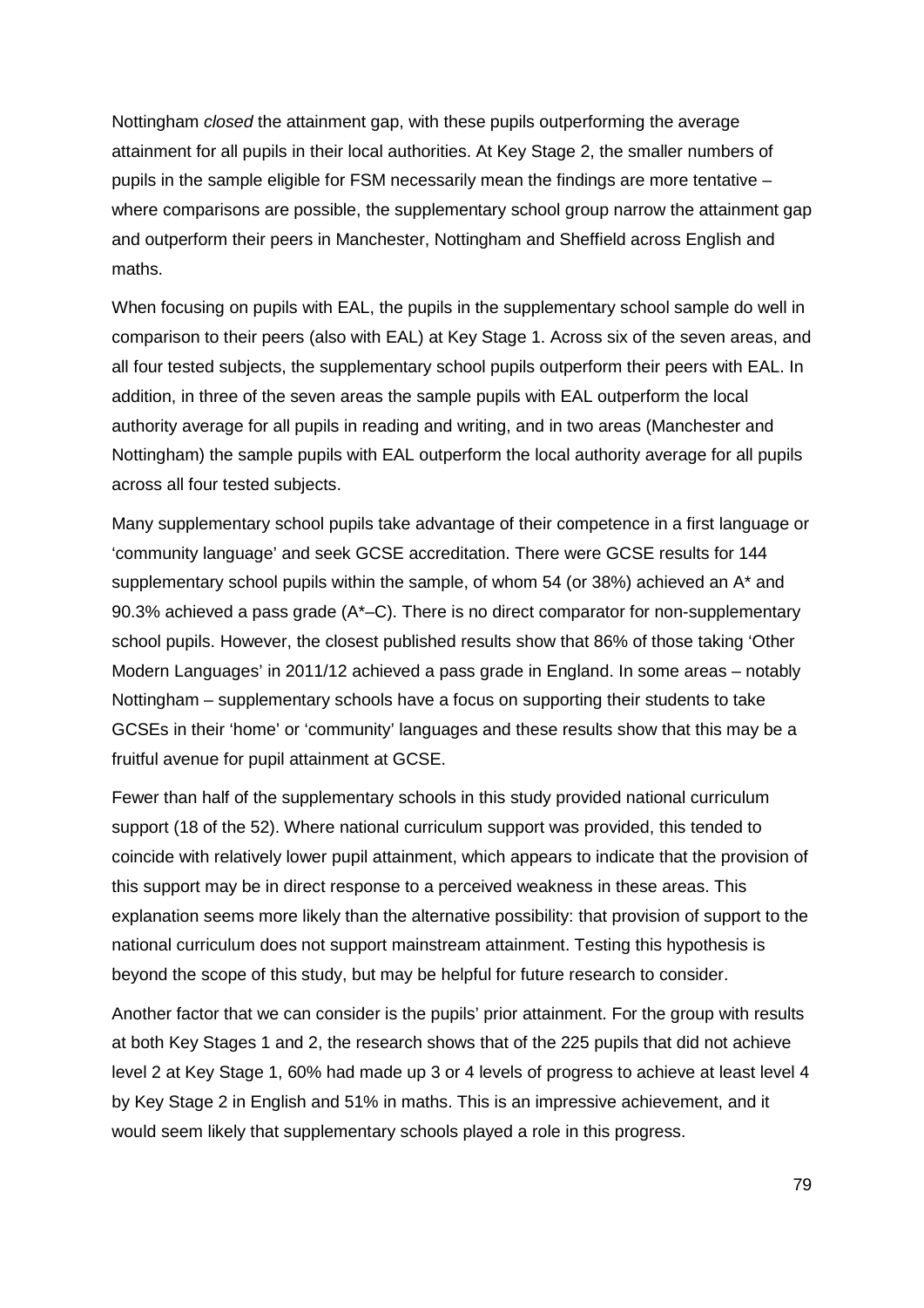Nottingham *closed* the attainment gap, with these pupils outperforming the average attainment for all pupils in their local authorities. At Key Stage 2, the smaller numbers of pupils in the sample eligible for FSM necessarily mean the findings are more tentative – where comparisons are possible, the supplementary school group narrow the attainment gap and outperform their peers in Manchester, Nottingham and Sheffield across English and maths.

When focusing on pupils with EAL, the pupils in the supplementary school sample do well in comparison to their peers (also with EAL) at Key Stage 1. Across six of the seven areas, and all four tested subjects, the supplementary school pupils outperform their peers with EAL. In addition, in three of the seven areas the sample pupils with EAL outperform the local authority average for all pupils in reading and writing, and in two areas (Manchester and Nottingham) the sample pupils with EAL outperform the local authority average for all pupils across all four tested subjects.

Many supplementary school pupils take advantage of their competence in a first language or 'community language' and seek GCSE accreditation. There were GCSE results for 144 supplementary school pupils within the sample, of whom 54 (or 38%) achieved an A* and 90.3% achieved a pass grade (A*–C). There is no direct comparator for non-supplementary school pupils. However, the closest published results show that 86% of those taking 'Other Modern Languages' in 2011/12 achieved a pass grade in England. In some areas – notably Nottingham – supplementary schools have a focus on supporting their students to take GCSEs in their 'home' or 'community' languages and these results show that this may be a fruitful avenue for pupil attainment at GCSE.

Fewer than half of the supplementary schools in this study provided national curriculum support (18 of the 52). Where national curriculum support was provided, this tended to coincide with relatively lower pupil attainment, which appears to indicate that the provision of this support may be in direct response to a perceived weakness in these areas. This explanation seems more likely than the alternative possibility: that provision of support to the national curriculum does not support mainstream attainment. Testing this hypothesis is beyond the scope of this study, but may be helpful for future research to consider.

Another factor that we can consider is the pupils' prior attainment. For the group with results at both Key Stages 1 and 2, the research shows that of the 225 pupils that did not achieve level 2 at Key Stage 1, 60% had made up 3 or 4 levels of progress to achieve at least level 4 by Key Stage 2 in English and 51% in maths. This is an impressive achievement, and it would seem likely that supplementary schools played a role in this progress.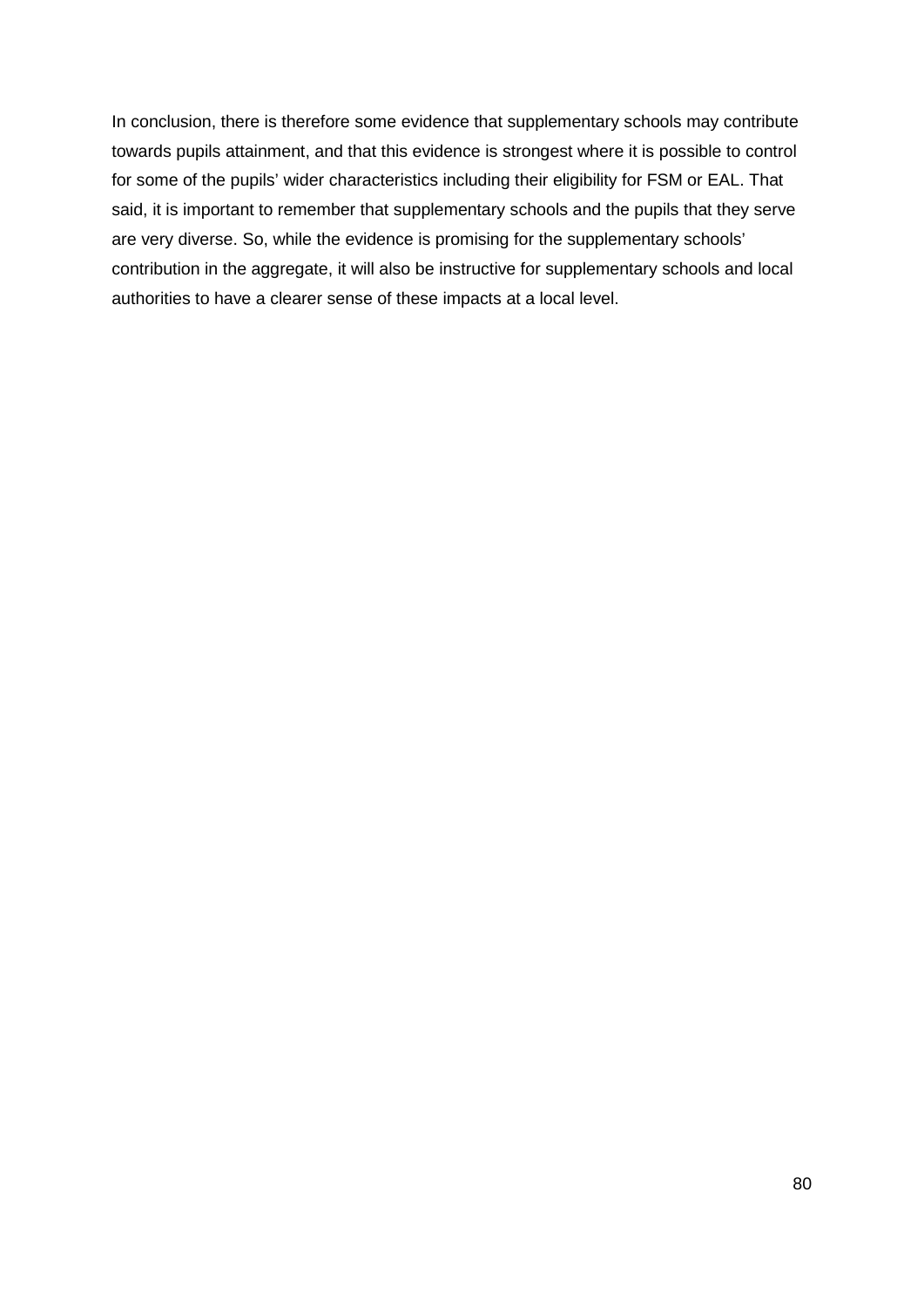In conclusion, there is therefore some evidence that supplementary schools may contribute towards pupils attainment, and that this evidence is strongest where it is possible to control for some of the pupils’ wider characteristics including their eligibility for FSM or EAL. That said, it is important to remember that supplementary schools and the pupils that they serve are very diverse. So, while the evidence is promising for the supplementary schools’ contribution in the aggregate, it will also be instructive for supplementary schools and local authorities to have a clearer sense of these impacts at a local level.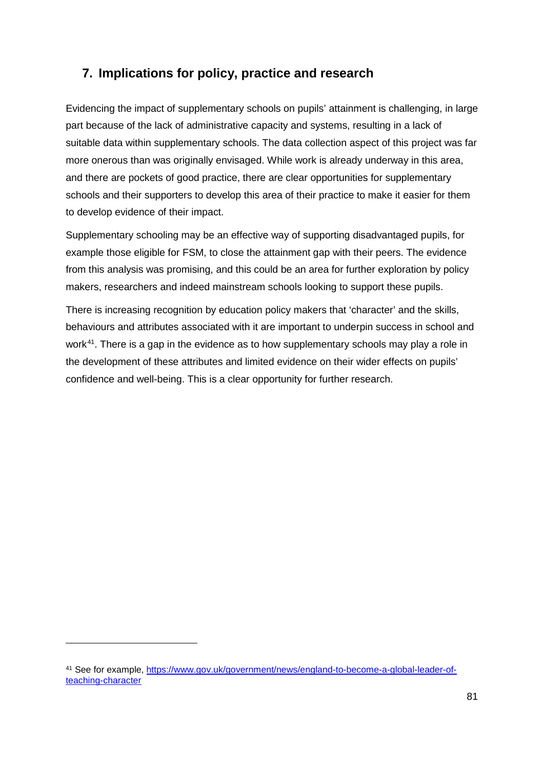## 7. Implications for policy, practice and research

Evidencing the impact of supplementary schools on pupils' attainment is challenging, in large part because of the lack of administrative capacity and systems, resulting in a lack of suitable data within supplementary schools. The data collection aspect of this project was far more onerous than was originally envisaged. While work is already underway in this area, and there are pockets of good practice, there are clear opportunities for supplementary schools and their supporters to develop this area of their practice to make it easier for them to develop evidence of their impact.

Supplementary schooling may be an effective way of supporting disadvantaged pupils, for example those eligible for FSM, to close the attainment gap with their peers. The evidence from this analysis was promising, and this could be an area for further exploration by policy makers, researchers and indeed mainstream schools looking to support these pupils.

There is increasing recognition by education policy makers that 'character' and the skills, behaviours and attributes associated with it are important to underpin success in school and work[41]. There is a gap in the evidence as to how supplementary schools may play a role in the development of these attributes and limited evidence on their wider effects on pupils' confidence and well-being. This is a clear opportunity for further research.

---

[41] See for example, [https://www.gov.uk/government/news/england-to-become-a-global-leader-of-teaching-character](https://www.gov.uk/government/news/england-to-become-a-global-leader-of-teaching-character)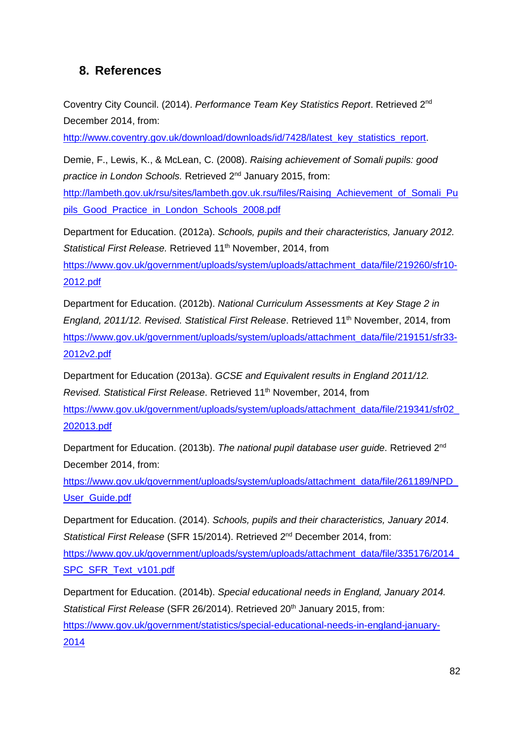## 8. References

Coventry City Council. (2014). *Performance Team Key Statistics Report*. Retrieved 2nd December 2014, from: http://www.coventry.gov.uk/download/downloads/id/7428/latest_key_statistics_report.

Demie, F., Lewis, K., & McLean, C. (2008). *Raising achievement of Somali pupils: good practice in London Schools.* Retrieved 2nd January 2015, from: http://lambeth.gov.uk/rsu/sites/lambeth.gov.uk.rsu/files/Raising_Achievement_of_Somali_Pupils_Good_Practice_in_London_Schools_2008.pdf

Department for Education. (2012a). *Schools, pupils and their characteristics, January 2012. Statistical First Release.* Retrieved 11th November, 2014, from https://www.gov.uk/government/uploads/system/uploads/attachment_data/file/219260/sfr10-2012.pdf

Department for Education. (2012b). *National Curriculum Assessments at Key Stage 2 in England, 2011/12. Revised. Statistical First Release*. Retrieved 11th November, 2014, from https://www.gov.uk/government/uploads/system/uploads/attachment_data/file/219151/sfr33-2012v2.pdf

Department for Education (2013a). *GCSE and Equivalent results in England 2011/12. Revised. Statistical First Release*. Retrieved 11th November, 2014, from https://www.gov.uk/government/uploads/system/uploads/attachment_data/file/219341/sfr02_202013.pdf

Department for Education. (2013b). *The national pupil database user guide*. Retrieved 2nd December 2014, from: https://www.gov.uk/government/uploads/system/uploads/attachment_data/file/261189/NPD_User_Guide.pdf

Department for Education. (2014). *Schools, pupils and their characteristics, January 2014. Statistical First Release* (SFR 15/2014). Retrieved 2nd December 2014, from: https://www.gov.uk/government/uploads/system/uploads/attachment_data/file/335176/2014_SPC_SFR_Text_v101.pdf

Department for Education. (2014b). *Special educational needs in England, January 2014. Statistical First Release* (SFR 26/2014). Retrieved 20th January 2015, from: https://www.gov.uk/government/statistics/special-educational-needs-in-england-january-2014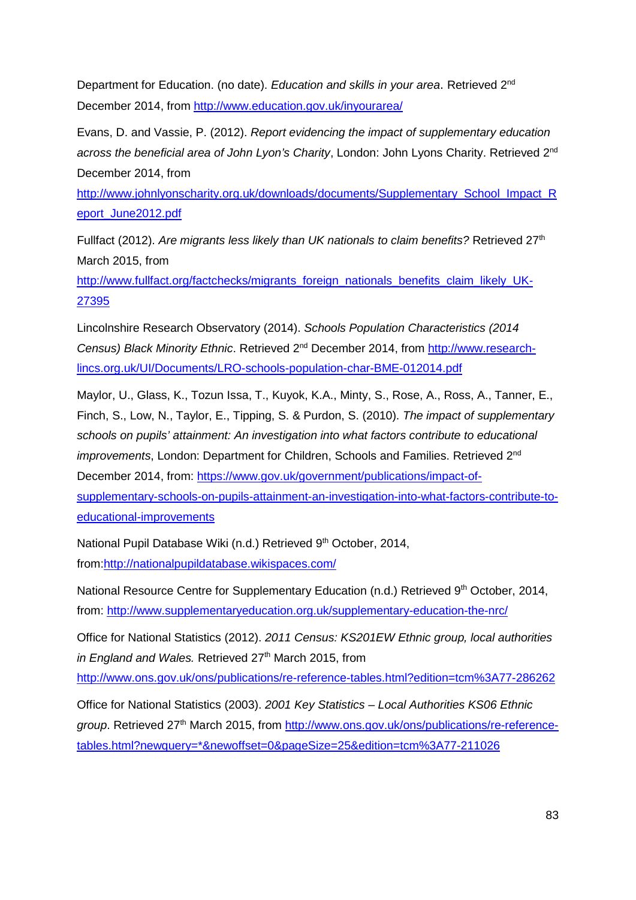Department for Education. (no date). *Education and skills in your area*. Retrieved 2nd December 2014, from http://www.education.gov.uk/inyourarea/

Evans, D. and Vassie, P. (2012). *Report evidencing the impact of supplementary education across the beneficial area of John Lyon's Charity*, London: John Lyons Charity. Retrieved 2nd December 2014, from http://www.johnlyonscharity.org.uk/downloads/documents/Supplementary_School_Impact_Report_June2012.pdf

Fullfact (2012). *Are migrants less likely than UK nationals to claim benefits?* Retrieved 27th March 2015, from http://www.fullfact.org/factchecks/migrants_foreign_nationals_benefits_claim_likely_UK-27395

Lincolnshire Research Observatory (2014). *Schools Population Characteristics (2014 Census) Black Minority Ethnic*. Retrieved 2nd December 2014, from http://www.research-lincs.org.uk/UI/Documents/LRO-schools-population-char-BME-012014.pdf

Maylor, U., Glass, K., Tozun Issa, T., Kuyok, K.A., Minty, S., Rose, A., Ross, A., Tanner, E., Finch, S., Low, N., Taylor, E., Tipping, S. & Purdon, S. (2010). *The impact of supplementary schools on pupils' attainment: An investigation into what factors contribute to educational improvements*, London: Department for Children, Schools and Families. Retrieved 2nd December 2014, from: https://www.gov.uk/government/publications/impact-of-supplementary-schools-on-pupils-attainment-an-investigation-into-what-factors-contribute-to-educational-improvements

National Pupil Database Wiki (n.d.) Retrieved 9th October, 2014, from:http://nationalpupildatabase.wikispaces.com/

National Resource Centre for Supplementary Education (n.d.) Retrieved 9th October, 2014, from: http://www.supplementaryeducation.org.uk/supplementary-education-the-nrc/

Office for National Statistics (2012). *2011 Census: KS201EW Ethnic group, local authorities in England and Wales.* Retrieved 27th March 2015, from http://www.ons.gov.uk/ons/publications/re-reference-tables.html?edition=tcm%3A77-286262

Office for National Statistics (2003). *2001 Key Statistics – Local Authorities KS06 Ethnic group*. Retrieved 27th March 2015, from http://www.ons.gov.uk/ons/publications/re-reference-tables.html?newquery=*&newoffset=0&pageSize=25&edition=tcm%3A77-211026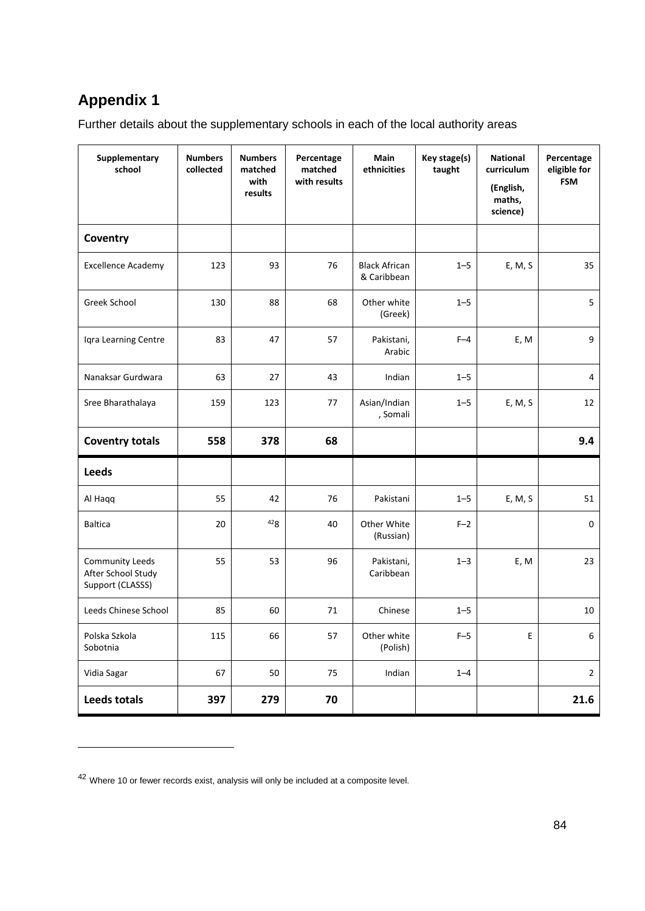# Appendix 1

Further details about the supplementary schools in each of the local authority areas

| Supplementary school | Numbers collected | Numbers matched with results | Percentage matched with results | Main ethnicities | Key stage(s) taught | National curriculum (English, maths, science) | Percentage eligible for FSM |
|---|---|---|---|---|---|---|---|
| **Coventry** | | | | | | | |
| Excellence Academy | 123 | 93 | 76 | Black African & Caribbean | 1–5 | E, M, S | 35 |
| Greek School | 130 | 88 | 68 | Other white (Greek) | 1–5 | | 5 |
| Iqra Learning Centre | 83 | 47 | 57 | Pakistani, Arabic | F–4 | E, M | 9 |
| Nanaksar Gurdwara | 63 | 27 | 43 | Indian | 1–5 | | 4 |
| Sree Bharathalaya | 159 | 123 | 77 | Asian/Indian, Somali | 1–5 | E, M, S | 12 |
| **Coventry totals** | **558** | **378** | **68** | | | | **9.4** |
| **Leeds** | | | | | | | |
| Al Haqq | 55 | 42 | 76 | Pakistani | 1–5 | E, M, S | 51 |
| Baltica | 20 | [42]8 | 40 | Other White (Russian) | F–2 | | 0 |
| Community Leeds After School Study Support (CLASSS) | 55 | 53 | 96 | Pakistani, Caribbean | 1–3 | E, M | 23 |
| Leeds Chinese School | 85 | 60 | 71 | Chinese | 1–5 | | 10 |
| Polska Szkola Sobotnia | 115 | 66 | 57 | Other white (Polish) | F–5 | E | 6 |
| Vidia Sagar | 67 | 50 | 75 | Indian | 1–4 | | 2 |
| **Leeds totals** | **397** | **279** | **70** | | | | **21.6** |

[42] Where 10 or fewer records exist, analysis will only be included at a composite level.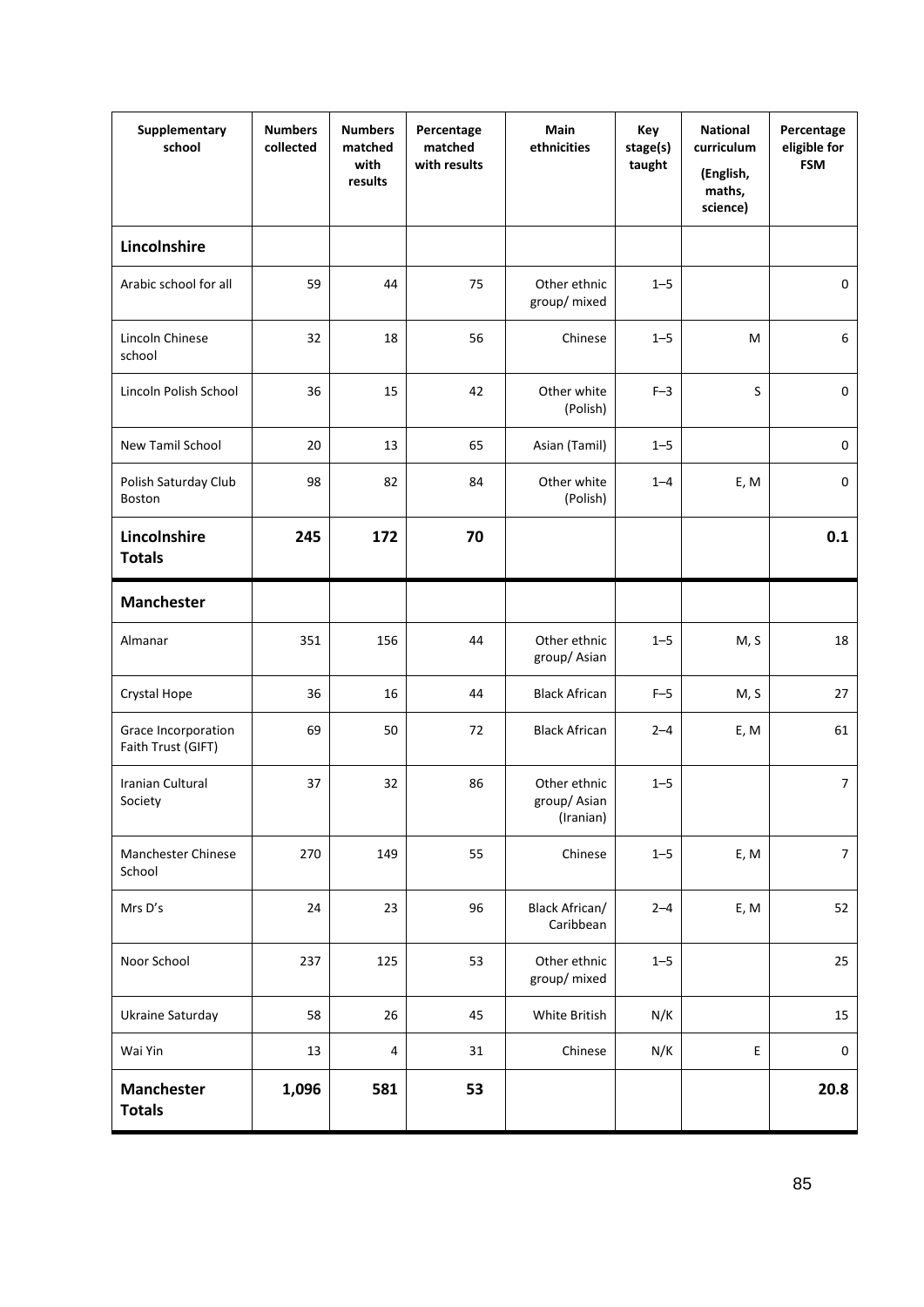| Supplementary school | Numbers collected | Numbers matched with results | Percentage matched with results | Main ethnicities | Key stage(s) taught | National curriculum (English, maths, science) | Percentage eligible for FSM |
|---|---|---|---|---|---|---|---|
| **Lincolnshire** | | | | | | | |
| Arabic school for all | 59 | 44 | 75 | Other ethnic group/ mixed | 1–5 | | 0 |
| Lincoln Chinese school | 32 | 18 | 56 | Chinese | 1–5 | M | 6 |
| Lincoln Polish School | 36 | 15 | 42 | Other white (Polish) | F–3 | S | 0 |
| New Tamil School | 20 | 13 | 65 | Asian (Tamil) | 1–5 | | 0 |
| Polish Saturday Club Boston | 98 | 82 | 84 | Other white (Polish) | 1–4 | E, M | 0 |
| **Lincolnshire Totals** | **245** | **172** | **70** | | | | **0.1** |
| **Manchester** | | | | | | | |
| Almanar | 351 | 156 | 44 | Other ethnic group/ Asian | 1–5 | M, S | 18 |
| Crystal Hope | 36 | 16 | 44 | Black African | F–5 | M, S | 27 |
| Grace Incorporation Faith Trust (GIFT) | 69 | 50 | 72 | Black African | 2–4 | E, M | 61 |
| Iranian Cultural Society | 37 | 32 | 86 | Other ethnic group/ Asian (Iranian) | 1–5 | | 7 |
| Manchester Chinese School | 270 | 149 | 55 | Chinese | 1–5 | E, M | 7 |
| Mrs D's | 24 | 23 | 96 | Black African/ Caribbean | 2–4 | E, M | 52 |
| Noor School | 237 | 125 | 53 | Other ethnic group/ mixed | 1–5 | | 25 |
| Ukraine Saturday | 58 | 26 | 45 | White British | N/K | | 15 |
| Wai Yin | 13 | 4 | 31 | Chinese | N/K | E | 0 |
| **Manchester Totals** | **1,096** | **581** | **53** | | | | **20.8** |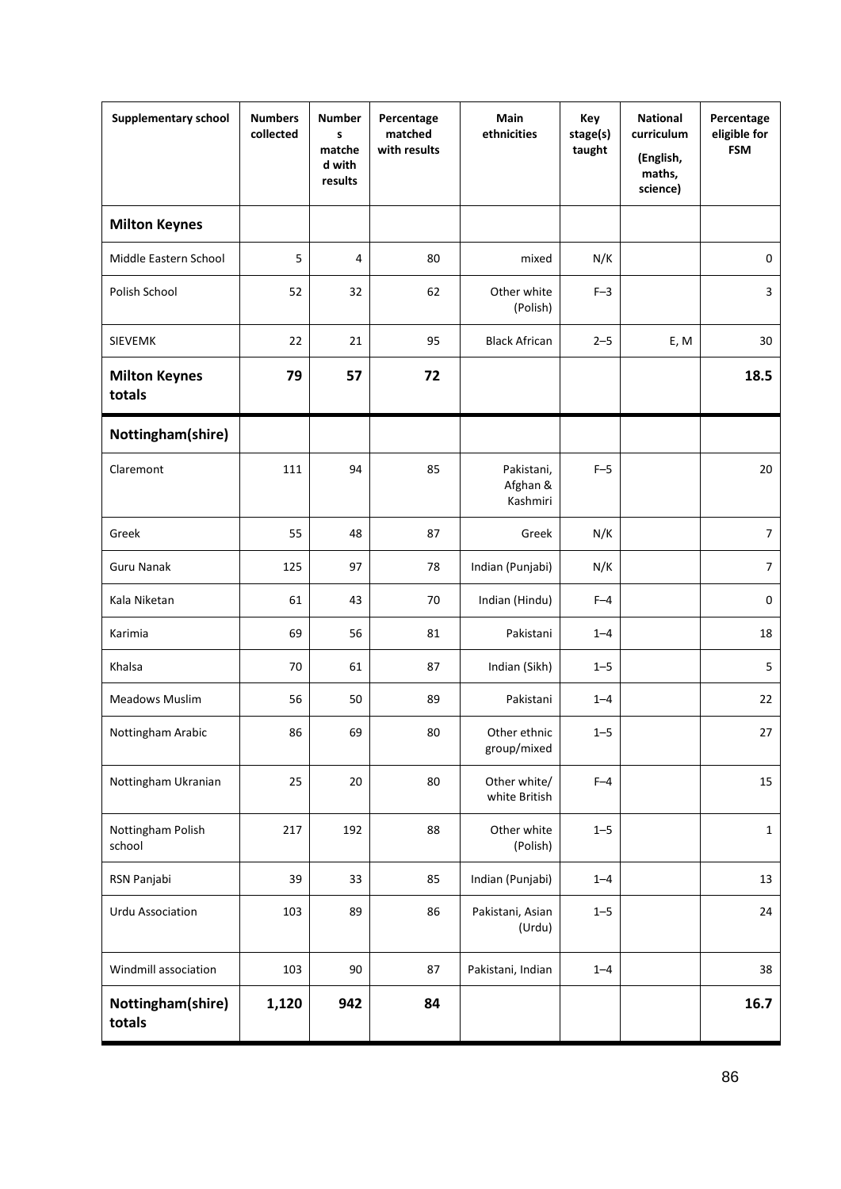| Supplementary school | Numbers collected | Numbers matched with results | Percentage matched with results | Main ethnicities | Key stage(s) taught | National curriculum (English, maths, science) | Percentage eligible for FSM |
|---|---|---|---|---|---|---|---|
| **Milton Keynes** | | | | | | | |
| Middle Eastern School | 5 | 4 | 80 | mixed | N/K | | 0 |
| Polish School | 52 | 32 | 62 | Other white (Polish) | F–3 | | 3 |
| SIEVEMK | 22 | 21 | 95 | Black African | 2–5 | E, M | 30 |
| **Milton Keynes totals** | **79** | **57** | **72** | | | | **18.5** |
| **Nottingham(shire)** | | | | | | | |
| Claremont | 111 | 94 | 85 | Pakistani, Afghan & Kashmiri | F–5 | | 20 |
| Greek | 55 | 48 | 87 | Greek | N/K | | 7 |
| Guru Nanak | 125 | 97 | 78 | Indian (Punjabi) | N/K | | 7 |
| Kala Niketan | 61 | 43 | 70 | Indian (Hindu) | F–4 | | 0 |
| Karimia | 69 | 56 | 81 | Pakistani | 1–4 | | 18 |
| Khalsa | 70 | 61 | 87 | Indian (Sikh) | 1–5 | | 5 |
| Meadows Muslim | 56 | 50 | 89 | Pakistani | 1–4 | | 22 |
| Nottingham Arabic | 86 | 69 | 80 | Other ethnic group/mixed | 1–5 | | 27 |
| Nottingham Ukranian | 25 | 20 | 80 | Other white/ white British | F–4 | | 15 |
| Nottingham Polish school | 217 | 192 | 88 | Other white (Polish) | 1–5 | | 1 |
| RSN Panjabi | 39 | 33 | 85 | Indian (Punjabi) | 1–4 | | 13 |
| Urdu Association | 103 | 89 | 86 | Pakistani, Asian (Urdu) | 1–5 | | 24 |
| Windmill association | 103 | 90 | 87 | Pakistani, Indian | 1–4 | | 38 |
| **Nottingham(shire) totals** | **1,120** | **942** | **84** | | | | **16.7** |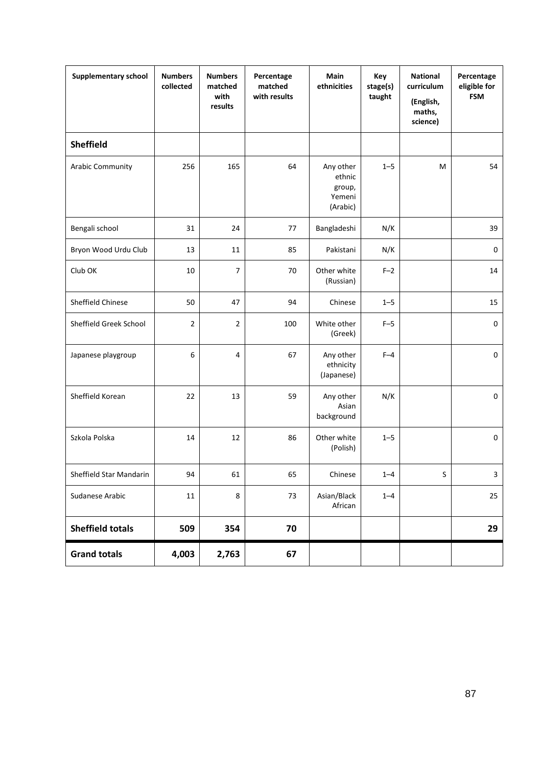| Supplementary school | Numbers collected | Numbers matched with results | Percentage matched with results | Main ethnicities | Key stage(s) taught | National curriculum (English, maths, science) | Percentage eligible for FSM |
|---|---|---|---|---|---|---|---|
| **Sheffield** | | | | | | | |
| Arabic Community | 256 | 165 | 64 | Any other ethnic group, Yemeni (Arabic) | 1–5 | M | 54 |
| Bengali school | 31 | 24 | 77 | Bangladeshi | N/K | | 39 |
| Bryon Wood Urdu Club | 13 | 11 | 85 | Pakistani | N/K | | 0 |
| Club OK | 10 | 7 | 70 | Other white (Russian) | F–2 | | 14 |
| Sheffield Chinese | 50 | 47 | 94 | Chinese | 1–5 | | 15 |
| Sheffield Greek School | 2 | 2 | 100 | White other (Greek) | F–5 | | 0 |
| Japanese playgroup | 6 | 4 | 67 | Any other ethnicity (Japanese) | F–4 | | 0 |
| Sheffield Korean | 22 | 13 | 59 | Any other Asian background | N/K | | 0 |
| Szkola Polska | 14 | 12 | 86 | Other white (Polish) | 1–5 | | 0 |
| Sheffield Star Mandarin | 94 | 61 | 65 | Chinese | 1–4 | S | 3 |
| Sudanese Arabic | 11 | 8 | 73 | Asian/Black African | 1–4 | | 25 |
| **Sheffield totals** | **509** | **354** | **70** | | | | **29** |
| **Grand totals** | **4,003** | **2,763** | **67** | | | | |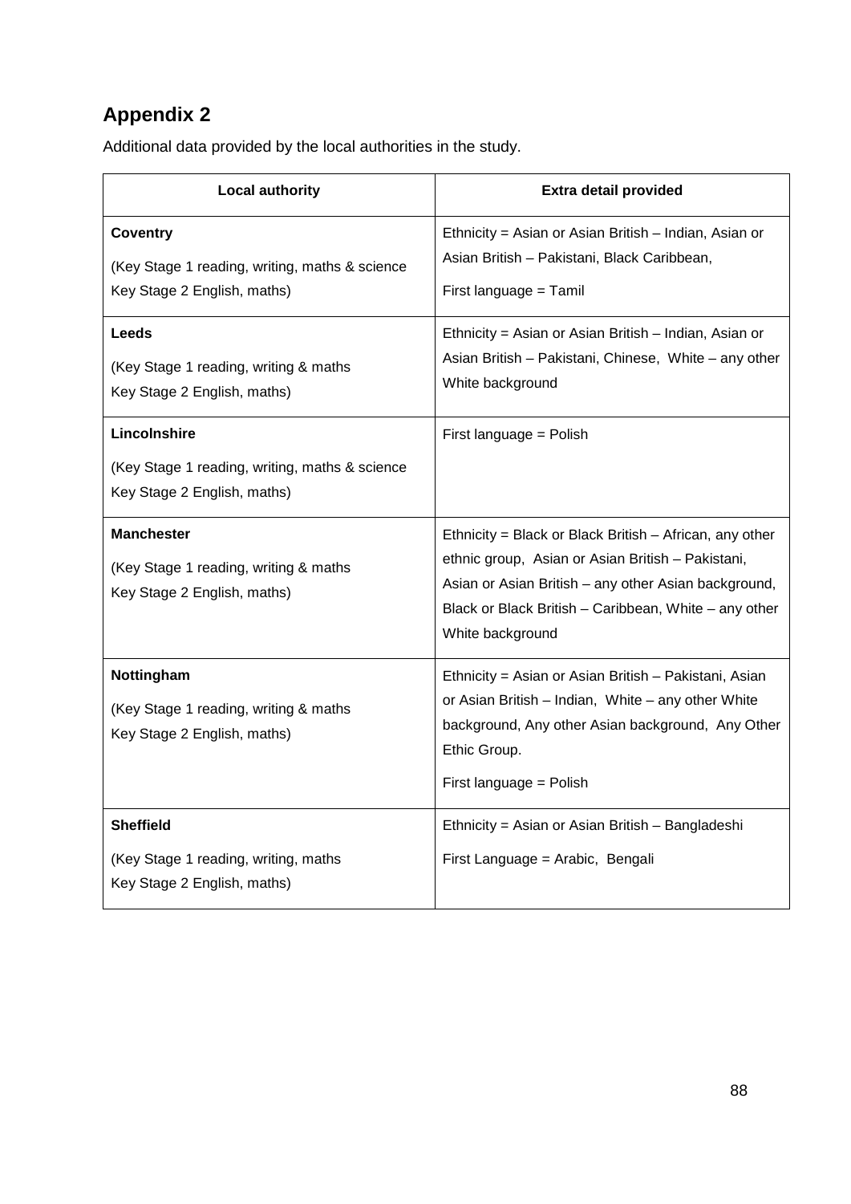## Appendix 2

Additional data provided by the local authorities in the study.

| Local authority | Extra detail provided |
|---|---|
| **Coventry**<br>(Key Stage 1 reading, writing, maths & science Key Stage 2 English, maths) | Ethnicity = Asian or Asian British – Indian, Asian or Asian British – Pakistani, Black Caribbean,<br>First language = Tamil |
| **Leeds**<br>(Key Stage 1 reading, writing & maths Key Stage 2 English, maths) | Ethnicity = Asian or Asian British – Indian, Asian or Asian British – Pakistani, Chinese, White – any other White background |
| **Lincolnshire**<br>(Key Stage 1 reading, writing, maths & science Key Stage 2 English, maths) | First language = Polish |
| **Manchester**<br>(Key Stage 1 reading, writing & maths Key Stage 2 English, maths) | Ethnicity = Black or Black British – African, any other ethnic group, Asian or Asian British – Pakistani, Asian or Asian British – any other Asian background, Black or Black British – Caribbean, White – any other White background |
| **Nottingham**<br>(Key Stage 1 reading, writing & maths Key Stage 2 English, maths) | Ethnicity = Asian or Asian British – Pakistani, Asian or Asian British – Indian, White – any other White background, Any other Asian background, Any Other Ethic Group.<br>First language = Polish |
| **Sheffield**<br>(Key Stage 1 reading, writing, maths Key Stage 2 English, maths) | Ethnicity = Asian or Asian British – Bangladeshi<br>First Language = Arabic, Bengali |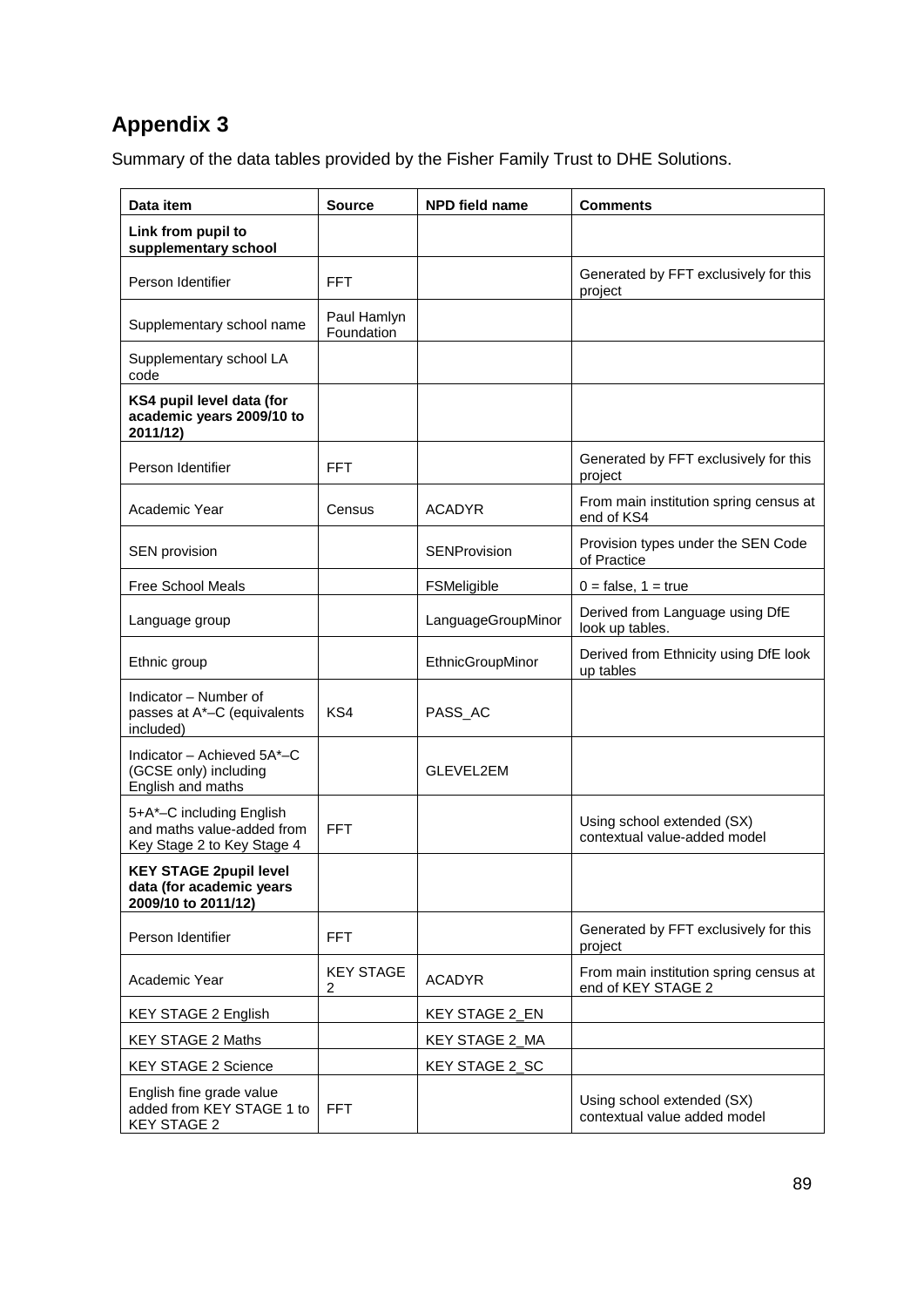# Appendix 3

Summary of the data tables provided by the Fisher Family Trust to DHE Solutions.

| Data item | Source | NPD field name | Comments |
| --- | --- | --- | --- |
| **Link from pupil to supplementary school** | | | |
| Person Identifier | FFT | | Generated by FFT exclusively for this project |
| Supplementary school name | Paul Hamlyn Foundation | | |
| Supplementary school LA code | | | |
| **KS4 pupil level data (for academic years 2009/10 to 2011/12)** | | | |
| Person Identifier | FFT | | Generated by FFT exclusively for this project |
| Academic Year | Census | ACADYR | From main institution spring census at end of KS4 |
| SEN provision | | SENProvision | Provision types under the SEN Code of Practice |
| Free School Meals | | FSMeligible | 0 = false, 1 = true |
| Language group | | LanguageGroupMinor | Derived from Language using DfE look up tables. |
| Ethnic group | | EthnicGroupMinor | Derived from Ethnicity using DfE look up tables |
| Indicator – Number of passes at A*–C (equivalents included) | KS4 | PASS_AC | |
| Indicator – Achieved 5A*–C (GCSE only) including English and maths | | GLEVEL2EM | |
| 5+A*–C including English and maths value-added from Key Stage 2 to Key Stage 4 | FFT | | Using school extended (SX) contextual value-added model |
| **KEY STAGE 2pupil level data (for academic years 2009/10 to 2011/12)** | | | |
| Person Identifier | FFT | | Generated by FFT exclusively for this project |
| Academic Year | KEY STAGE 2 | ACADYR | From main institution spring census at end of KEY STAGE 2 |
| KEY STAGE 2 English | | KEY STAGE 2_EN | |
| KEY STAGE 2 Maths | | KEY STAGE 2_MA | |
| KEY STAGE 2 Science | | KEY STAGE 2_SC | |
| English fine grade value added from KEY STAGE 1 to KEY STAGE 2 | FFT | | Using school extended (SX) contextual value added model |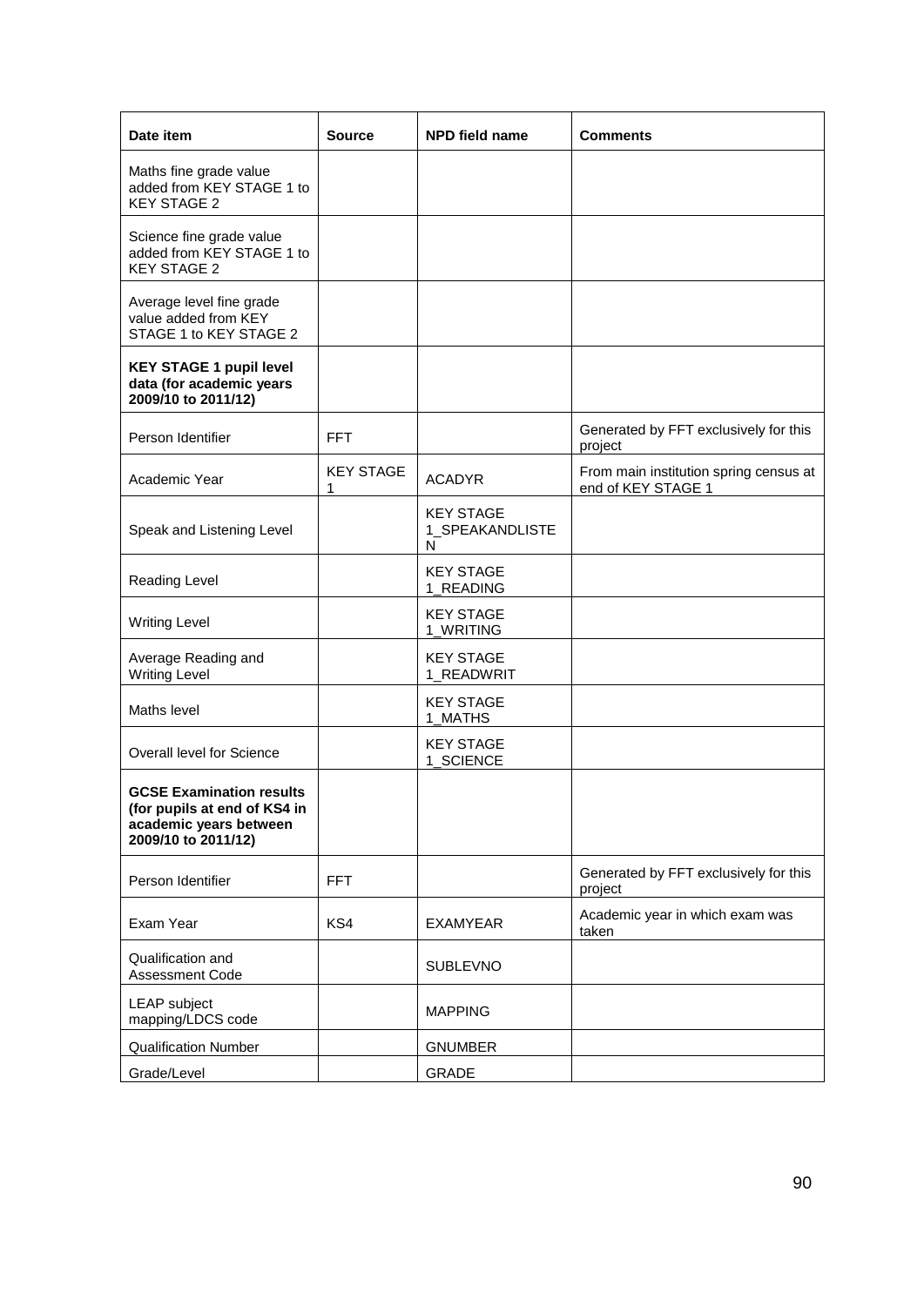| Date item | Source | NPD field name | Comments |
|---|---|---|---|
| Maths fine grade value added from KEY STAGE 1 to KEY STAGE 2 | | | |
| Science fine grade value added from KEY STAGE 1 to KEY STAGE 2 | | | |
| Average level fine grade value added from KEY STAGE 1 to KEY STAGE 2 | | | |
| **KEY STAGE 1 pupil level data (for academic years 2009/10 to 2011/12)** | | | |
| Person Identifier | FFT | | Generated by FFT exclusively for this project |
| Academic Year | KEY STAGE 1 | ACADYR | From main institution spring census at end of KEY STAGE 1 |
| Speak and Listening Level | | KEY STAGE 1_SPEAKANDLISTEN | |
| Reading Level | | KEY STAGE 1_READING | |
| Writing Level | | KEY STAGE 1_WRITING | |
| Average Reading and Writing Level | | KEY STAGE 1_READWRIT | |
| Maths level | | KEY STAGE 1_MATHS | |
| Overall level for Science | | KEY STAGE 1_SCIENCE | |
| **GCSE Examination results (for pupils at end of KS4 in academic years between 2009/10 to 2011/12)** | | | |
| Person Identifier | FFT | | Generated by FFT exclusively for this project |
| Exam Year | KS4 | EXAMYEAR | Academic year in which exam was taken |
| Qualification and Assessment Code | | SUBLEVNO | |
| LEAP subject mapping/LDCS code | | MAPPING | |
| Qualification Number | | GNUMBER | |
| Grade/Level | | GRADE | |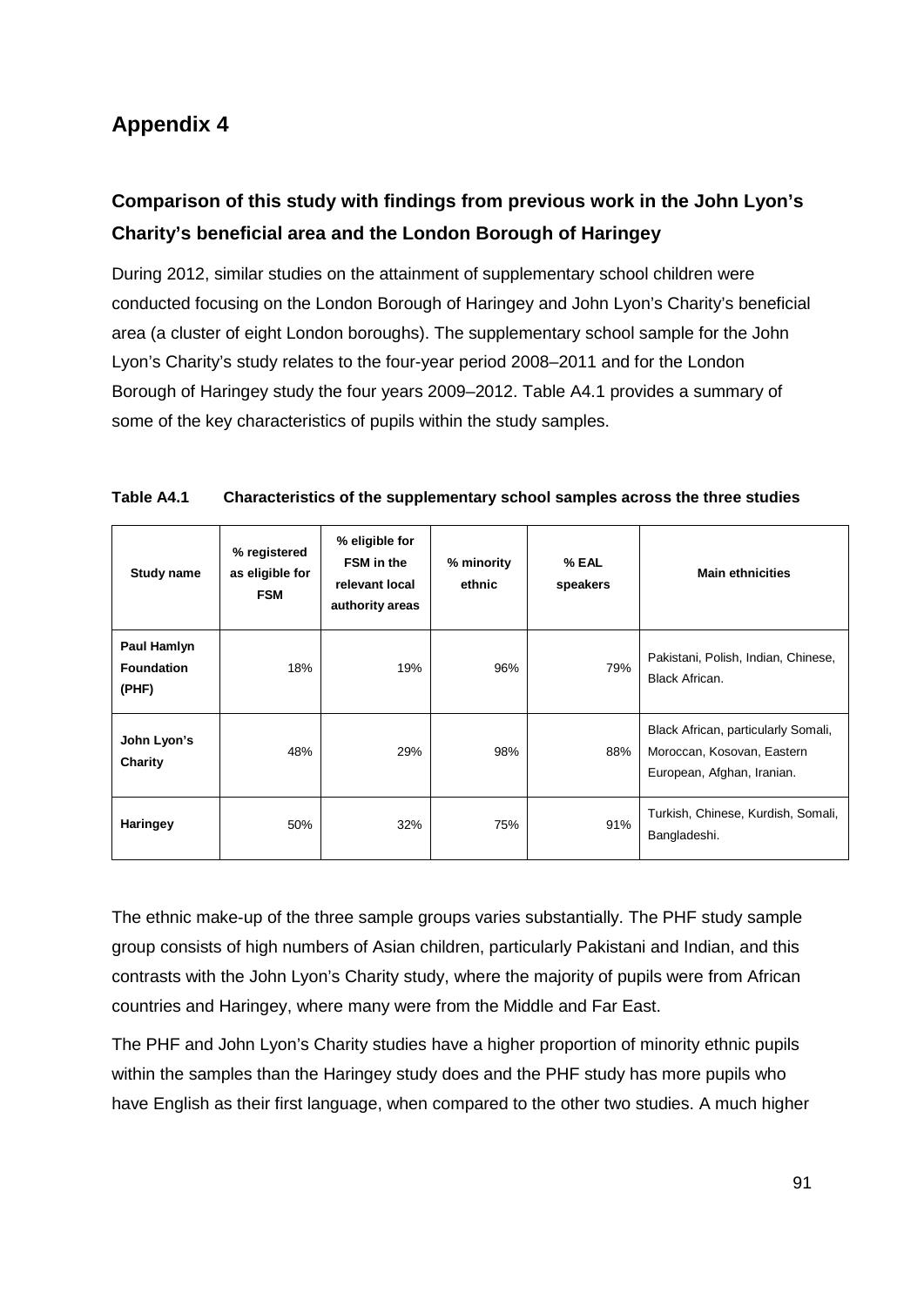# Appendix 4

## Comparison of this study with findings from previous work in the John Lyon's Charity's beneficial area and the London Borough of Haringey

During 2012, similar studies on the attainment of supplementary school children were conducted focusing on the London Borough of Haringey and John Lyon's Charity's beneficial area (a cluster of eight London boroughs). The supplementary school sample for the John Lyon's Charity's study relates to the four-year period 2008–2011 and for the London Borough of Haringey study the four years 2009–2012. Table A4.1 provides a summary of some of the key characteristics of pupils within the study samples.

**Table A4.1 Characteristics of the supplementary school samples across the three studies**

| Study name | % registered as eligible for FSM | % eligible for FSM in the relevant local authority areas | % minority ethnic | % EAL speakers | Main ethnicities |
|---|---|---|---|---|---|
| **Paul Hamlyn Foundation (PHF)** | 18% | 19% | 96% | 79% | Pakistani, Polish, Indian, Chinese, Black African. |
| **John Lyon's Charity** | 48% | 29% | 98% | 88% | Black African, particularly Somali, Moroccan, Kosovan, Eastern European, Afghan, Iranian. |
| **Haringey** | 50% | 32% | 75% | 91% | Turkish, Chinese, Kurdish, Somali, Bangladeshi. |

The ethnic make-up of the three sample groups varies substantially. The PHF study sample group consists of high numbers of Asian children, particularly Pakistani and Indian, and this contrasts with the John Lyon's Charity study, where the majority of pupils were from African countries and Haringey, where many were from the Middle and Far East.

The PHF and John Lyon's Charity studies have a higher proportion of minority ethnic pupils within the samples than the Haringey study does and the PHF study has more pupils who have English as their first language, when compared to the other two studies. A much higher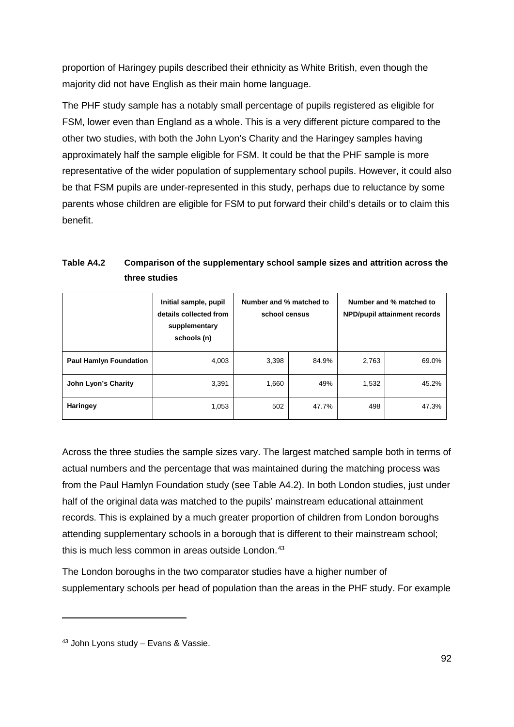proportion of Haringey pupils described their ethnicity as White British, even though the majority did not have English as their main home language.

The PHF study sample has a notably small percentage of pupils registered as eligible for FSM, lower even than England as a whole. This is a very different picture compared to the other two studies, with both the John Lyon's Charity and the Haringey samples having approximately half the sample eligible for FSM. It could be that the PHF sample is more representative of the wider population of supplementary school pupils. However, it could also be that FSM pupils are under-represented in this study, perhaps due to reluctance by some parents whose children are eligible for FSM to put forward their child's details or to claim this benefit.

**Table A4.2 Comparison of the supplementary school sample sizes and attrition across the three studies**

| | Initial sample, pupil details collected from supplementary schools (n) | Number and % matched to school census | | Number and % matched to NPD/pupil attainment records | |
|---|---|---|---|---|---|
| **Paul Hamlyn Foundation** | 4,003 | 3,398 | 84.9% | 2,763 | 69.0% |
| **John Lyon's Charity** | 3,391 | 1,660 | 49% | 1,532 | 45.2% |
| **Haringey** | 1,053 | 502 | 47.7% | 498 | 47.3% |

Across the three studies the sample sizes vary. The largest matched sample both in terms of actual numbers and the percentage that was maintained during the matching process was from the Paul Hamlyn Foundation study (see Table A4.2). In both London studies, just under half of the original data was matched to the pupils' mainstream educational attainment records. This is explained by a much greater proportion of children from London boroughs attending supplementary schools in a borough that is different to their mainstream school; this is much less common in areas outside London.[43]

The London boroughs in the two comparator studies have a higher number of supplementary schools per head of population than the areas in the PHF study. For example

[43] John Lyons study – Evans & Vassie.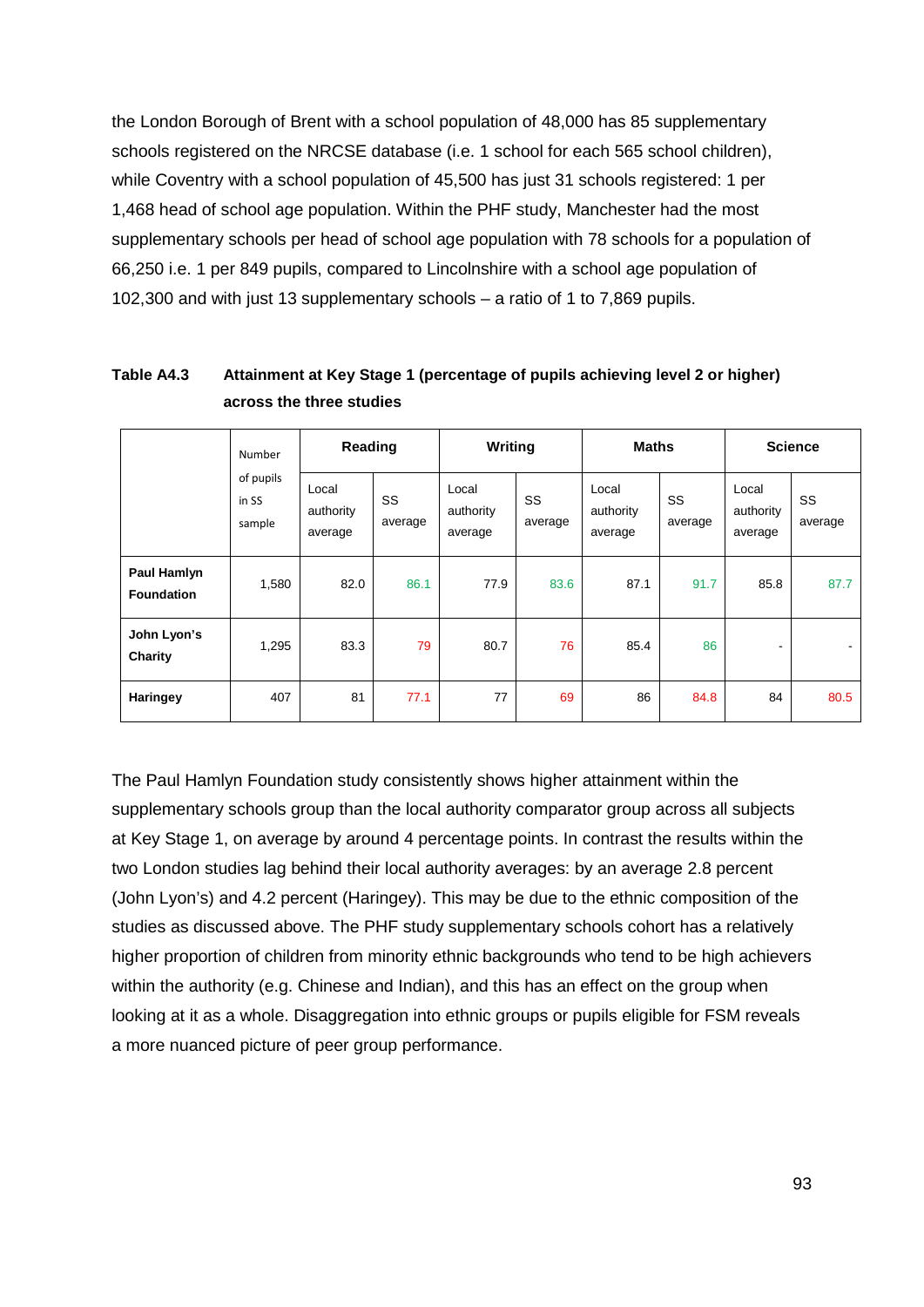the London Borough of Brent with a school population of 48,000 has 85 supplementary schools registered on the NRCSE database (i.e. 1 school for each 565 school children), while Coventry with a school population of 45,500 has just 31 schools registered: 1 per 1,468 head of school age population. Within the PHF study, Manchester had the most supplementary schools per head of school age population with 78 schools for a population of 66,250 i.e. 1 per 849 pupils, compared to Lincolnshire with a school age population of 102,300 and with just 13 supplementary schools – a ratio of 1 to 7,869 pupils.

**Table A4.3 Attainment at Key Stage 1 (percentage of pupils achieving level 2 or higher) across the three studies**

| | Number of pupils in SS sample | Reading | | Writing | | Maths | | Science | |
|---|---|---|---|---|---|---|---|---|---|
| | | Local authority average | SS average | Local authority average | SS average | Local authority average | SS average | Local authority average | SS average |
| **Paul Hamlyn Foundation** | 1,580 | 82.0 | 86.1 | 77.9 | 83.6 | 87.1 | 91.7 | 85.8 | 87.7 |
| **John Lyon's Charity** | 1,295 | 83.3 | 79 | 80.7 | 76 | 85.4 | 86 | - | - |
| **Haringey** | 407 | 81 | 77.1 | 77 | 69 | 86 | 84.8 | 84 | 80.5 |

The Paul Hamlyn Foundation study consistently shows higher attainment within the supplementary schools group than the local authority comparator group across all subjects at Key Stage 1, on average by around 4 percentage points. In contrast the results within the two London studies lag behind their local authority averages: by an average 2.8 percent (John Lyon's) and 4.2 percent (Haringey). This may be due to the ethnic composition of the studies as discussed above. The PHF study supplementary schools cohort has a relatively higher proportion of children from minority ethnic backgrounds who tend to be high achievers within the authority (e.g. Chinese and Indian), and this has an effect on the group when looking at it as a whole. Disaggregation into ethnic groups or pupils eligible for FSM reveals a more nuanced picture of peer group performance.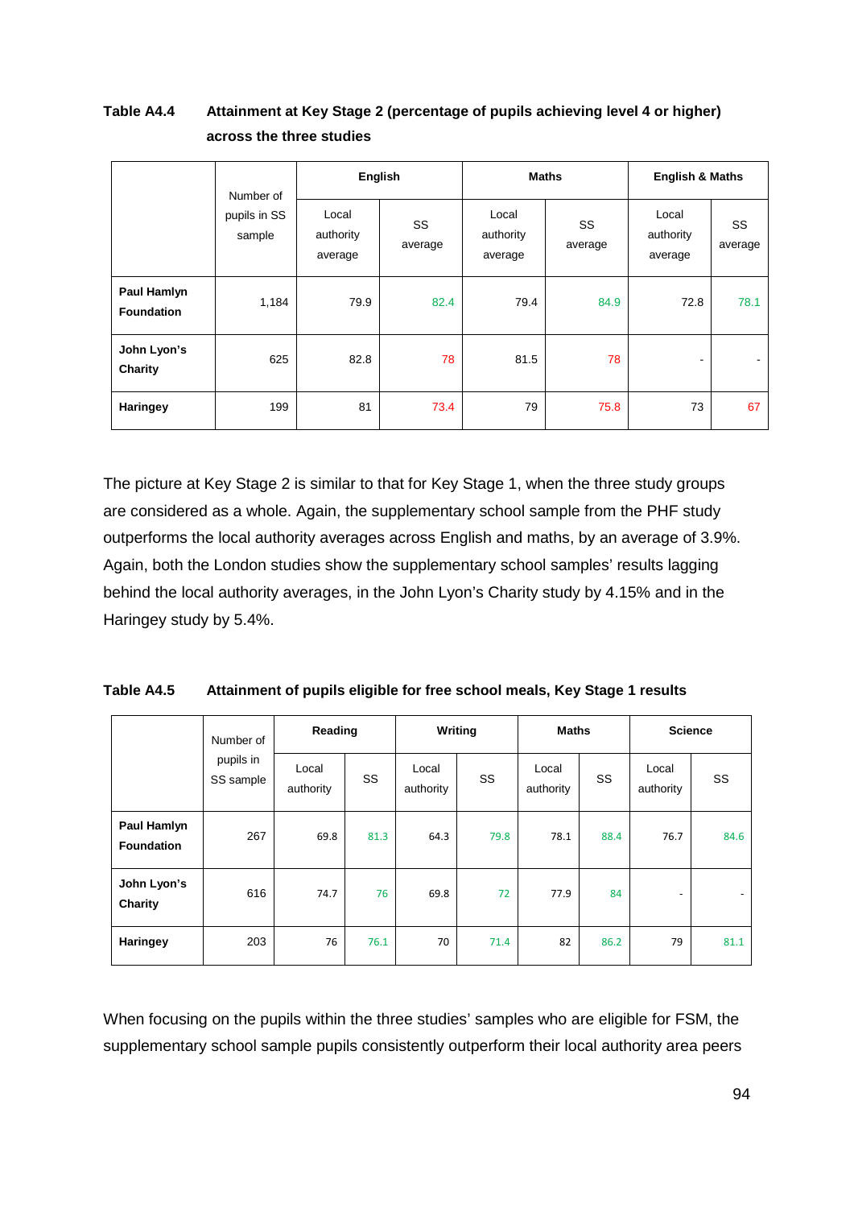**Table A4.4 Attainment at Key Stage 2 (percentage of pupils achieving level 4 or higher) across the three studies**

| | Number of pupils in SS sample | English | | Maths | | English & Maths | |
|---|---|---|---|---|---|---|---|
| | | Local authority average | SS average | Local authority average | SS average | Local authority average | SS average |
| **Paul Hamlyn Foundation** | 1,184 | 79.9 | 82.4 | 79.4 | 84.9 | 72.8 | 78.1 |
| **John Lyon's Charity** | 625 | 82.8 | 78 | 81.5 | 78 | - | - |
| **Haringey** | 199 | 81 | 73.4 | 79 | 75.8 | 73 | 67 |

The picture at Key Stage 2 is similar to that for Key Stage 1, when the three study groups are considered as a whole. Again, the supplementary school sample from the PHF study outperforms the local authority averages across English and maths, by an average of 3.9%. Again, both the London studies show the supplementary school samples' results lagging behind the local authority averages, in the John Lyon's Charity study by 4.15% and in the Haringey study by 5.4%.

**Table A4.5 Attainment of pupils eligible for free school meals, Key Stage 1 results**

| | Number of pupils in SS sample | Reading | | Writing | | Maths | | Science | |
|---|---|---|---|---|---|---|---|---|---|
| | | Local authority | SS | Local authority | SS | Local authority | SS | Local authority | SS |
| **Paul Hamlyn Foundation** | 267 | 69.8 | 81.3 | 64.3 | 79.8 | 78.1 | 88.4 | 76.7 | 84.6 |
| **John Lyon's Charity** | 616 | 74.7 | 76 | 69.8 | 72 | 77.9 | 84 | - | - |
| **Haringey** | 203 | 76 | 76.1 | 70 | 71.4 | 82 | 86.2 | 79 | 81.1 |

When focusing on the pupils within the three studies' samples who are eligible for FSM, the supplementary school sample pupils consistently outperform their local authority area peers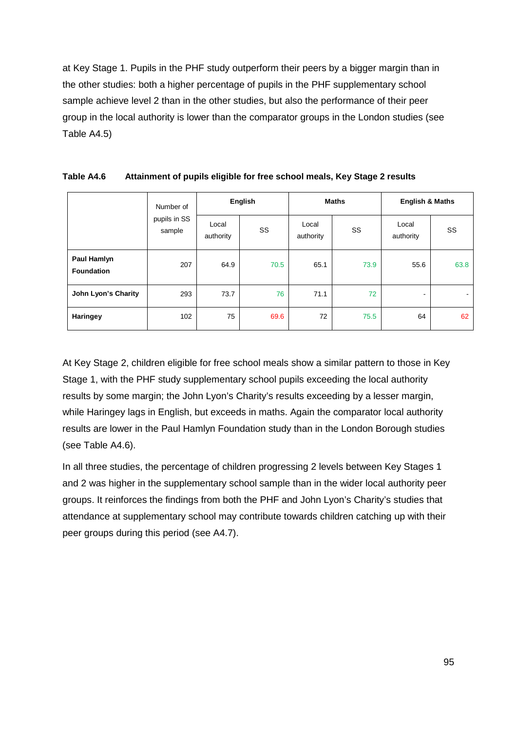at Key Stage 1. Pupils in the PHF study outperform their peers by a bigger margin than in the other studies: both a higher percentage of pupils in the PHF supplementary school sample achieve level 2 than in the other studies, but also the performance of their peer group in the local authority is lower than the comparator groups in the London studies (see Table A4.5)

**Table A4.6 Attainment of pupils eligible for free school meals, Key Stage 2 results**

| | Number of pupils in SS sample | English | | Maths | | English & Maths | |
|---|---|---|---|---|---|---|---|
| | | Local authority | SS | Local authority | SS | Local authority | SS |
| **Paul Hamlyn Foundation** | 207 | 64.9 | 70.5 | 65.1 | 73.9 | 55.6 | 63.8 |
| **John Lyon's Charity** | 293 | 73.7 | 76 | 71.1 | 72 | - | - |
| **Haringey** | 102 | 75 | 69.6 | 72 | 75.5 | 64 | 62 |

At Key Stage 2, children eligible for free school meals show a similar pattern to those in Key Stage 1, with the PHF study supplementary school pupils exceeding the local authority results by some margin; the John Lyon's Charity's results exceeding by a lesser margin, while Haringey lags in English, but exceeds in maths. Again the comparator local authority results are lower in the Paul Hamlyn Foundation study than in the London Borough studies (see Table A4.6).

In all three studies, the percentage of children progressing 2 levels between Key Stages 1 and 2 was higher in the supplementary school sample than in the wider local authority peer groups. It reinforces the findings from both the PHF and John Lyon's Charity's studies that attendance at supplementary school may contribute towards children catching up with their peer groups during this period (see A4.7).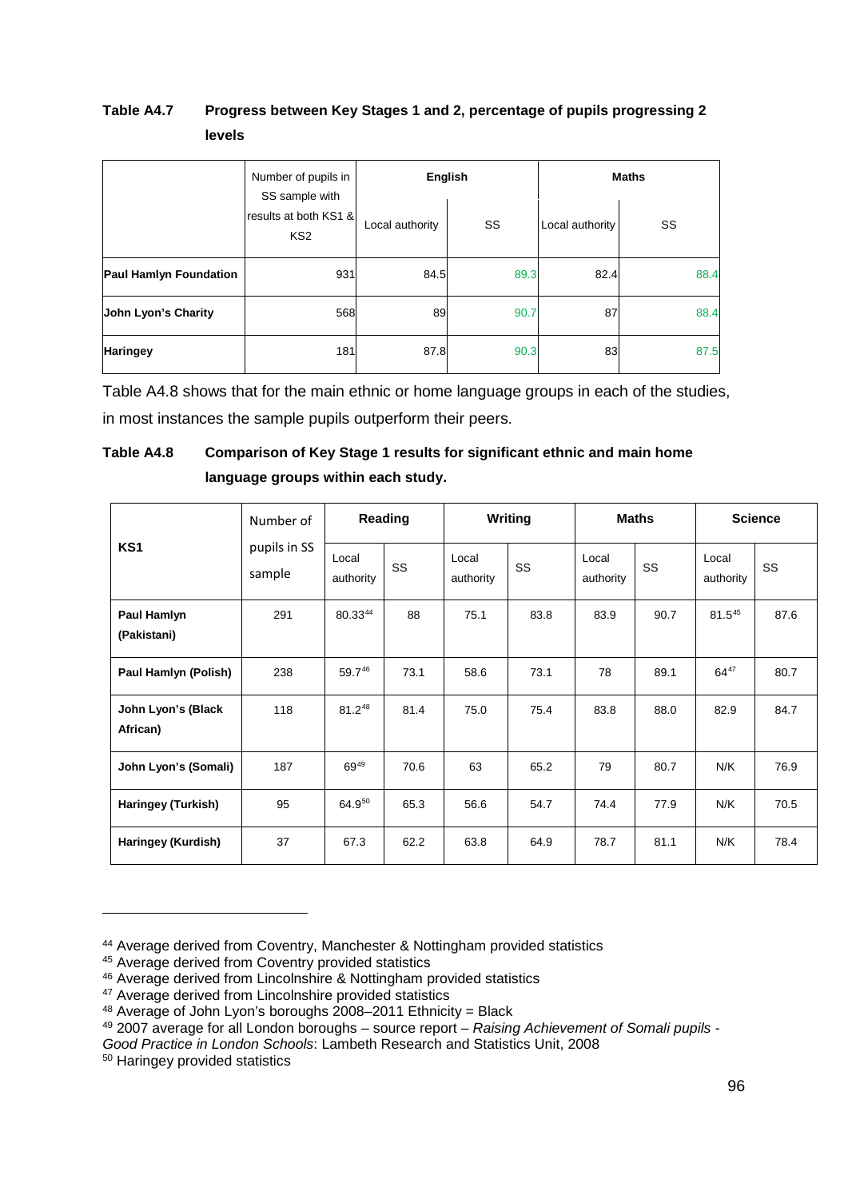**Table A4.7 Progress between Key Stages 1 and 2, percentage of pupils progressing 2 levels**

| | Number of pupils in SS sample with results at both KS1 & KS2 | English | | Maths | |
|---|---|---|---|---|---|
| | | Local authority | SS | Local authority | SS |
| **Paul Hamlyn Foundation** | 931 | 84.5 | 89.3 | 82.4 | 88.4 |
| **John Lyon's Charity** | 568 | 89 | 90.7 | 87 | 88.4 |
| **Haringey** | 181 | 87.8 | 90.3 | 83 | 87.5 |

Table A4.8 shows that for the main ethnic or home language groups in each of the studies, in most instances the sample pupils outperform their peers.

**Table A4.8 Comparison of Key Stage 1 results for significant ethnic and main home language groups within each study.**

| KS1 | Number of pupils in SS sample | Reading | | Writing | | Maths | | Science | |
|---|---|---|---|---|---|---|---|---|---|
| | | Local authority | SS | Local authority | SS | Local authority | SS | Local authority | SS |
| **Paul Hamlyn (Pakistani)** | 291 | 80.33[44] | 88 | 75.1 | 83.8 | 83.9 | 90.7 | 81.5[45] | 87.6 |
| **Paul Hamlyn (Polish)** | 238 | 59.7[46] | 73.1 | 58.6 | 73.1 | 78 | 89.1 | 64[47] | 80.7 |
| **John Lyon's (Black African)** | 118 | 81.2[48] | 81.4 | 75.0 | 75.4 | 83.8 | 88.0 | 82.9 | 84.7 |
| **John Lyon's (Somali)** | 187 | 69[49] | 70.6 | 63 | 65.2 | 79 | 80.7 | N/K | 76.9 |
| **Haringey (Turkish)** | 95 | 64.9[50] | 65.3 | 56.6 | 54.7 | 74.4 | 77.9 | N/K | 70.5 |
| **Haringey (Kurdish)** | 37 | 67.3 | 62.2 | 63.8 | 64.9 | 78.7 | 81.1 | N/K | 78.4 |

---

[44] Average derived from Coventry, Manchester & Nottingham provided statistics

[45] Average derived from Coventry provided statistics

[46] Average derived from Lincolnshire & Nottingham provided statistics

[47] Average derived from Lincolnshire provided statistics

[48] Average of John Lyon's boroughs 2008–2011 Ethnicity = Black

[49] 2007 average for all London boroughs – source report – *Raising Achievement of Somali pupils - Good Practice in London Schools*: Lambeth Research and Statistics Unit, 2008

[50] Haringey provided statistics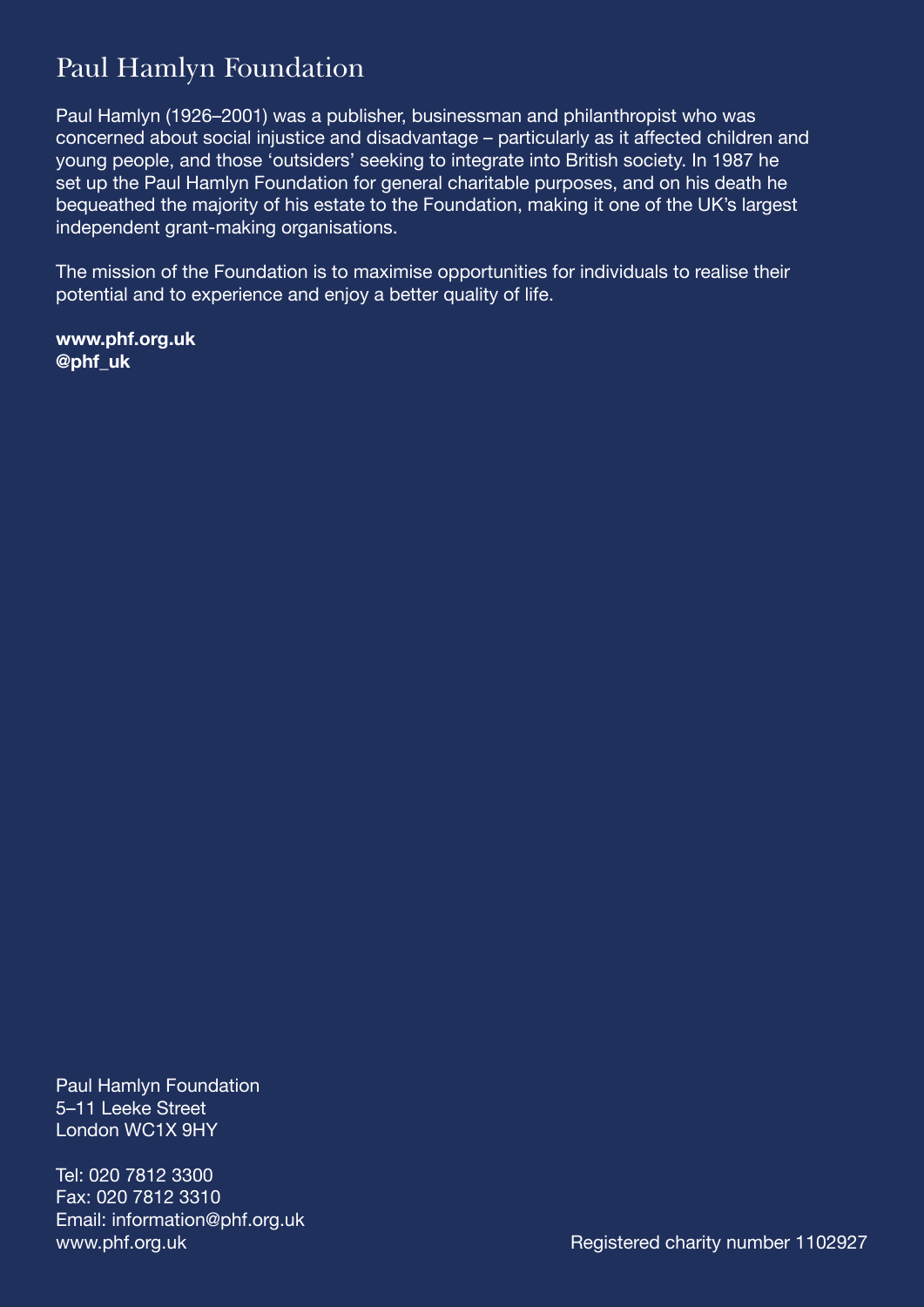# Paul Hamlyn Foundation

Paul Hamlyn (1926–2001) was a publisher, businessman and philanthropist who was concerned about social injustice and disadvantage – particularly as it affected children and young people, and those 'outsiders' seeking to integrate into British society. In 1987 he set up the Paul Hamlyn Foundation for general charitable purposes, and on his death he bequeathed the majority of his estate to the Foundation, making it one of the UK's largest independent grant-making organisations.

The mission of the Foundation is to maximise opportunities for individuals to realise their potential and to experience and enjoy a better quality of life.

**www.phf.org.uk**
**@phf_uk**

Paul Hamlyn Foundation
5–11 Leeke Street
London WC1X 9HY

Tel: 020 7812 3300
Fax: 020 7812 3310
Email: information@phf.org.uk
www.phf.org.uk

Registered charity number 1102927